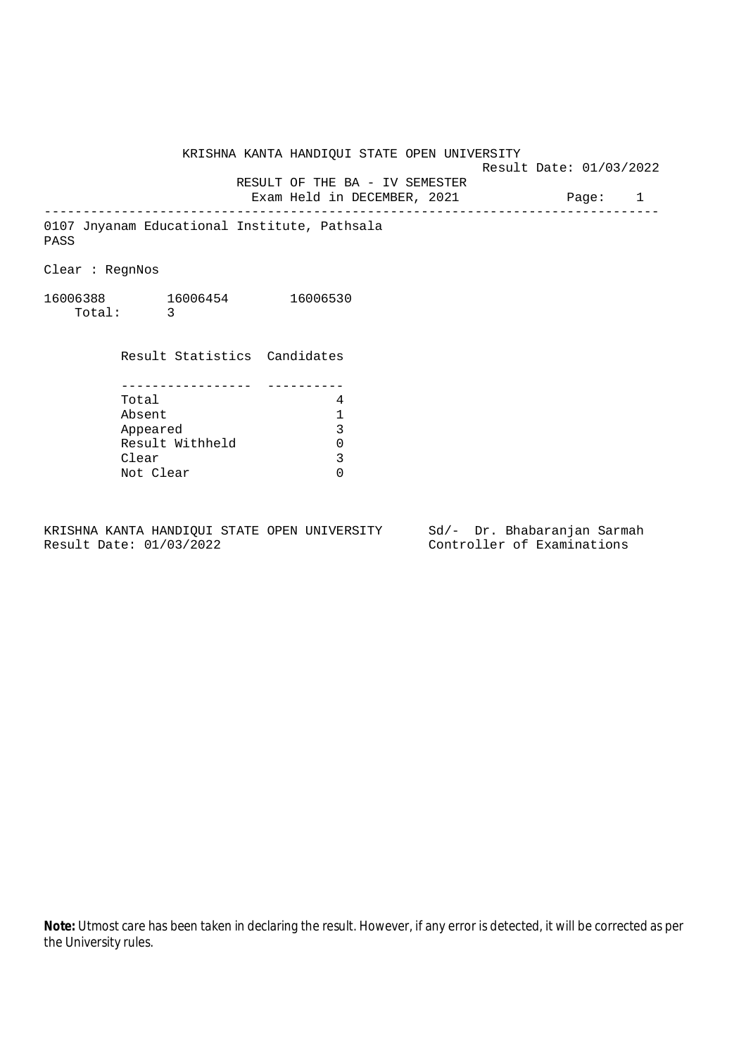# KRISHNA KANTA HANDIQUI STATE OPEN UNIVERSITY

Result Date: 01/03/2022

## RESULT OF THE BA - IV SEMESTER

Exam Held in DECEMBER, 2021

---

0107 Jnyanam Educational Institute, Pathsala

PASS

Clear : RegnNos

16006388 16006454 16006530

Total: 3

| Result Statistics | Candidates |
|---|---|
| Total | 4 |
| Absent | 1 |
| Appeared | 3 |
| Result Withheld | 0 |
| Clear | 3 |
| Not Clear | 0 |

KRISHNA KANTA HANDIQUI STATE OPEN UNIVERSITY
Result Date: 01/03/2022

Sd/- Dr. Bhabaranjan Sarmah
Controller of Examinations

**Note:** Utmost care has been taken in declaring the result. However, if any error is detected, it will be corrected as per the University rules.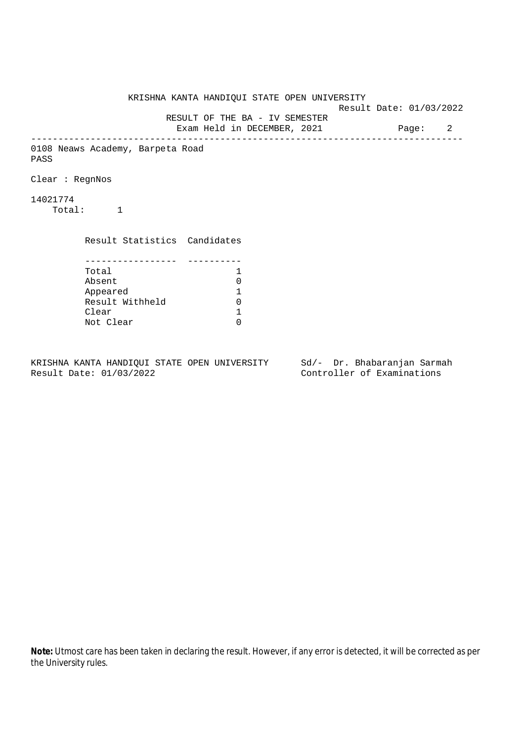KRISHNA KANTA HANDIQUI STATE OPEN UNIVERSITY

Result Date: 01/03/2022

RESULT OF THE BA - IV SEMESTER

Exam Held in DECEMBER, 2021

---

0108 Neaws Academy, Barpeta Road

PASS

Clear : RegnNos

14021774

Total: 1

| Result Statistics | Candidates |
|---|---|
| Total | 1 |
| Absent | 0 |
| Appeared | 1 |
| Result Withheld | 0 |
| Clear | 1 |
| Not Clear | 0 |

KRISHNA KANTA HANDIQUI STATE OPEN UNIVERSITY
Result Date: 01/03/2022

Sd/- Dr. Bhabaranjan Sarmah
Controller of Examinations

**Note:** Utmost care has been taken in declaring the result. However, if any error is detected, it will be corrected as per the University rules.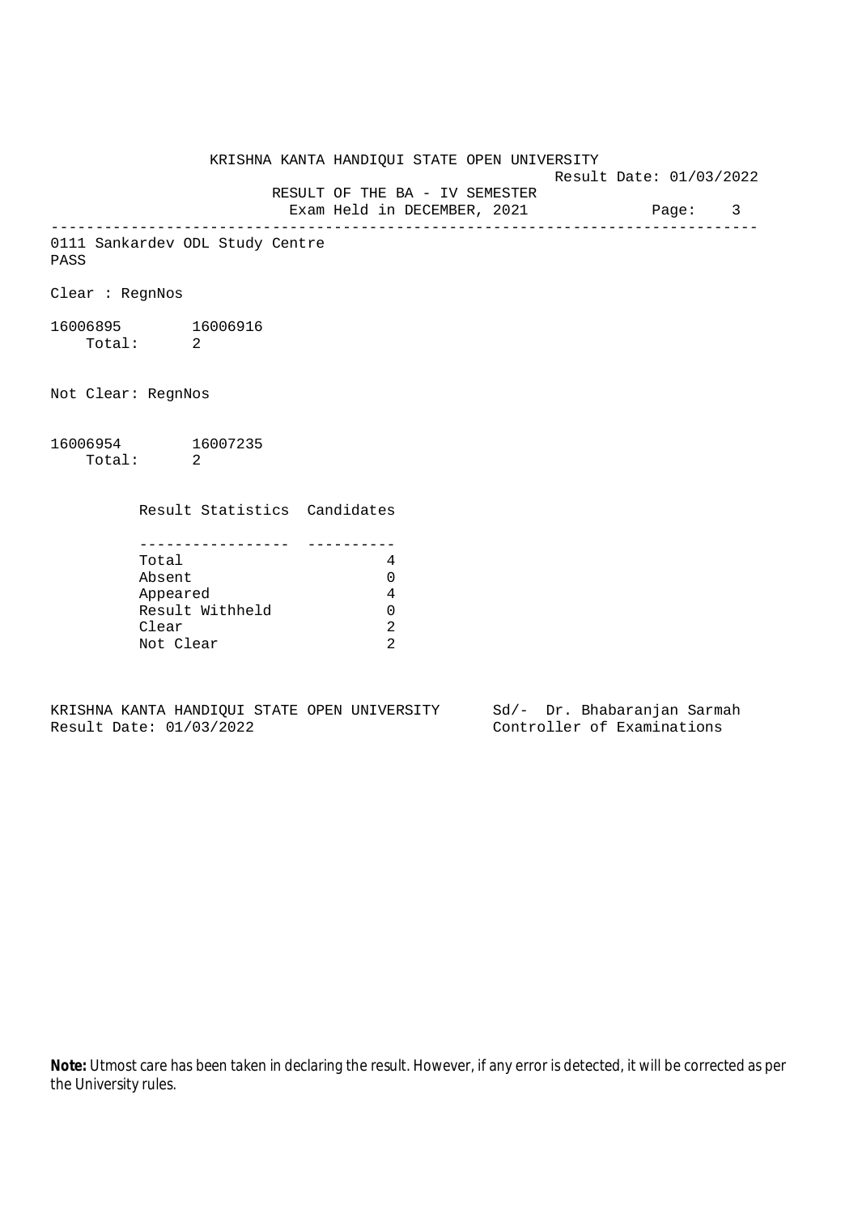KRISHNA KANTA HANDIQUI STATE OPEN UNIVERSITY

Result Date: 01/03/2022

RESULT OF THE BA - IV SEMESTER

Exam Held in DECEMBER, 2021

---

0111 Sankardev ODL Study Centre

PASS

Clear : RegnNos

16006895 16006916

Total: 2

Not Clear: RegnNos

16006954 16007235

Total: 2

| Result Statistics | Candidates |
|---|---|
| Total | 4 |
| Absent | 0 |
| Appeared | 4 |
| Result Withheld | 0 |
| Clear | 2 |
| Not Clear | 2 |

KRISHNA KANTA HANDIQUI STATE OPEN UNIVERSITY

Result Date: 01/03/2022

Sd/- Dr. Bhabaranjan Sarmah

Controller of Examinations

**Note:** Utmost care has been taken in declaring the result. However, if any error is detected, it will be corrected as per the University rules.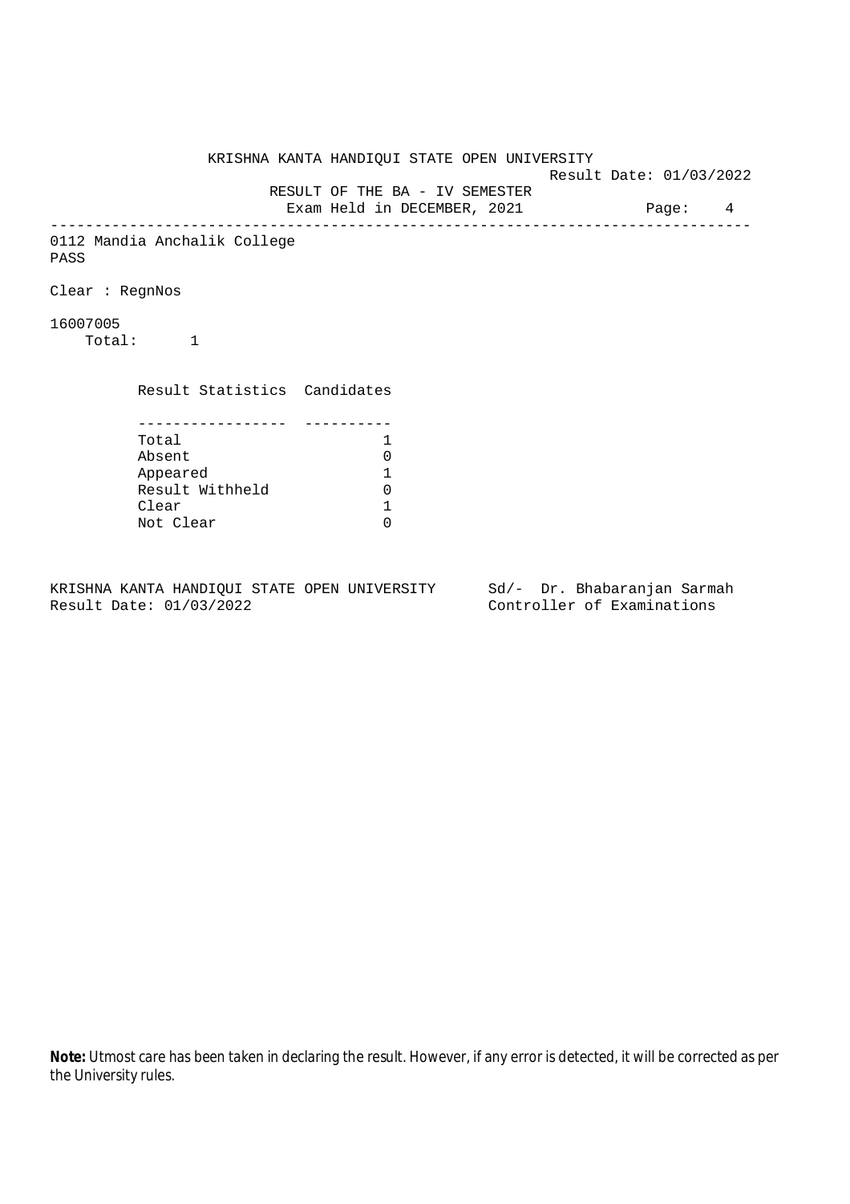KRISHNA KANTA HANDIQUI STATE OPEN UNIVERSITY

Result Date: 01/03/2022

RESULT OF THE BA - IV SEMESTER

Exam Held in DECEMBER, 2021

---

0112 Mandia Anchalik College

PASS

Clear : RegnNos

16007005

Total: 1

| Result Statistics | Candidates |
| --- | --- |
| Total | 1 |
| Absent | 0 |
| Appeared | 1 |
| Result Withheld | 0 |
| Clear | 1 |
| Not Clear | 0 |

KRISHNA KANTA HANDIQUI STATE OPEN UNIVERSITY
Result Date: 01/03/2022

Sd/- Dr. Bhabaranjan Sarmah
Controller of Examinations

**Note:** Utmost care has been taken in declaring the result. However, if any error is detected, it will be corrected as per the University rules.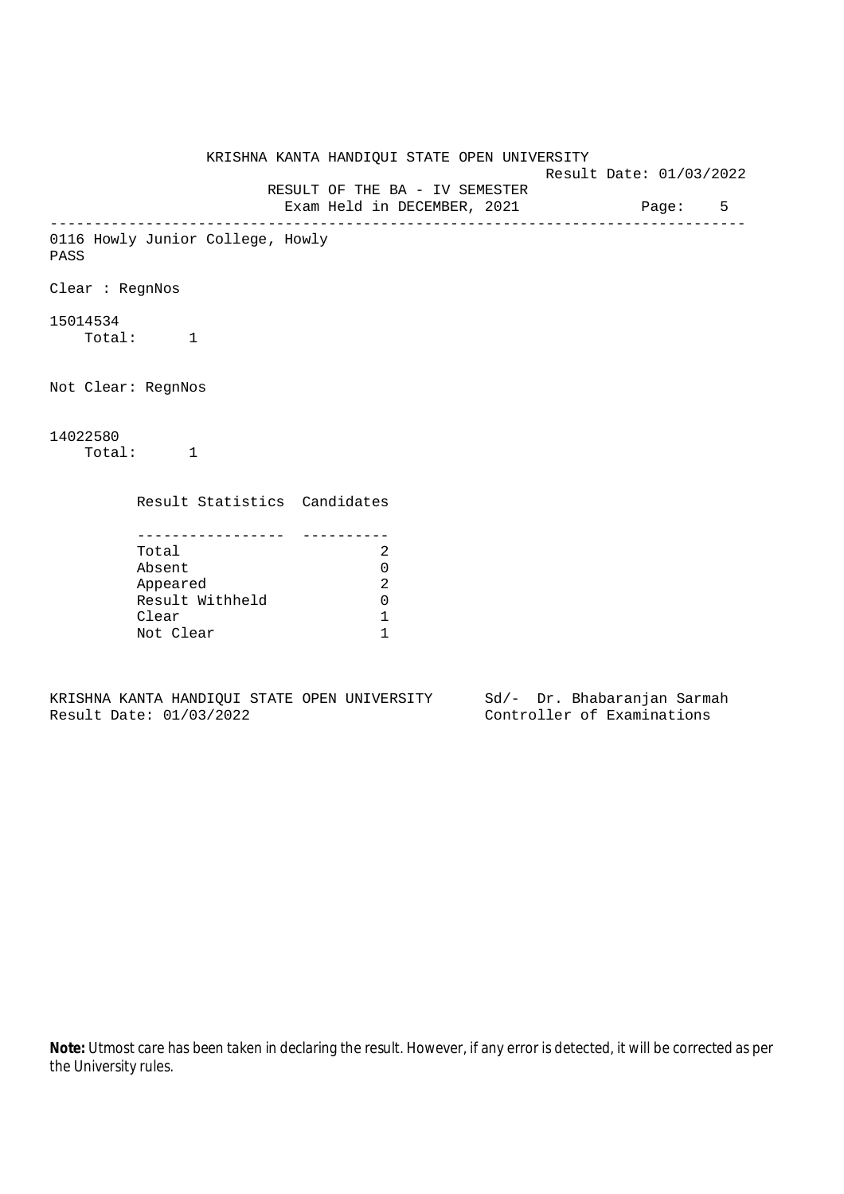KRISHNA KANTA HANDIQUI STATE OPEN UNIVERSITY

Result Date: 01/03/2022

RESULT OF THE BA - IV SEMESTER

Exam Held in DECEMBER, 2021

0116 Howly Junior College, Howly

PASS

Clear : RegnNos

15014534

Total: 1

Not Clear: RegnNos

14022580

Total: 1

| Result Statistics | Candidates |
| --- | --- |
| Total | 2 |
| Absent | 0 |
| Appeared | 2 |
| Result Withheld | 0 |
| Clear | 1 |
| Not Clear | 1 |

KRISHNA KANTA HANDIQUI STATE OPEN UNIVERSITY
Result Date: 01/03/2022

Sd/- Dr. Bhabaranjan Sarmah
Controller of Examinations

**Note:** Utmost care has been taken in declaring the result. However, if any error is detected, it will be corrected as per the University rules.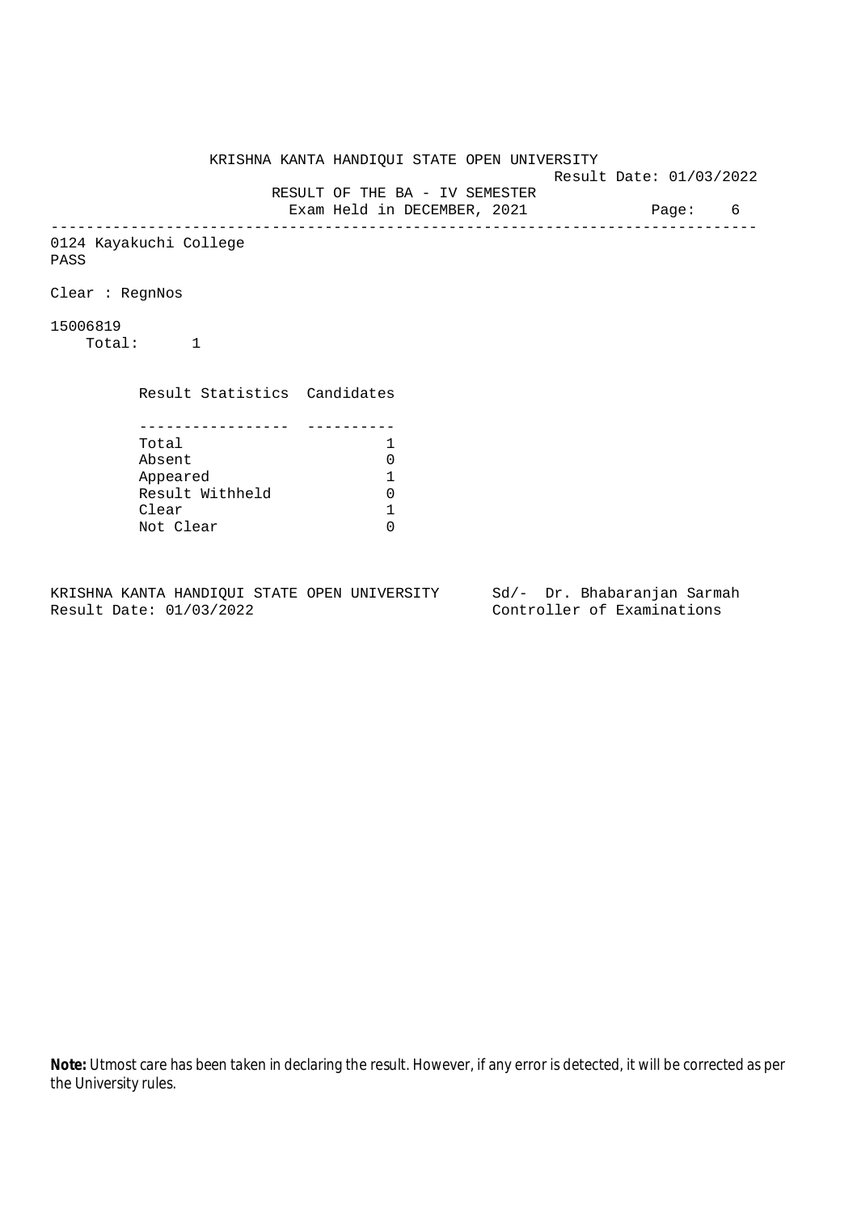KRISHNA KANTA HANDIQUI STATE OPEN UNIVERSITY

Result Date: 01/03/2022

RESULT OF THE BA - IV SEMESTER

Exam Held in DECEMBER, 2021

Page: 6

---

0124 Kayakuchi College

PASS

Clear : RegnNos

15006819

Total: 1

| Result Statistics | Candidates |
|---|---|
| Total | 1 |
| Absent | 0 |
| Appeared | 1 |
| Result Withheld | 0 |
| Clear | 1 |
| Not Clear | 0 |

KRISHNA KANTA HANDIQUI STATE OPEN UNIVERSITY
Result Date: 01/03/2022

Sd/- Dr. Bhabaranjan Sarmah
Controller of Examinations

**Note:** Utmost care has been taken in declaring the result. However, if any error is detected, it will be corrected as per the University rules.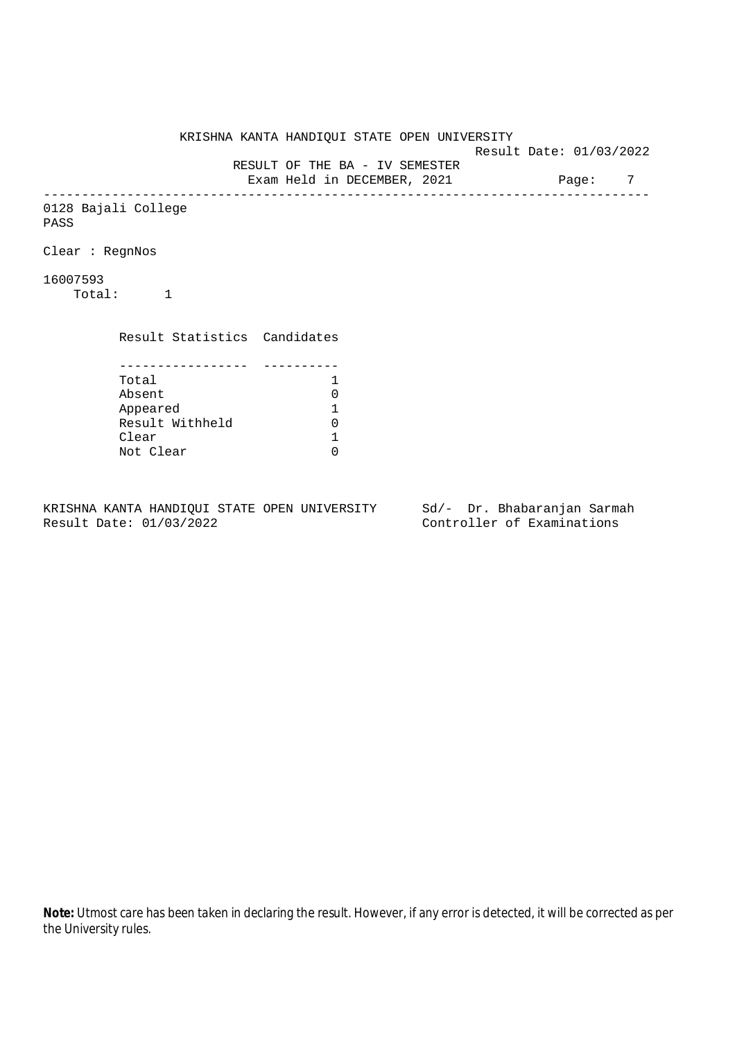# KRISHNA KANTA HANDIQUI STATE OPEN UNIVERSITY

Result Date: 01/03/2022

## RESULT OF THE BA - IV SEMESTER

Exam Held in DECEMBER, 2021

---

0128 Bajali College

PASS

Clear : RegnNos

16007593

Total: 1

| Result Statistics | Candidates |
|---|---|
| Total | 1 |
| Absent | 0 |
| Appeared | 1 |
| Result Withheld | 0 |
| Clear | 1 |
| Not Clear | 0 |

KRISHNA KANTA HANDIQUI STATE OPEN UNIVERSITY
Result Date: 01/03/2022

Sd/- Dr. Bhabaranjan Sarmah
Controller of Examinations

**Note:** Utmost care has been taken in declaring the result. However, if any error is detected, it will be corrected as per the University rules.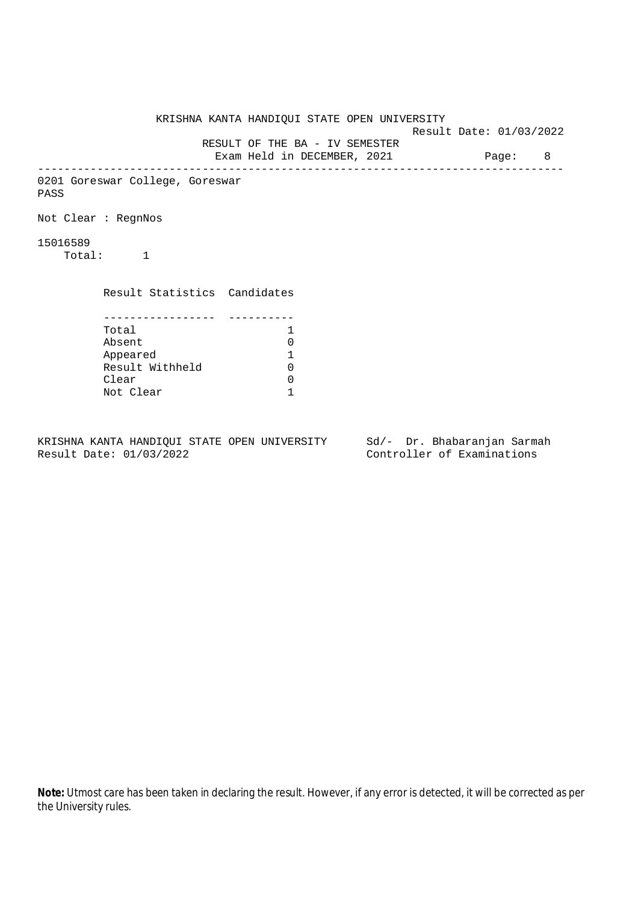KRISHNA KANTA HANDIQUI STATE OPEN UNIVERSITY

Result Date: 01/03/2022

RESULT OF THE BA - IV SEMESTER

Exam Held in DECEMBER, 2021

---

0201 Goreswar College, Goreswar

PASS

Not Clear : RegnNos

15016589

Total: 1

| Result Statistics | Candidates |
|---|---|
| Total | 1 |
| Absent | 0 |
| Appeared | 1 |
| Result Withheld | 0 |
| Clear | 0 |
| Not Clear | 1 |

KRISHNA KANTA HANDIQUI STATE OPEN UNIVERSITY
Result Date: 01/03/2022

Sd/- Dr. Bhabaranjan Sarmah
Controller of Examinations

**Note:** Utmost care has been taken in declaring the result. However, if any error is detected, it will be corrected as per the University rules.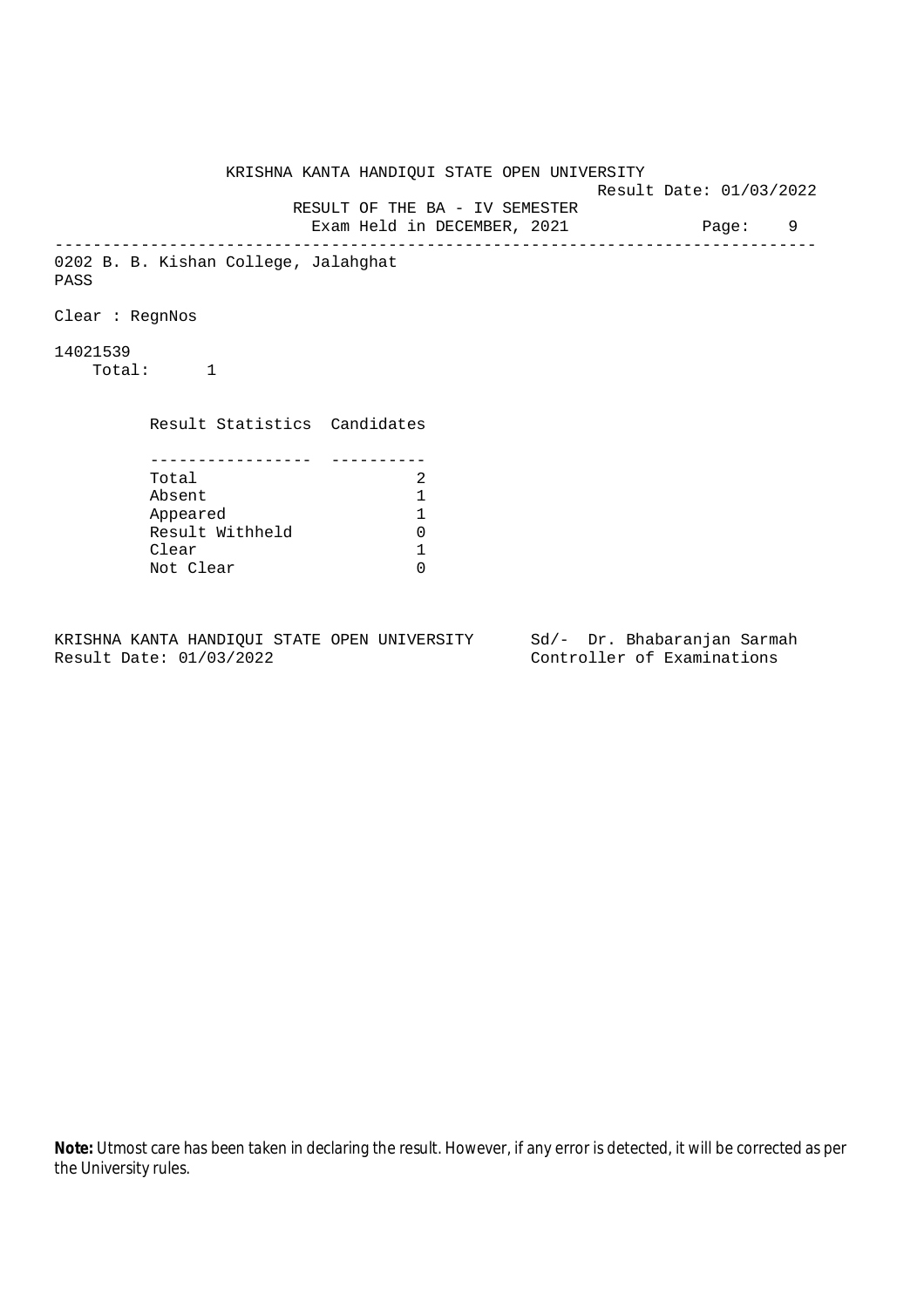KRISHNA KANTA HANDIQUI STATE OPEN UNIVERSITY

Result Date: 01/03/2022

RESULT OF THE BA - IV SEMESTER

Exam Held in DECEMBER, 2021

---

0202 B. B. Kishan College, Jalahghat

PASS

Clear : RegnNos

14021539

Total: 1

| Result Statistics | Candidates |
|---|---|
| Total | 2 |
| Absent | 1 |
| Appeared | 1 |
| Result Withheld | 0 |
| Clear | 1 |
| Not Clear | 0 |

KRISHNA KANTA HANDIQUI STATE OPEN UNIVERSITY
Result Date: 01/03/2022

Sd/- Dr. Bhabaranjan Sarmah
Controller of Examinations

**Note:** Utmost care has been taken in declaring the result. However, if any error is detected, it will be corrected as per the University rules.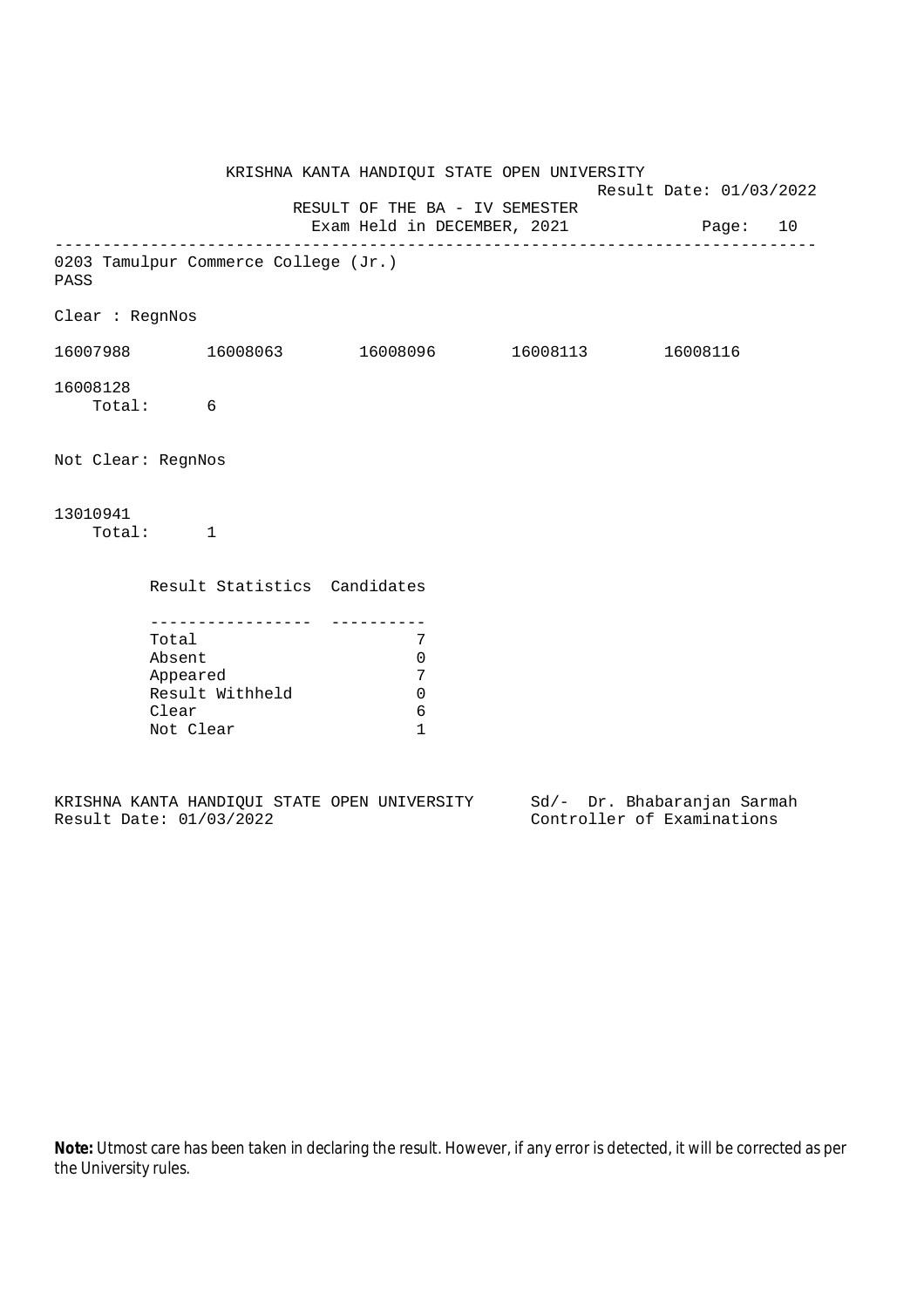KRISHNA KANTA HANDIQUI STATE OPEN UNIVERSITY

Result Date: 01/03/2022

RESULT OF THE BA - IV SEMESTER

Exam Held in DECEMBER, 2021

---

0203 Tamulpur Commerce College (Jr.)

PASS

Clear : RegnNos

16007988 16008063 16008096 16008113 16008116

16008128

Total: 6

Not Clear: RegnNos

13010941

Total: 1

| Result Statistics | Candidates |
|---|---|
| Total | 7 |
| Absent | 0 |
| Appeared | 7 |
| Result Withheld | 0 |
| Clear | 6 |
| Not Clear | 1 |

KRISHNA KANTA HANDIQUI STATE OPEN UNIVERSITY

Result Date: 01/03/2022

Sd/- Dr. Bhabaranjan Sarmah

Controller of Examinations

**Note:** Utmost care has been taken in declaring the result. However, if any error is detected, it will be corrected as per the University rules.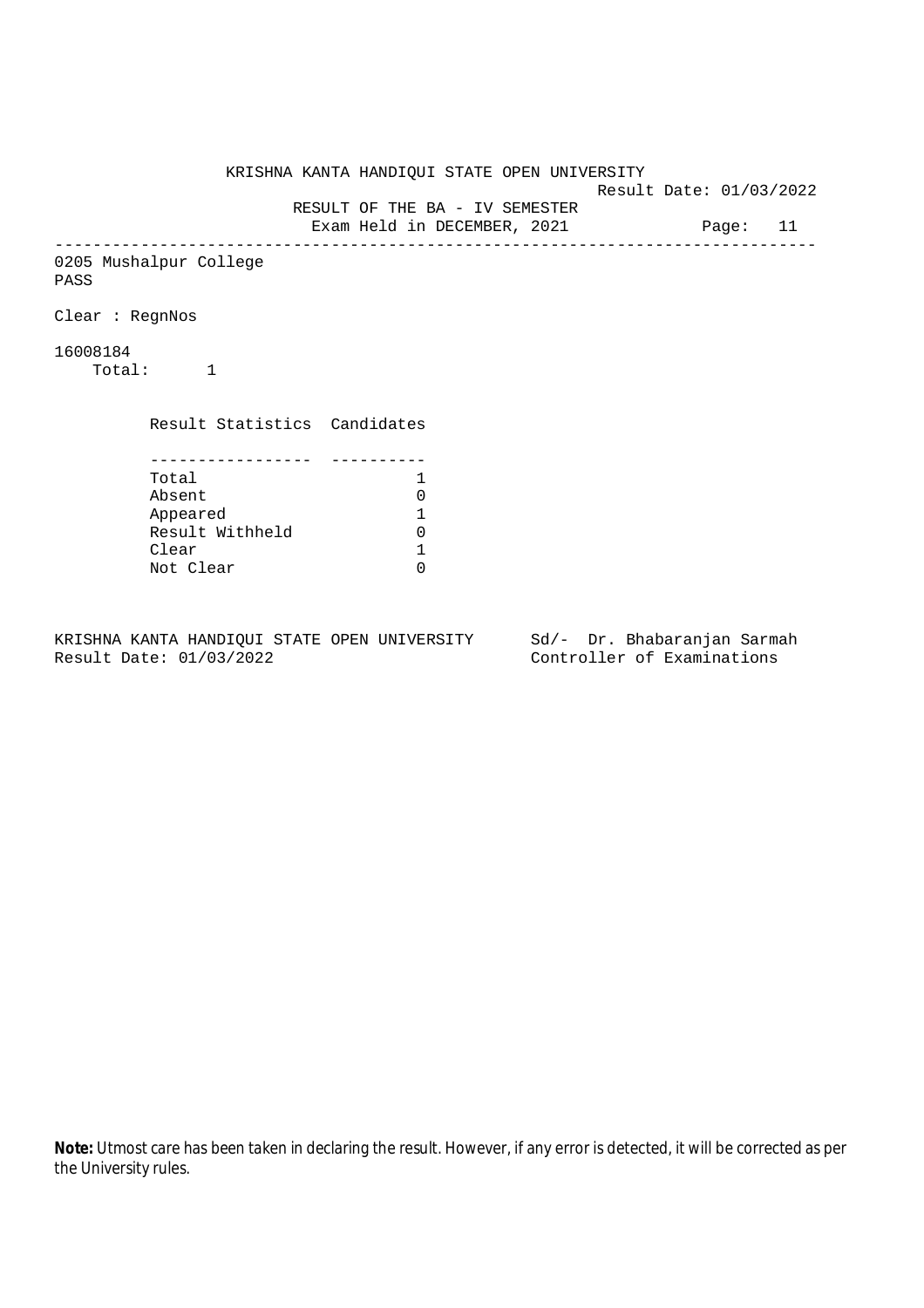KRISHNA KANTA HANDIQUI STATE OPEN UNIVERSITY

Result Date: 01/03/2022

RESULT OF THE BA - IV SEMESTER

Exam Held in DECEMBER, 2021

Page: 11

---

0205 Mushalpur College

PASS

Clear : RegnNos

16008184

Total: 1

| Result Statistics | Candidates |
|---|---|
| Total | 1 |
| Absent | 0 |
| Appeared | 1 |
| Result Withheld | 0 |
| Clear | 1 |
| Not Clear | 0 |

KRISHNA KANTA HANDIQUI STATE OPEN UNIVERSITY
Result Date: 01/03/2022

Sd/- Dr. Bhabaranjan Sarmah
Controller of Examinations

**Note:** Utmost care has been taken in declaring the result. However, if any error is detected, it will be corrected as per the University rules.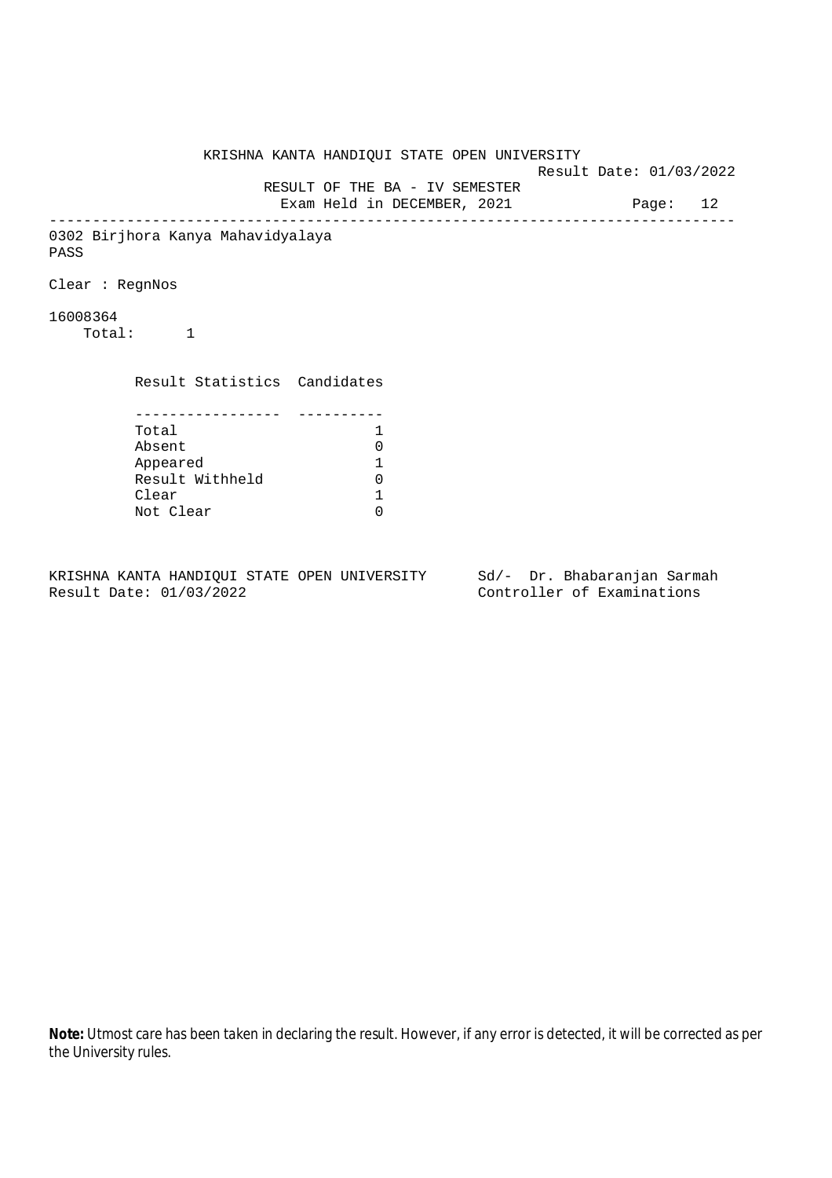KRISHNA KANTA HANDIQUI STATE OPEN UNIVERSITY

Result Date: 01/03/2022

RESULT OF THE BA - IV SEMESTER

Exam Held in DECEMBER, 2021

---

0302 Birjhora Kanya Mahavidyalaya

PASS

Clear : RegnNos

16008364

Total: 1

| Result Statistics | Candidates |
|---|---|
| Total | 1 |
| Absent | 0 |
| Appeared | 1 |
| Result Withheld | 0 |
| Clear | 1 |
| Not Clear | 0 |

KRISHNA KANTA HANDIQUI STATE OPEN UNIVERSITY
Result Date: 01/03/2022

Sd/- Dr. Bhabaranjan Sarmah
Controller of Examinations

**Note:** Utmost care has been taken in declaring the result. However, if any error is detected, it will be corrected as per the University rules.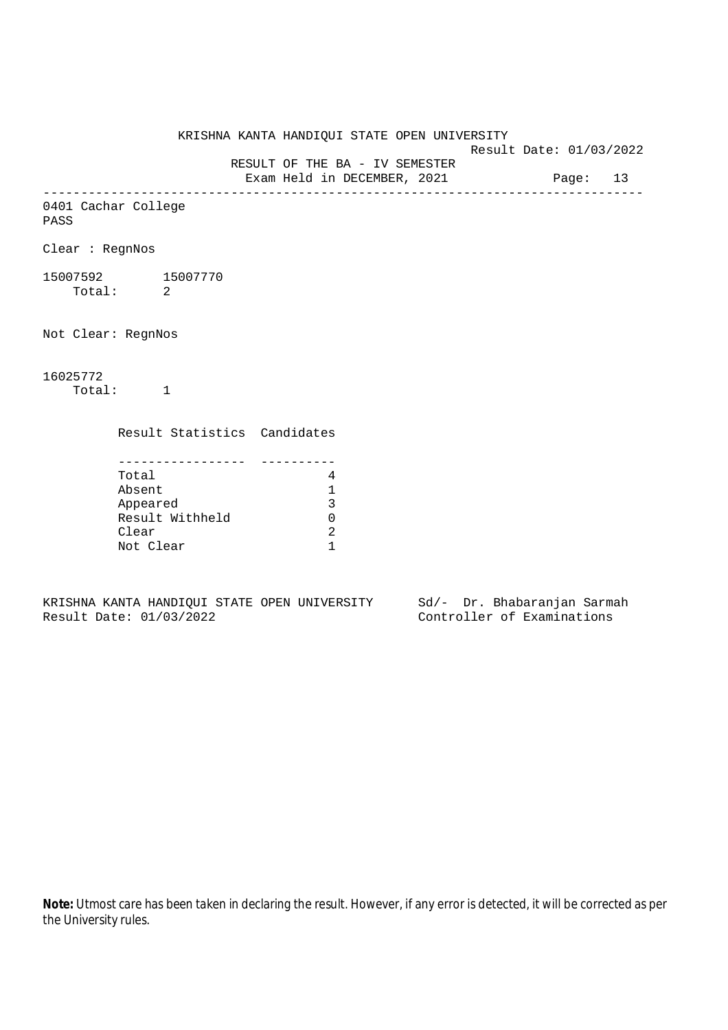KRISHNA KANTA HANDIQUI STATE OPEN UNIVERSITY

Result Date: 01/03/2022

RESULT OF THE BA - IV SEMESTER

Exam Held in DECEMBER, 2021

---

0401 Cachar College

PASS

Clear : RegnNos

15007592 15007770

Total: 2

Not Clear: RegnNos

16025772

Total: 1

| Result Statistics | Candidates |
|---|---|
| Total | 4 |
| Absent | 1 |
| Appeared | 3 |
| Result Withheld | 0 |
| Clear | 2 |
| Not Clear | 1 |

KRISHNA KANTA HANDIQUI STATE OPEN UNIVERSITY

Result Date: 01/03/2022

Sd/- Dr. Bhabaranjan Sarmah

Controller of Examinations

**Note:** Utmost care has been taken in declaring the result. However, if any error is detected, it will be corrected as per the University rules.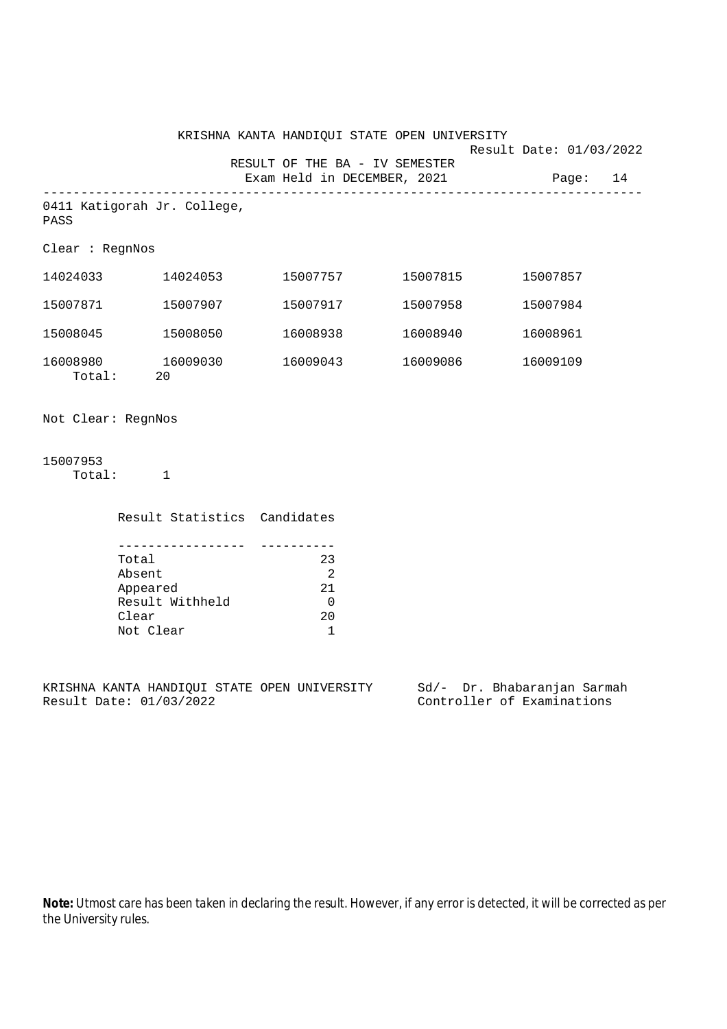KRISHNA KANTA HANDIQUI STATE OPEN UNIVERSITY

Result Date: 01/03/2022

RESULT OF THE BA - IV SEMESTER

Exam Held in DECEMBER, 2021

Page: 14

---

0411 Katigorah Jr. College,
PASS

Clear : RegnNos

| | | | | |
|---|---|---|---|---|
| 14024033 | 14024053 | 15007757 | 15007815 | 15007857 |
| 15007871 | 15007907 | 15007917 | 15007958 | 15007984 |
| 15008045 | 15008050 | 16008938 | 16008940 | 16008961 |
| 16008980 | 16009030 | 16009043 | 16009086 | 16009109 |

Total: 20

Not Clear: RegnNos

15007953

Total: 1

| Result Statistics | Candidates |
|---|---|
| Total | 23 |
| Absent | 2 |
| Appeared | 21 |
| Result Withheld | 0 |
| Clear | 20 |
| Not Clear | 1 |

KRISHNA KANTA HANDIQUI STATE OPEN UNIVERSITY
Result Date: 01/03/2022

Sd/- Dr. Bhabaranjan Sarmah
Controller of Examinations

**Note:** Utmost care has been taken in declaring the result. However, if any error is detected, it will be corrected as per the University rules.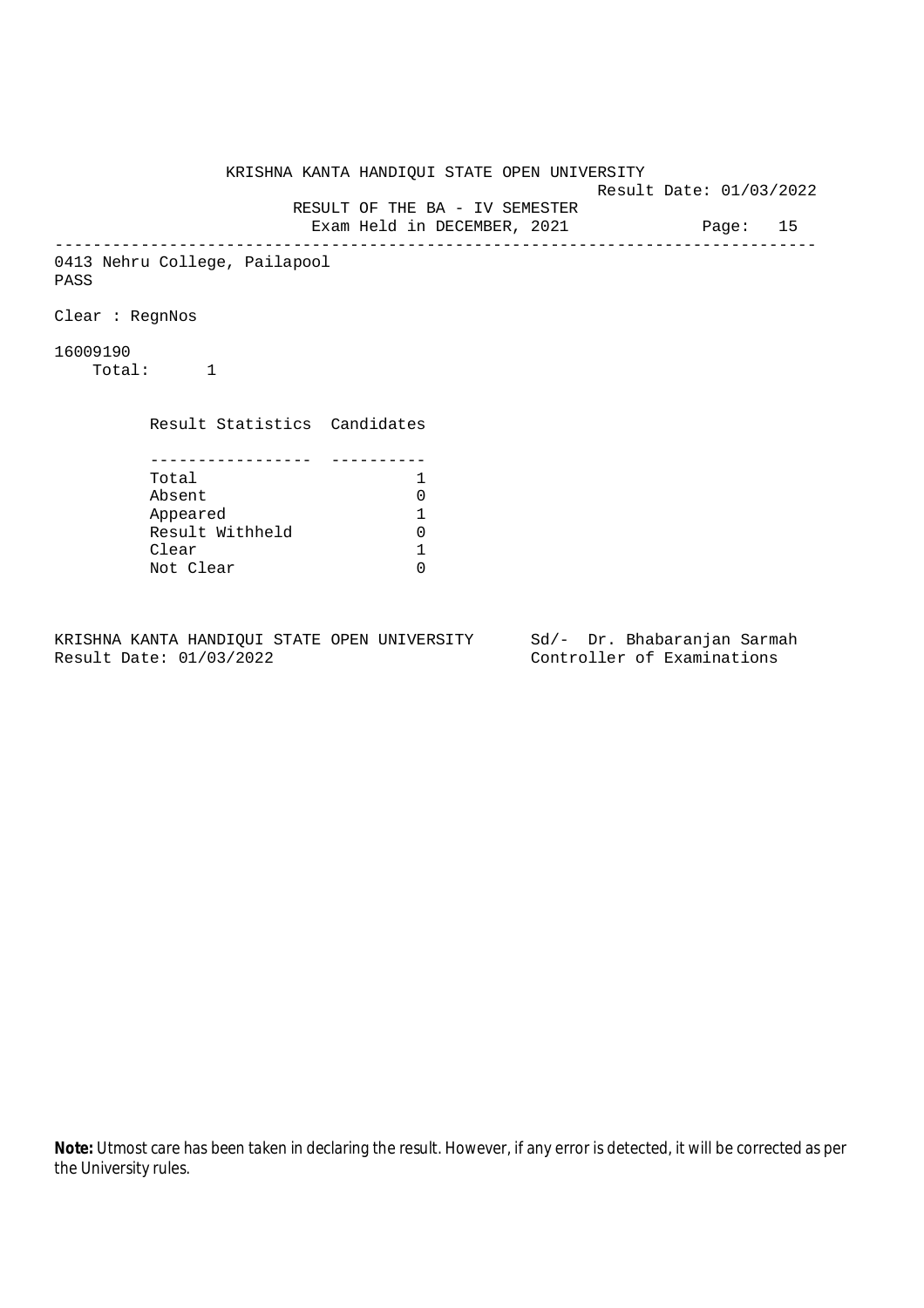KRISHNA KANTA HANDIQUI STATE OPEN UNIVERSITY

Result Date: 01/03/2022

RESULT OF THE BA - IV SEMESTER

Exam Held in DECEMBER, 2021

---

0413 Nehru College, Pailapool

PASS

Clear : RegnNos

16009190

Total: 1

| Result Statistics | Candidates |
|---|---|
| Total | 1 |
| Absent | 0 |
| Appeared | 1 |
| Result Withheld | 0 |
| Clear | 1 |
| Not Clear | 0 |

KRISHNA KANTA HANDIQUI STATE OPEN UNIVERSITY
Result Date: 01/03/2022

Sd/- Dr. Bhabaranjan Sarmah
Controller of Examinations

**Note:** Utmost care has been taken in declaring the result. However, if any error is detected, it will be corrected as per the University rules.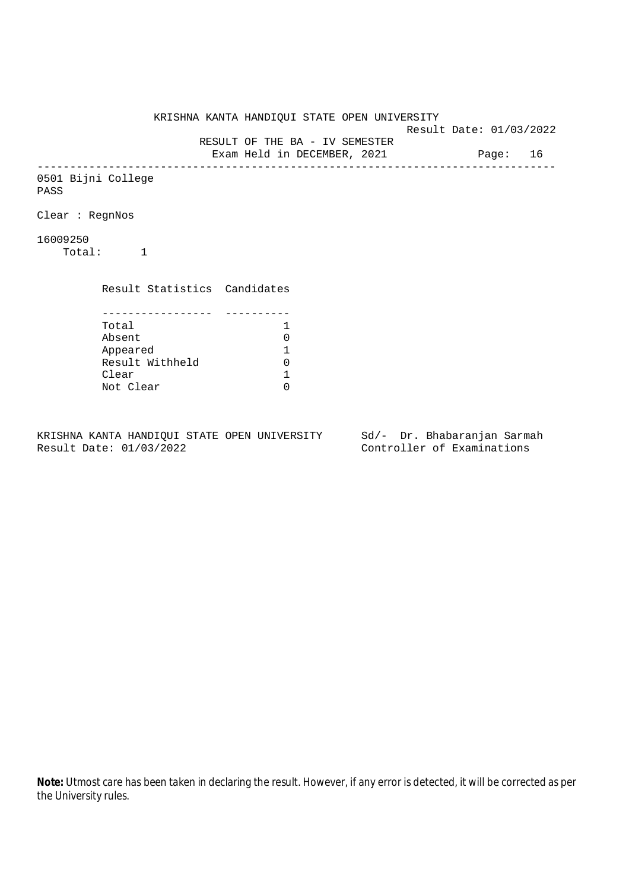KRISHNA KANTA HANDIQUI STATE OPEN UNIVERSITY

Result Date: 01/03/2022

RESULT OF THE BA - IV SEMESTER

Exam Held in DECEMBER, 2021

Page: 16

---

0501 Bijni College

PASS

Clear : RegnNos

16009250

Total: 1

| Result Statistics | Candidates |
|---|---|
| Total | 1 |
| Absent | 0 |
| Appeared | 1 |
| Result Withheld | 0 |
| Clear | 1 |
| Not Clear | 0 |

KRISHNA KANTA HANDIQUI STATE OPEN UNIVERSITY
Result Date: 01/03/2022

Sd/- Dr. Bhabaranjan Sarmah
Controller of Examinations

**Note:** Utmost care has been taken in declaring the result. However, if any error is detected, it will be corrected as per the University rules.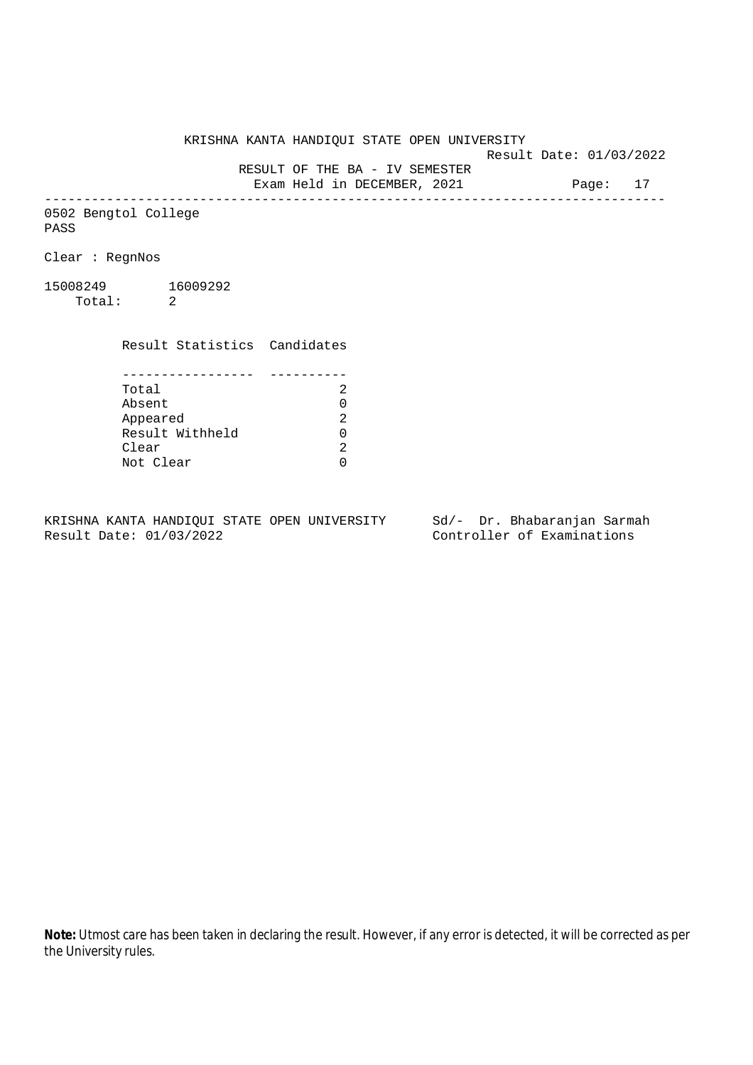KRISHNA KANTA HANDIQUI STATE OPEN UNIVERSITY

Result Date: 01/03/2022

RESULT OF THE BA - IV SEMESTER

Exam Held in DECEMBER, 2021

---

0502 Bengtol College

PASS

Clear : RegnNos

15008249 16009292

Total: 2

| Result Statistics | Candidates |
|---|---|
| Total | 2 |
| Absent | 0 |
| Appeared | 2 |
| Result Withheld | 0 |
| Clear | 2 |
| Not Clear | 0 |

KRISHNA KANTA HANDIQUI STATE OPEN UNIVERSITY
Result Date: 01/03/2022

Sd/- Dr. Bhabaranjan Sarmah
Controller of Examinations

**Note:** Utmost care has been taken in declaring the result. However, if any error is detected, it will be corrected as per the University rules.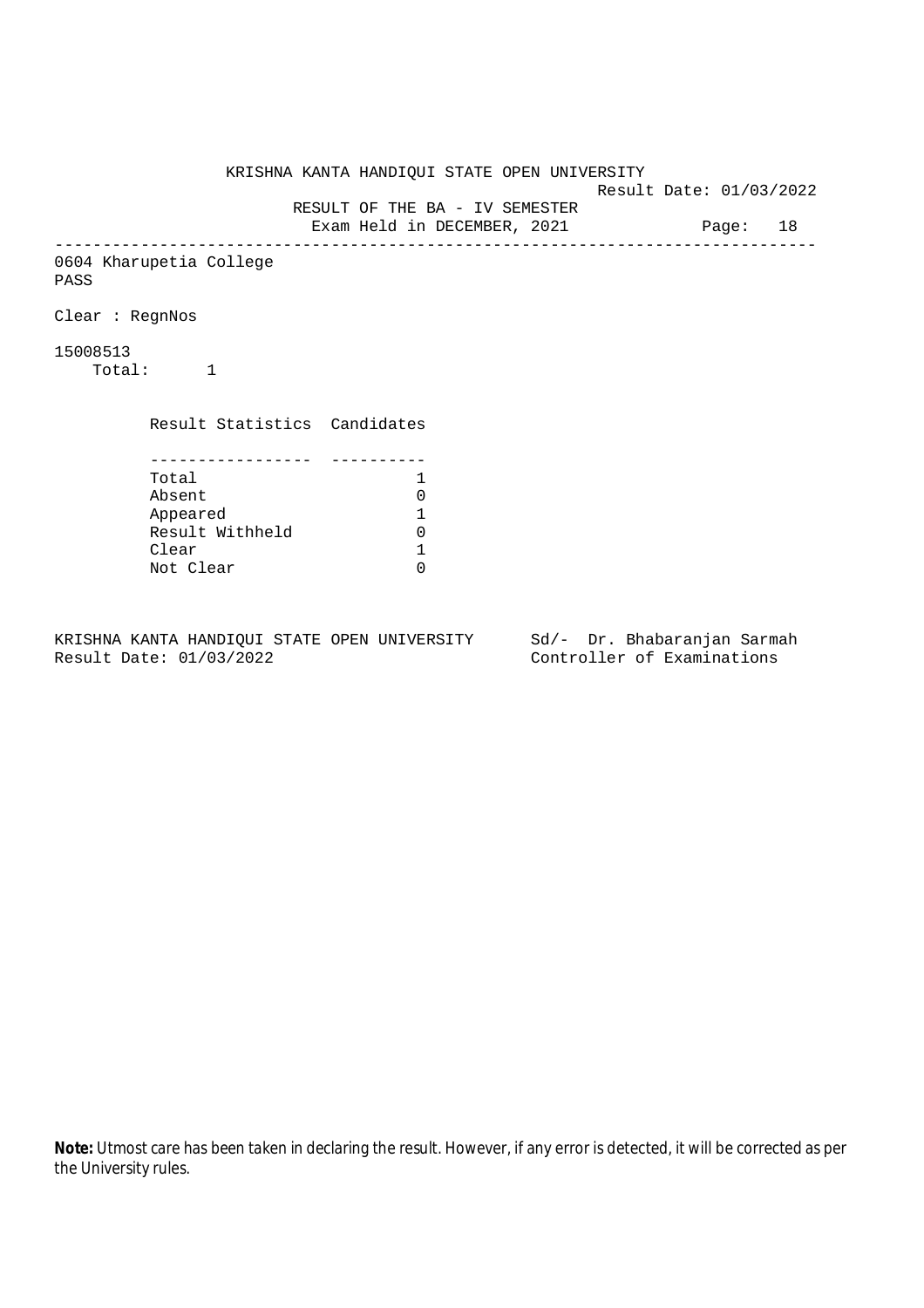KRISHNA KANTA HANDIQUI STATE OPEN UNIVERSITY

Result Date: 01/03/2022

RESULT OF THE BA - IV SEMESTER

Exam Held in DECEMBER, 2021

---

0604 Kharupetia College

PASS

Clear : RegnNos

15008513

Total: 1

| Result Statistics | Candidates |
|---|---|
| Total | 1 |
| Absent | 0 |
| Appeared | 1 |
| Result Withheld | 0 |
| Clear | 1 |
| Not Clear | 0 |

KRISHNA KANTA HANDIQUI STATE OPEN UNIVERSITY
Result Date: 01/03/2022

Sd/- Dr. Bhabaranjan Sarmah
Controller of Examinations

**Note:** Utmost care has been taken in declaring the result. However, if any error is detected, it will be corrected as per the University rules.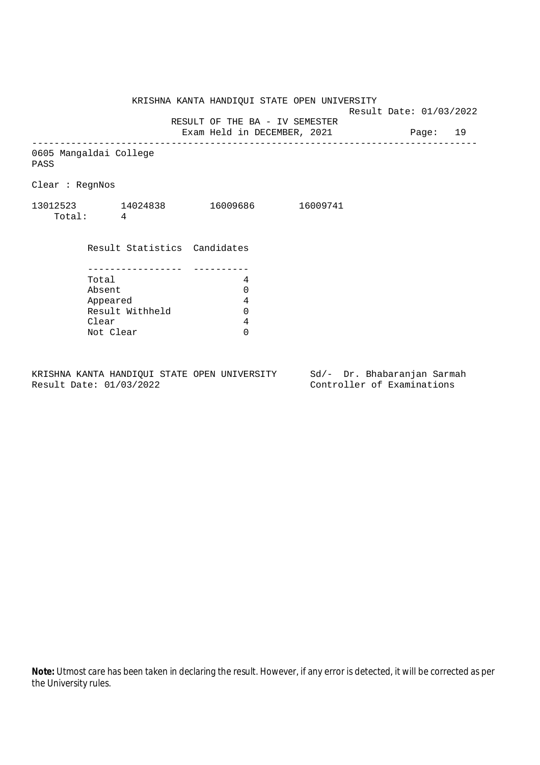KRISHNA KANTA HANDIQUI STATE OPEN UNIVERSITY

Result Date: 01/03/2022

RESULT OF THE BA - IV SEMESTER

Exam Held in DECEMBER, 2021

---

0605 Mangaldai College

PASS

Clear : RegnNos

13012523 14024838 16009686 16009741

Total: 4

| Result Statistics | Candidates |
|---|---|
| Total | 4 |
| Absent | 0 |
| Appeared | 4 |
| Result Withheld | 0 |
| Clear | 4 |
| Not Clear | 0 |

KRISHNA KANTA HANDIQUI STATE OPEN UNIVERSITY
Result Date: 01/03/2022

Sd/- Dr. Bhabaranjan Sarmah
Controller of Examinations

**Note:** Utmost care has been taken in declaring the result. However, if any error is detected, it will be corrected as per the University rules.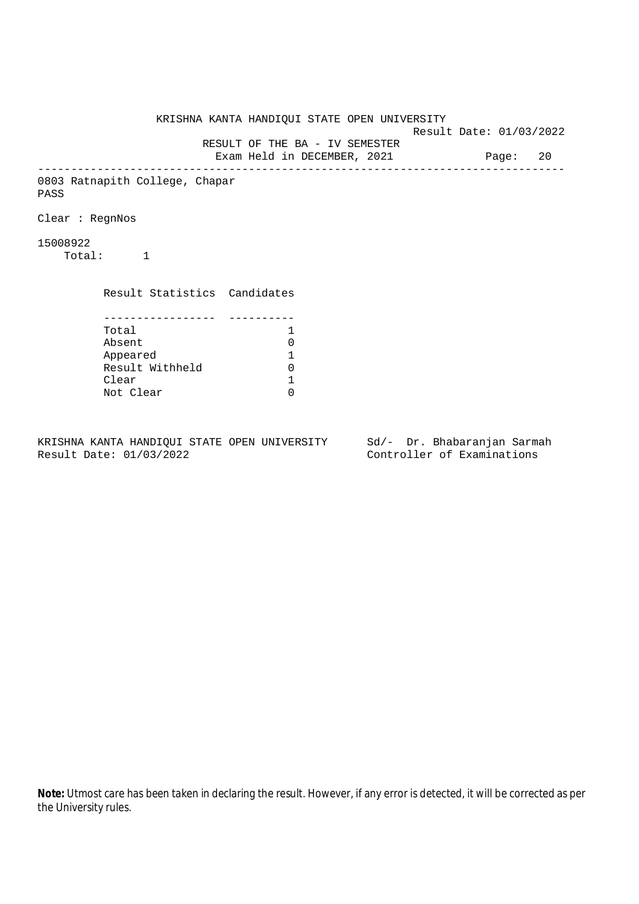KRISHNA KANTA HANDIQUI STATE OPEN UNIVERSITY

Result Date: 01/03/2022

RESULT OF THE BA - IV SEMESTER

Exam Held in DECEMBER, 2021

---

0803 Ratnapith College, Chapar

PASS

Clear : RegnNos

15008922

Total: 1

| Result Statistics | Candidates |
|---|---|
| Total | 1 |
| Absent | 0 |
| Appeared | 1 |
| Result Withheld | 0 |
| Clear | 1 |
| Not Clear | 0 |

KRISHNA KANTA HANDIQUI STATE OPEN UNIVERSITY
Result Date: 01/03/2022

Sd/- Dr. Bhabaranjan Sarmah
Controller of Examinations

**Note:** Utmost care has been taken in declaring the result. However, if any error is detected, it will be corrected as per the University rules.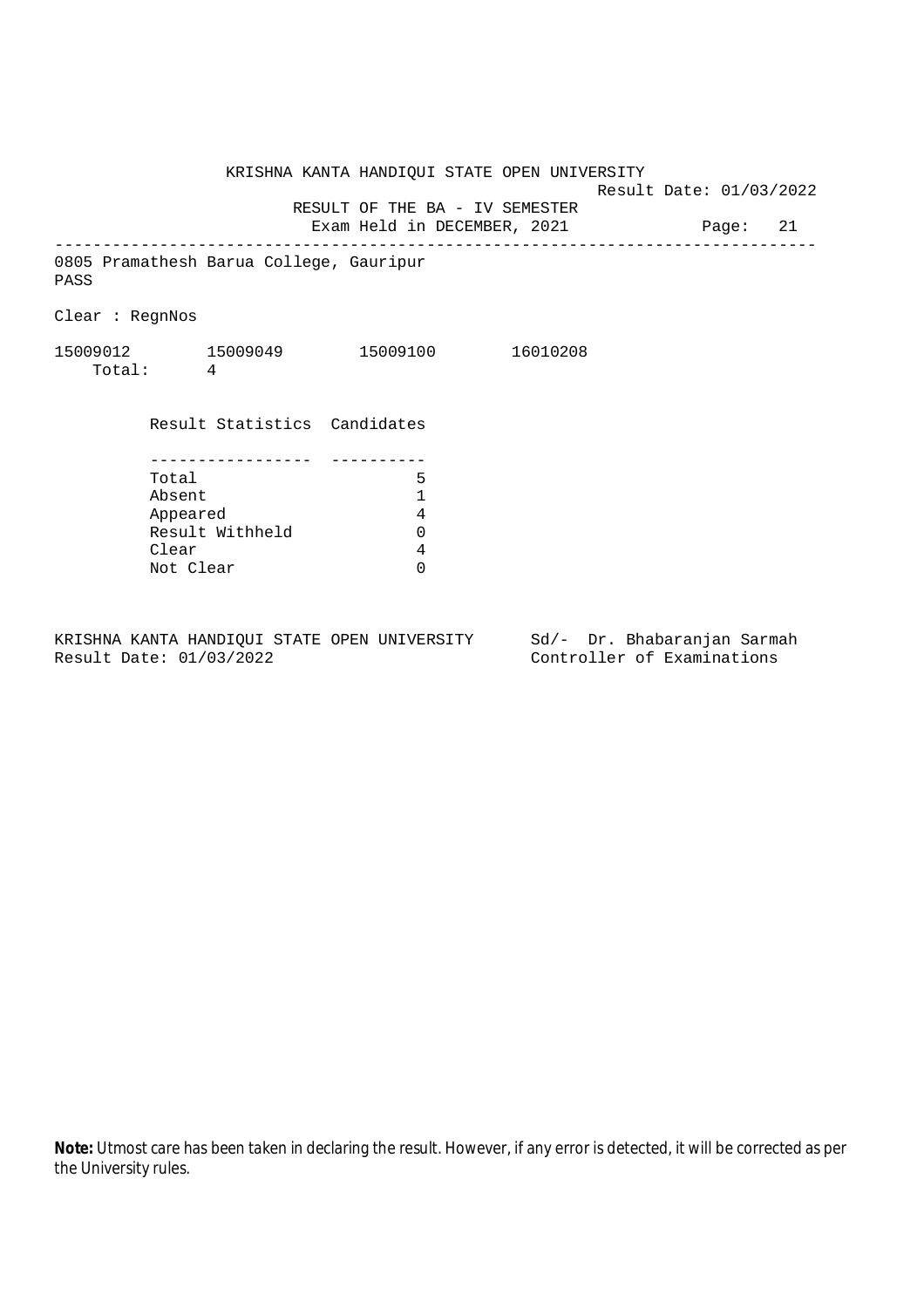KRISHNA KANTA HANDIQUI STATE OPEN UNIVERSITY

Result Date: 01/03/2022

RESULT OF THE BA - IV SEMESTER

Exam Held in DECEMBER, 2021

---

0805 Pramathesh Barua College, Gauripur

PASS

Clear : RegnNos

15009012 15009049 15009100 16010208

Total: 4

| Result Statistics | Candidates |
|---|---|
| Total | 5 |
| Absent | 1 |
| Appeared | 4 |
| Result Withheld | 0 |
| Clear | 4 |
| Not Clear | 0 |

KRISHNA KANTA HANDIQUI STATE OPEN UNIVERSITY
Result Date: 01/03/2022

Sd/- Dr. Bhabaranjan Sarmah
Controller of Examinations

**Note:** Utmost care has been taken in declaring the result. However, if any error is detected, it will be corrected as per the University rules.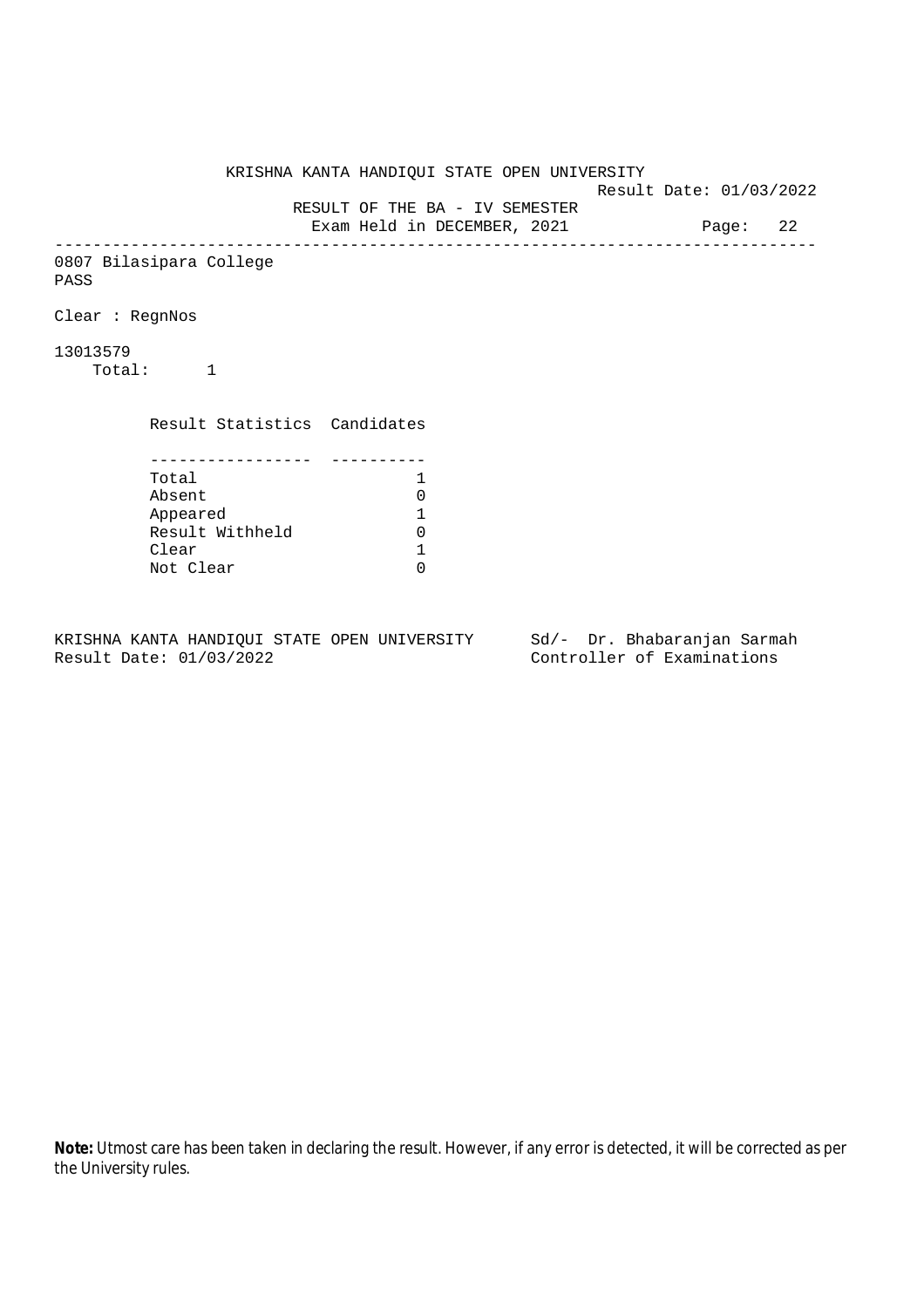KRISHNA KANTA HANDIQUI STATE OPEN UNIVERSITY

Result Date: 01/03/2022

RESULT OF THE BA - IV SEMESTER

Exam Held in DECEMBER, 2021

---

0807 Bilasipara College

PASS

Clear : RegnNos

13013579

Total: 1

| Result Statistics | Candidates |
|---|---|
| Total | 1 |
| Absent | 0 |
| Appeared | 1 |
| Result Withheld | 0 |
| Clear | 1 |
| Not Clear | 0 |

KRISHNA KANTA HANDIQUI STATE OPEN UNIVERSITY
Result Date: 01/03/2022

Sd/- Dr. Bhabaranjan Sarmah
Controller of Examinations

**Note:** Utmost care has been taken in declaring the result. However, if any error is detected, it will be corrected as per the University rules.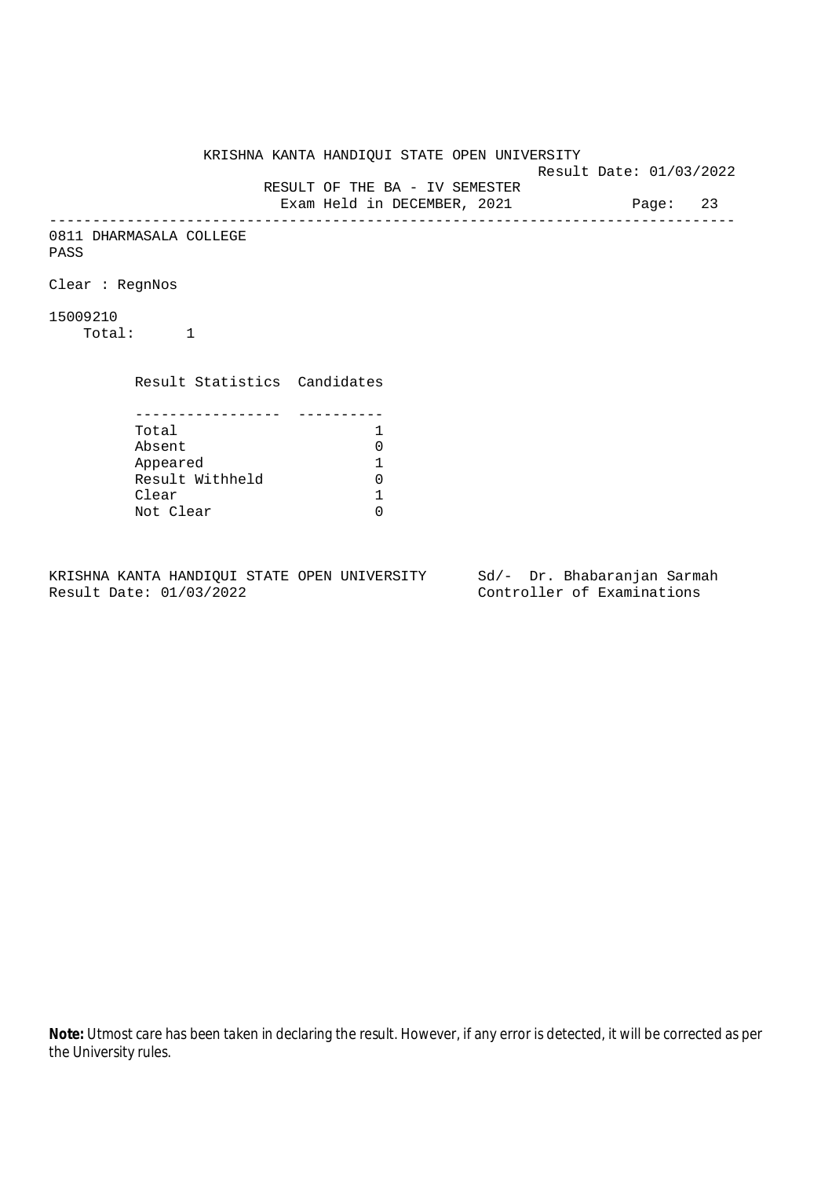KRISHNA KANTA HANDIQUI STATE OPEN UNIVERSITY

Result Date: 01/03/2022

RESULT OF THE BA - IV SEMESTER

Exam Held in DECEMBER, 2021

---

0811 DHARMASALA COLLEGE

PASS

Clear : RegnNos

15009210

Total: 1

| Result Statistics | Candidates |
|---|---|
| Total | 1 |
| Absent | 0 |
| Appeared | 1 |
| Result Withheld | 0 |
| Clear | 1 |
| Not Clear | 0 |

KRISHNA KANTA HANDIQUI STATE OPEN UNIVERSITY
Result Date: 01/03/2022

Sd/- Dr. Bhabaranjan Sarmah
Controller of Examinations

**Note:** Utmost care has been taken in declaring the result. However, if any error is detected, it will be corrected as per the University rules.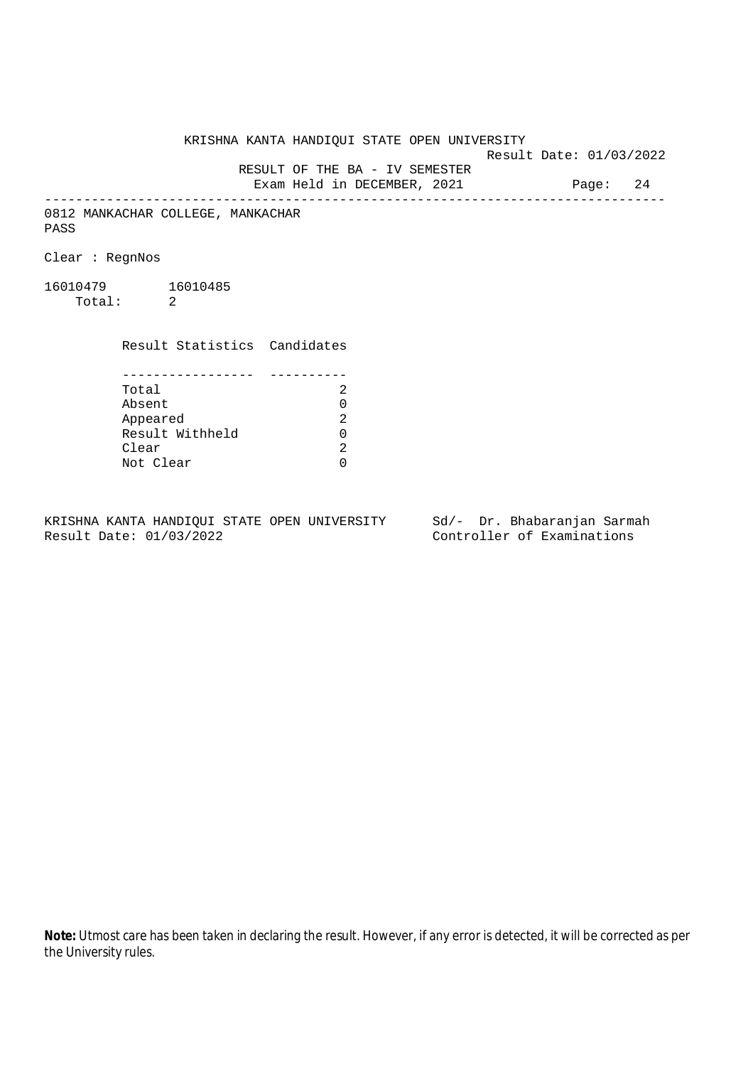KRISHNA KANTA HANDIQUI STATE OPEN UNIVERSITY

Result Date: 01/03/2022

RESULT OF THE BA - IV SEMESTER

Exam Held in DECEMBER, 2021

---

0812 MANKACHAR COLLEGE, MANKACHAR

PASS

Clear : RegnNos

16010479 16010485

Total: 2

| Result Statistics | Candidates |
|---|---|
| Total | 2 |
| Absent | 0 |
| Appeared | 2 |
| Result Withheld | 0 |
| Clear | 2 |
| Not Clear | 0 |

KRISHNA KANTA HANDIQUI STATE OPEN UNIVERSITY
Result Date: 01/03/2022

Sd/- Dr. Bhabaranjan Sarmah
Controller of Examinations

**Note:** Utmost care has been taken in declaring the result. However, if any error is detected, it will be corrected as per the University rules.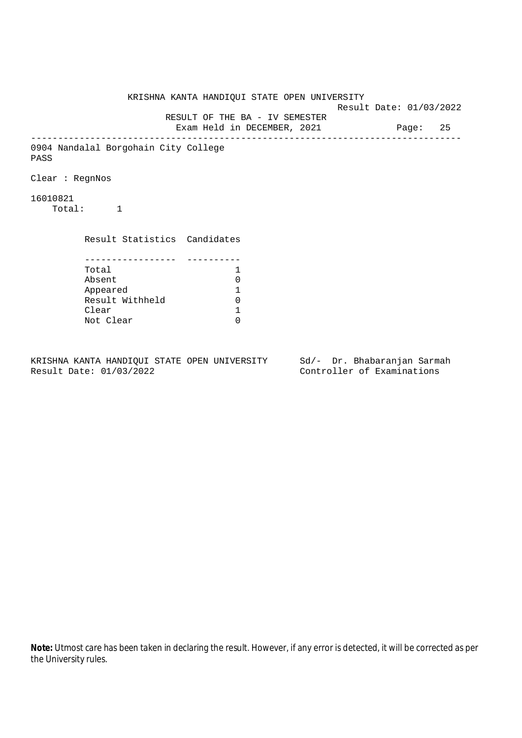KRISHNA KANTA HANDIQUI STATE OPEN UNIVERSITY

Result Date: 01/03/2022

RESULT OF THE BA - IV SEMESTER

Exam Held in DECEMBER, 2021

Page: 25

---

0904 Nandalal Borgohain City College

PASS

Clear : RegnNos

16010821

Total: 1

| Result Statistics | Candidates |
|---|---|
| Total | 1 |
| Absent | 0 |
| Appeared | 1 |
| Result Withheld | 0 |
| Clear | 1 |
| Not Clear | 0 |

KRISHNA KANTA HANDIQUI STATE OPEN UNIVERSITY
Result Date: 01/03/2022

Sd/- Dr. Bhabaranjan Sarmah
Controller of Examinations

**Note:** Utmost care has been taken in declaring the result. However, if any error is detected, it will be corrected as per the University rules.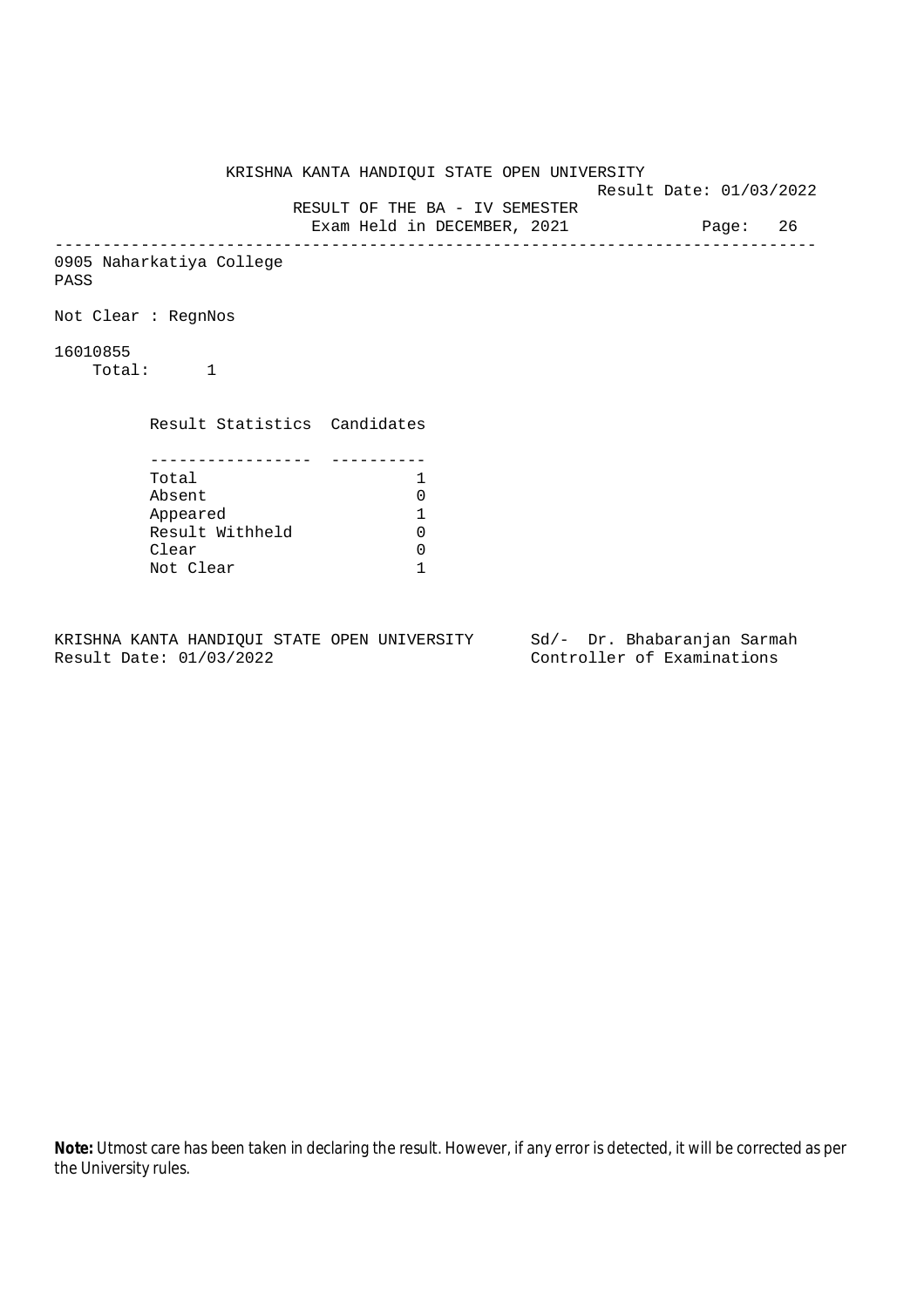KRISHNA KANTA HANDIQUI STATE OPEN UNIVERSITY

Result Date: 01/03/2022

RESULT OF THE BA - IV SEMESTER

Exam Held in DECEMBER, 2021

---

0905 Naharkatiya College

PASS

Not Clear : RegnNos

16010855

Total: 1

| Result Statistics | Candidates |
|---|---|
| Total | 1 |
| Absent | 0 |
| Appeared | 1 |
| Result Withheld | 0 |
| Clear | 0 |
| Not Clear | 1 |

KRISHNA KANTA HANDIQUI STATE OPEN UNIVERSITY
Result Date: 01/03/2022

Sd/- Dr. Bhabaranjan Sarmah
Controller of Examinations

**Note:** Utmost care has been taken in declaring the result. However, if any error is detected, it will be corrected as per the University rules.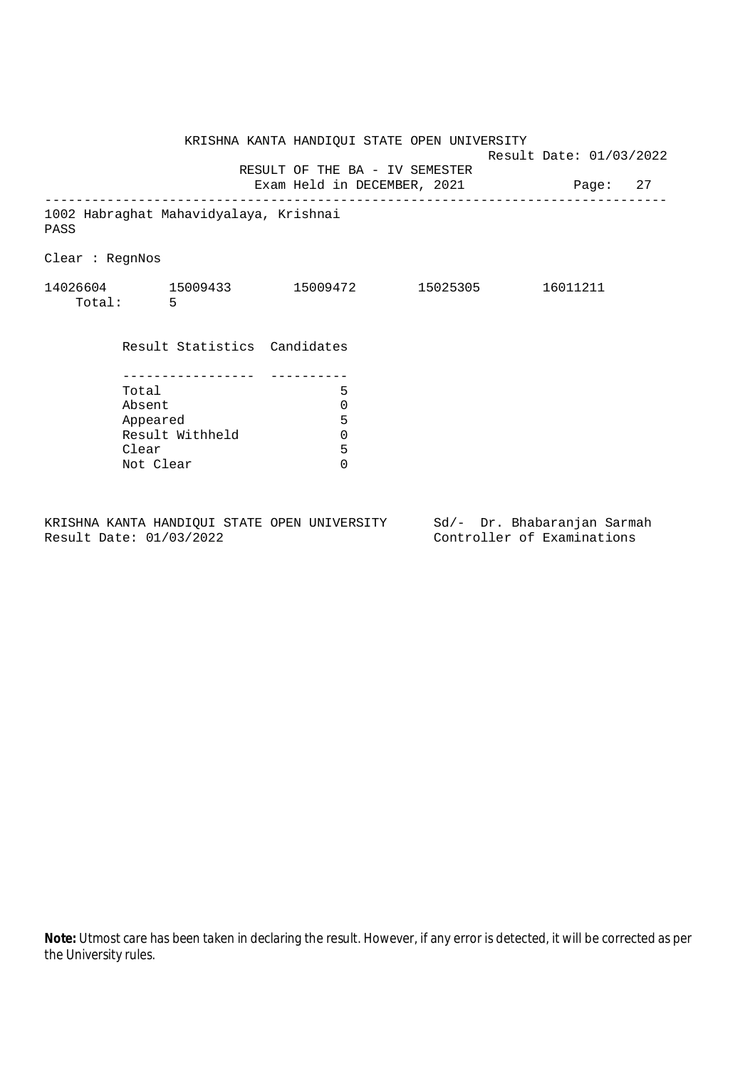KRISHNA KANTA HANDIQUI STATE OPEN UNIVERSITY

Result Date: 01/03/2022

RESULT OF THE BA - IV SEMESTER

Exam Held in DECEMBER, 2021

---

1002 Habraghat Mahavidyalaya, Krishnai

PASS

Clear : RegnNos

14026604 15009433 15009472 15025305 16011211

Total: 5

| Result Statistics | Candidates |
|---|---|
| Total | 5 |
| Absent | 0 |
| Appeared | 5 |
| Result Withheld | 0 |
| Clear | 5 |
| Not Clear | 0 |

KRISHNA KANTA HANDIQUI STATE OPEN UNIVERSITY

Result Date: 01/03/2022

Sd/- Dr. Bhabaranjan Sarmah

Controller of Examinations

**Note:** Utmost care has been taken in declaring the result. However, if any error is detected, it will be corrected as per the University rules.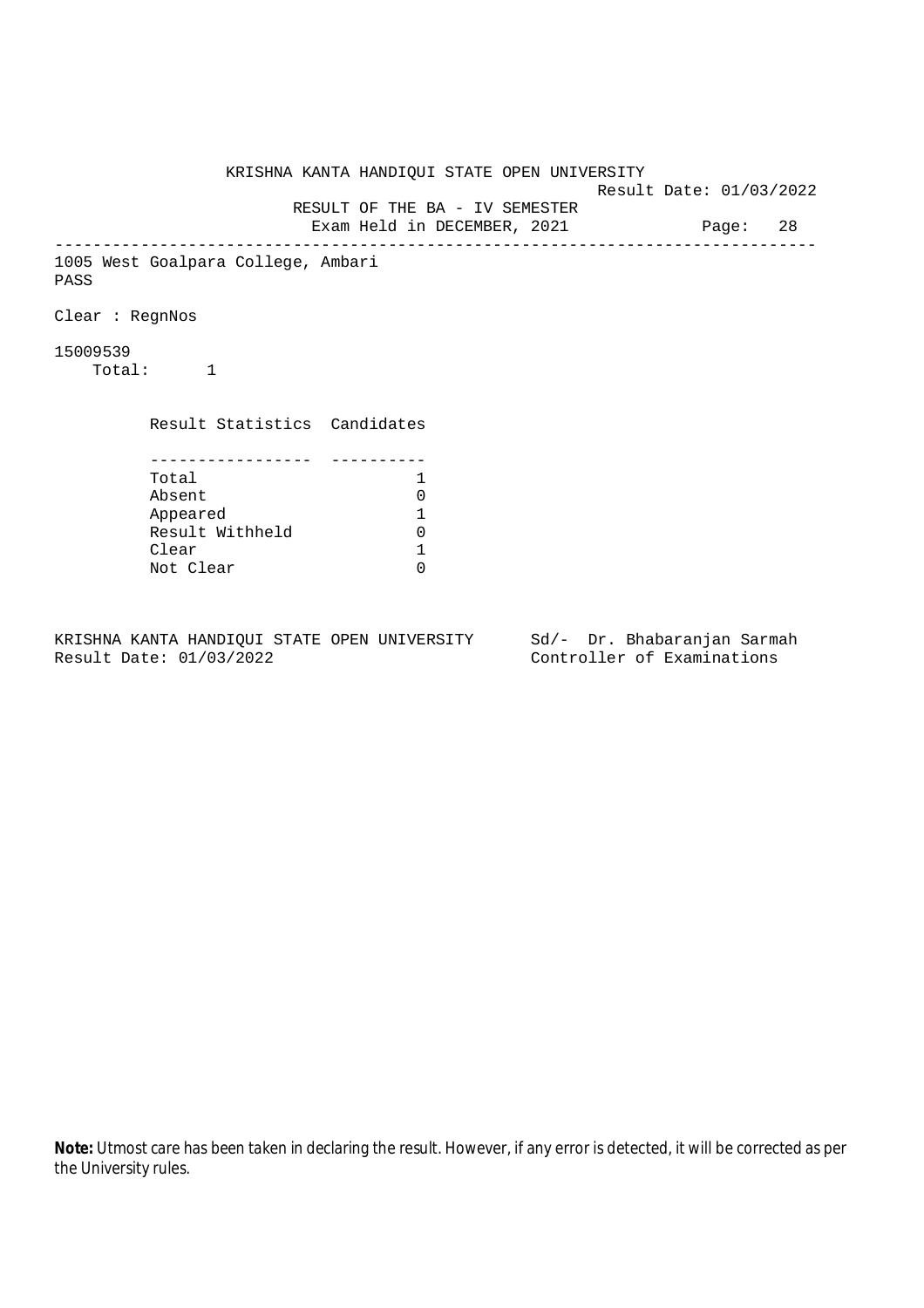KRISHNA KANTA HANDIQUI STATE OPEN UNIVERSITY

Result Date: 01/03/2022

RESULT OF THE BA - IV SEMESTER

Exam Held in DECEMBER, 2021

Page: 28

---

1005 West Goalpara College, Ambari

PASS

Clear : RegnNos

15009539

Total: 1

| Result Statistics | Candidates |
|---|---|
| Total | 1 |
| Absent | 0 |
| Appeared | 1 |
| Result Withheld | 0 |
| Clear | 1 |
| Not Clear | 0 |

KRISHNA KANTA HANDIQUI STATE OPEN UNIVERSITY
Result Date: 01/03/2022

Sd/- Dr. Bhabaranjan Sarmah
Controller of Examinations

**Note:** Utmost care has been taken in declaring the result. However, if any error is detected, it will be corrected as per the University rules.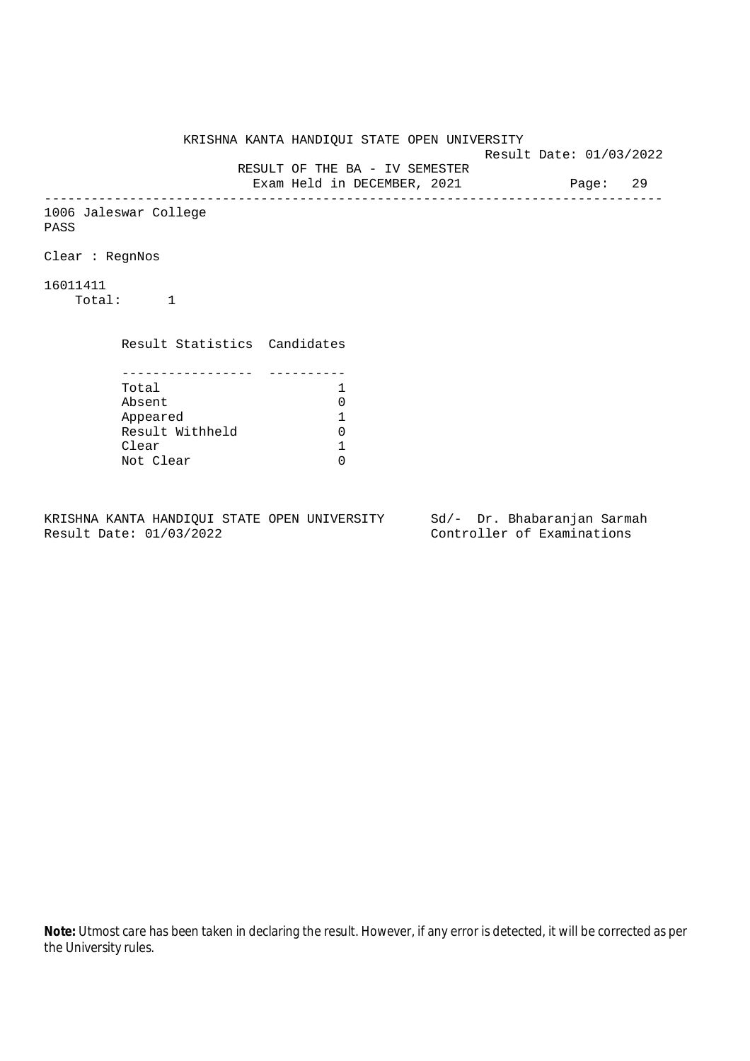KRISHNA KANTA HANDIQUI STATE OPEN UNIVERSITY

Result Date: 01/03/2022

RESULT OF THE BA - IV SEMESTER

Exam Held in DECEMBER, 2021

---

1006 Jaleswar College

PASS

Clear : RegnNos

16011411

Total: 1

| Result Statistics | Candidates |
|---|---|
| Total | 1 |
| Absent | 0 |
| Appeared | 1 |
| Result Withheld | 0 |
| Clear | 1 |
| Not Clear | 0 |

KRISHNA KANTA HANDIQUI STATE OPEN UNIVERSITY

Result Date: 01/03/2022

Sd/- Dr. Bhabaranjan Sarmah

Controller of Examinations

**Note:** Utmost care has been taken in declaring the result. However, if any error is detected, it will be corrected as per the University rules.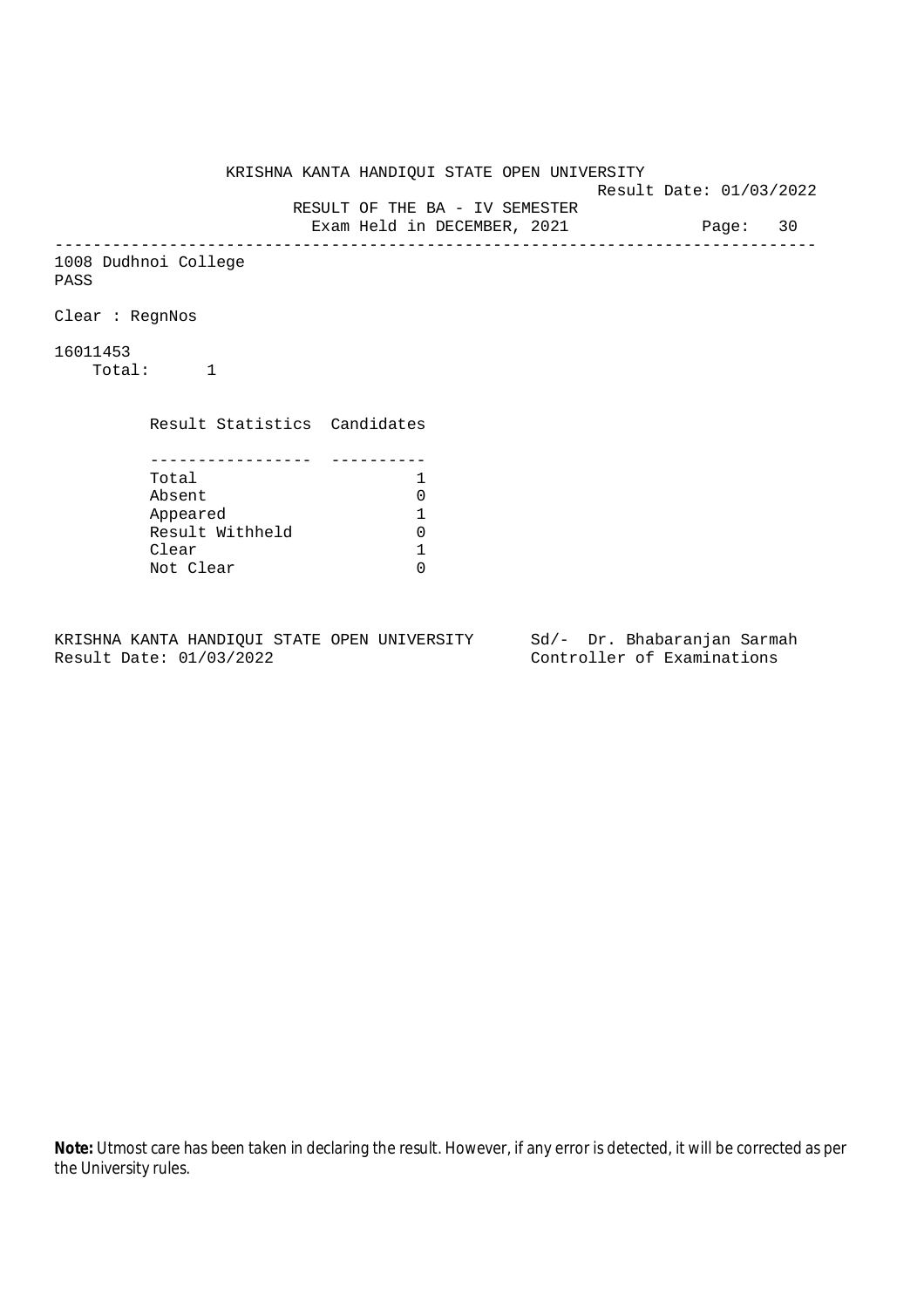KRISHNA KANTA HANDIQUI STATE OPEN UNIVERSITY

Result Date: 01/03/2022

RESULT OF THE BA - IV SEMESTER

Exam Held in DECEMBER, 2021

---

1008 Dudhnoi College

PASS

Clear : RegnNos

16011453

Total: 1

| Result Statistics | Candidates |
|---|---|
| Total | 1 |
| Absent | 0 |
| Appeared | 1 |
| Result Withheld | 0 |
| Clear | 1 |
| Not Clear | 0 |

KRISHNA KANTA HANDIQUI STATE OPEN UNIVERSITY
Result Date: 01/03/2022

Sd/- Dr. Bhabaranjan Sarmah
Controller of Examinations

**Note:** Utmost care has been taken in declaring the result. However, if any error is detected, it will be corrected as per the University rules.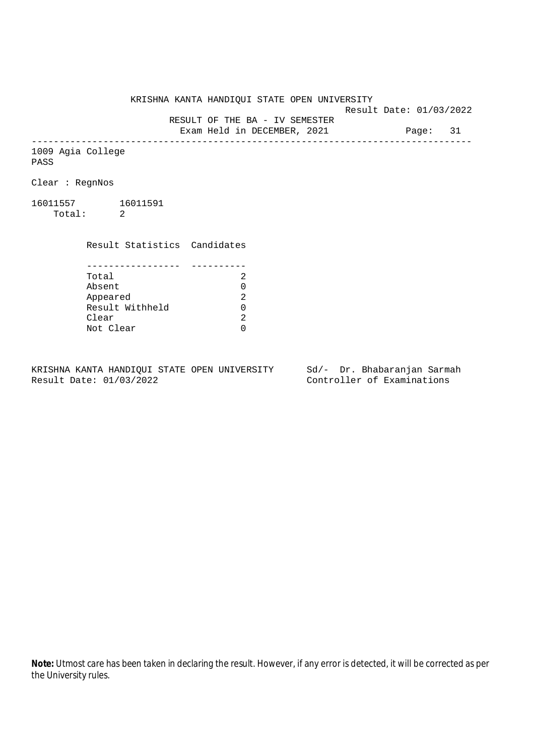KRISHNA KANTA HANDIQUI STATE OPEN UNIVERSITY

Result Date: 01/03/2022

RESULT OF THE BA - IV SEMESTER

Exam Held in DECEMBER, 2021

---

1009 Agia College

PASS

Clear : RegnNos

16011557 16011591

Total: 2

| Result Statistics | Candidates |
|---|---|
| Total | 2 |
| Absent | 0 |
| Appeared | 2 |
| Result Withheld | 0 |
| Clear | 2 |
| Not Clear | 0 |

KRISHNA KANTA HANDIQUI STATE OPEN UNIVERSITY
Result Date: 01/03/2022

Sd/- Dr. Bhabaranjan Sarmah
Controller of Examinations

**Note:** Utmost care has been taken in declaring the result. However, if any error is detected, it will be corrected as per the University rules.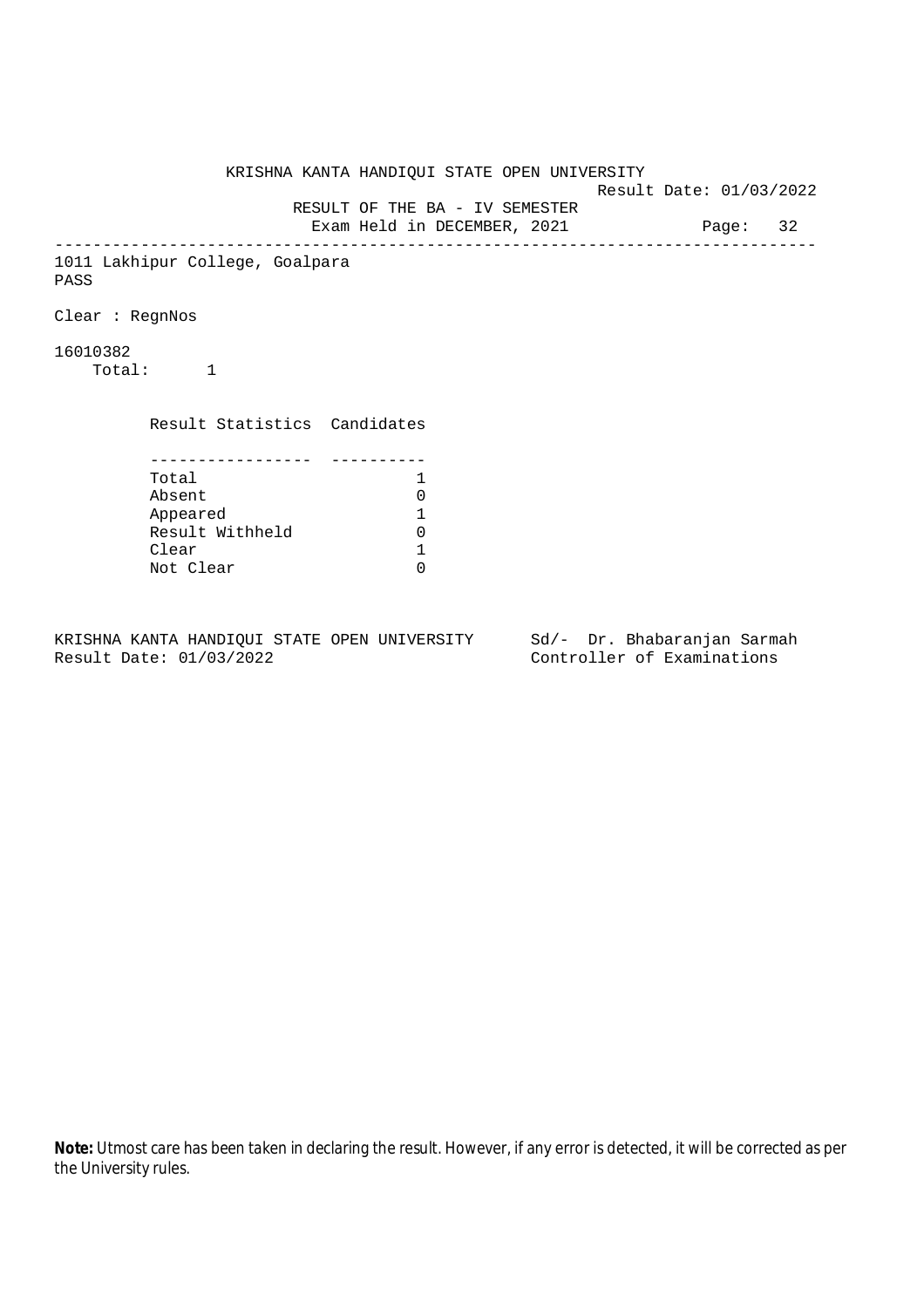KRISHNA KANTA HANDIQUI STATE OPEN UNIVERSITY

Result Date: 01/03/2022

RESULT OF THE BA - IV SEMESTER

Exam Held in DECEMBER, 2021

---

1011 Lakhipur College, Goalpara

PASS

Clear : RegnNos

16010382

Total: 1

| Result Statistics | Candidates |
|---|---|
| Total | 1 |
| Absent | 0 |
| Appeared | 1 |
| Result Withheld | 0 |
| Clear | 1 |
| Not Clear | 0 |

KRISHNA KANTA HANDIQUI STATE OPEN UNIVERSITY
Result Date: 01/03/2022

Sd/- Dr. Bhabaranjan Sarmah
Controller of Examinations

**Note:** Utmost care has been taken in declaring the result. However, if any error is detected, it will be corrected as per the University rules.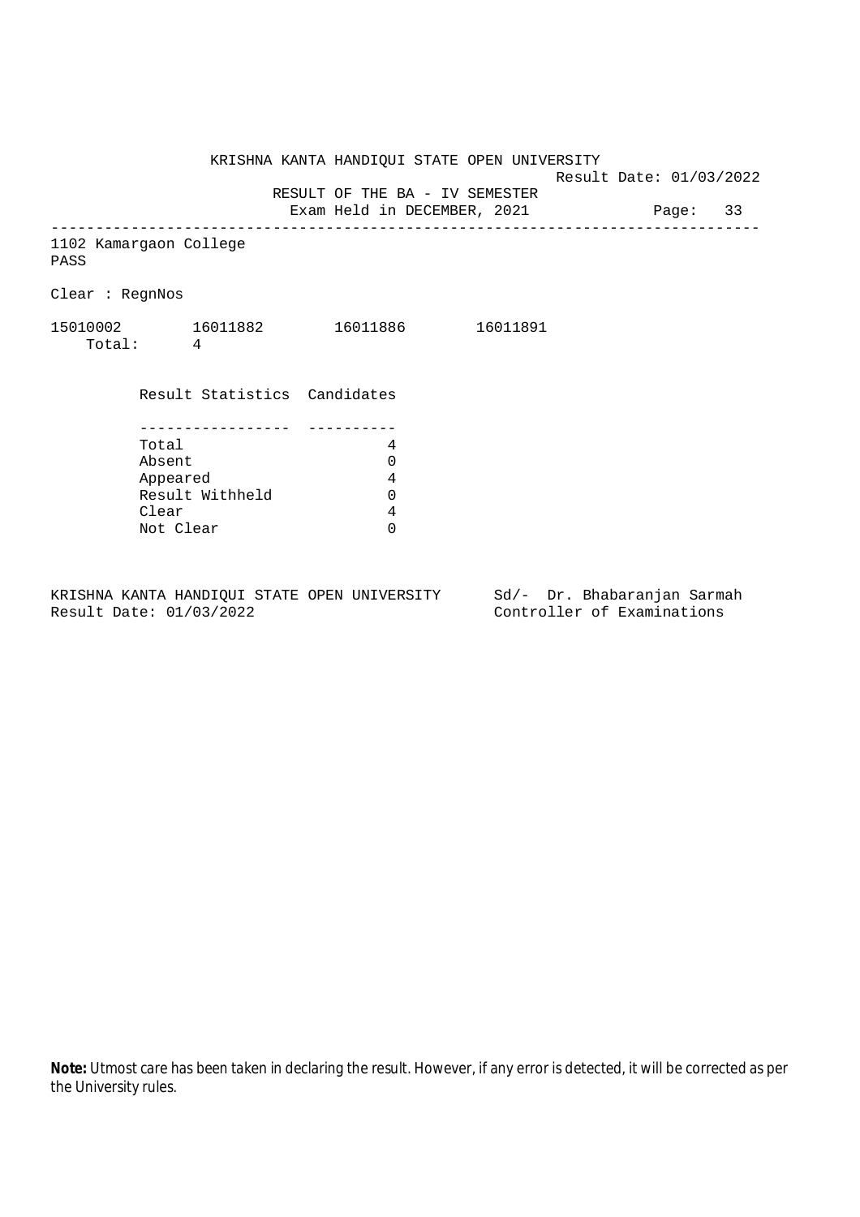KRISHNA KANTA HANDIQUI STATE OPEN UNIVERSITY

Result Date: 01/03/2022

RESULT OF THE BA - IV SEMESTER

Exam Held in DECEMBER, 2021

---

1102 Kamargaon College

PASS

Clear : RegnNos

15010002 16011882 16011886 16011891

Total: 4

| Result Statistics | Candidates |
|---|---|
| Total | 4 |
| Absent | 0 |
| Appeared | 4 |
| Result Withheld | 0 |
| Clear | 4 |
| Not Clear | 0 |

KRISHNA KANTA HANDIQUI STATE OPEN UNIVERSITY
Result Date: 01/03/2022

Sd/- Dr. Bhabaranjan Sarmah
Controller of Examinations

**Note:** Utmost care has been taken in declaring the result. However, if any error is detected, it will be corrected as per the University rules.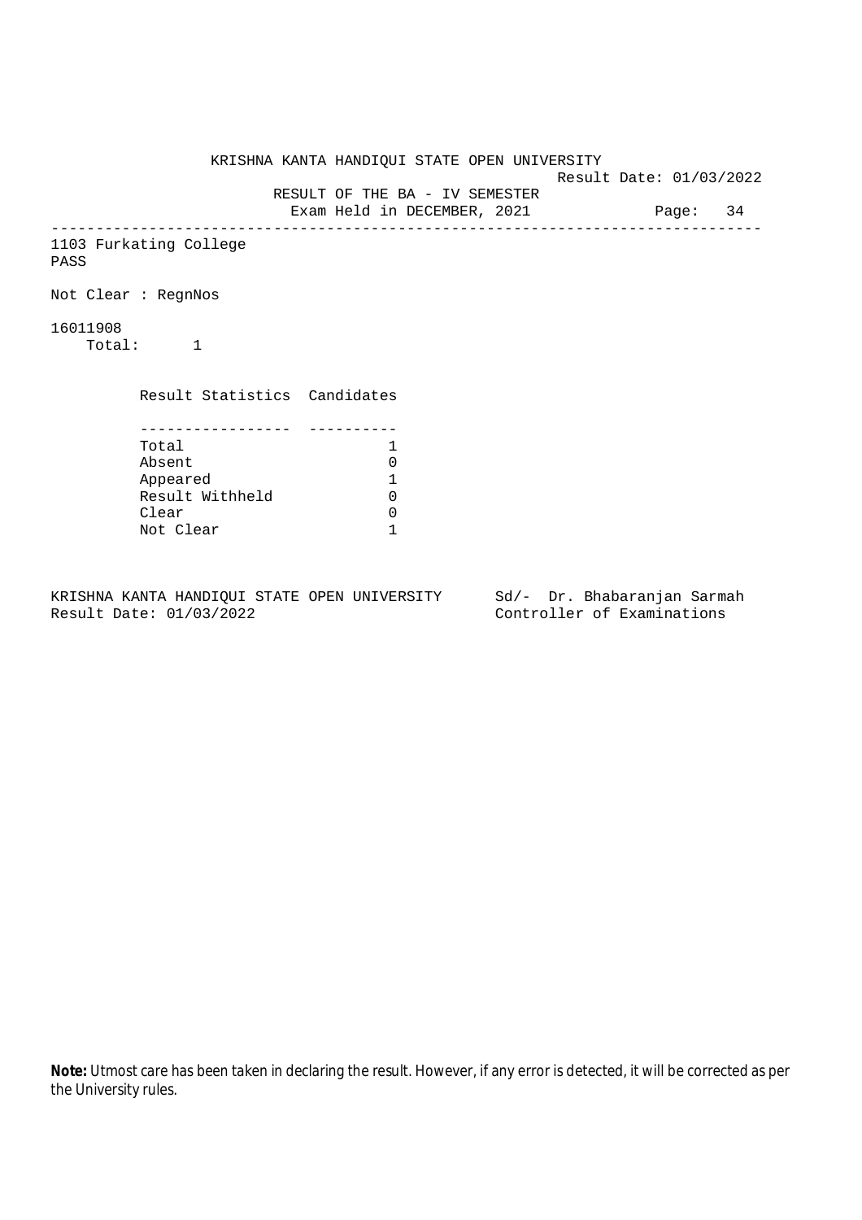KRISHNA KANTA HANDIQUI STATE OPEN UNIVERSITY

Result Date: 01/03/2022

RESULT OF THE BA - IV SEMESTER

Exam Held in DECEMBER, 2021

---

1103 Furkating College

PASS

Not Clear : RegnNos

16011908

Total: 1

| Result Statistics | Candidates |
|---|---|
| Total | 1 |
| Absent | 0 |
| Appeared | 1 |
| Result Withheld | 0 |
| Clear | 0 |
| Not Clear | 1 |

KRISHNA KANTA HANDIQUI STATE OPEN UNIVERSITY
Result Date: 01/03/2022

Sd/- Dr. Bhabaranjan Sarmah
Controller of Examinations

**Note:** Utmost care has been taken in declaring the result. However, if any error is detected, it will be corrected as per the University rules.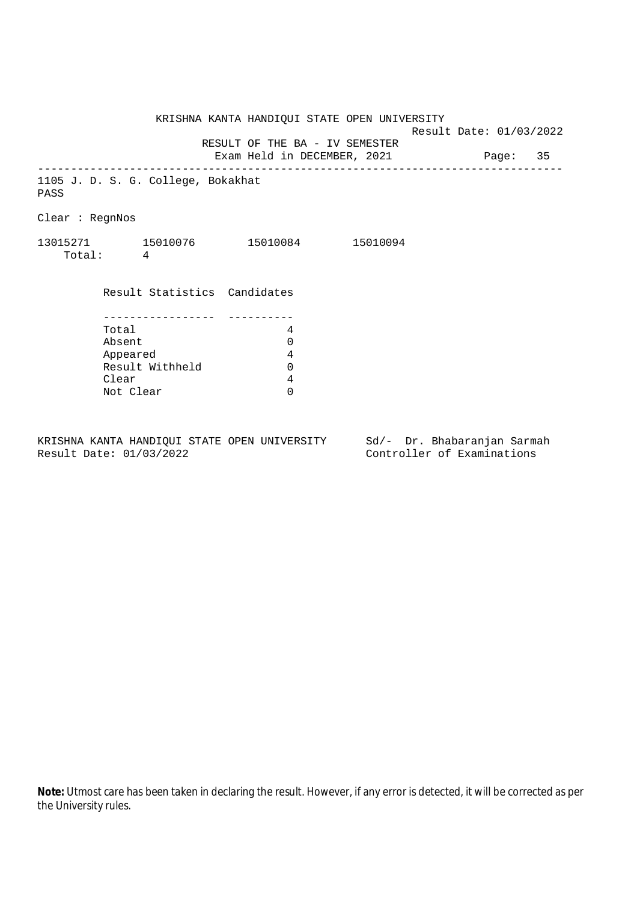KRISHNA KANTA HANDIQUI STATE OPEN UNIVERSITY

Result Date: 01/03/2022

RESULT OF THE BA - IV SEMESTER

Exam Held in DECEMBER, 2021

Page: 35

---

1105 J. D. S. G. College, Bokakhat

PASS

Clear : RegnNos

13015271 15010076 15010084 15010094

Total: 4

| Result Statistics | Candidates |
|---|---|
| Total | 4 |
| Absent | 0 |
| Appeared | 4 |
| Result Withheld | 0 |
| Clear | 4 |
| Not Clear | 0 |

KRISHNA KANTA HANDIQUI STATE OPEN UNIVERSITY

Result Date: 01/03/2022

Sd/- Dr. Bhabaranjan Sarmah

Controller of Examinations

**Note:** Utmost care has been taken in declaring the result. However, if any error is detected, it will be corrected as per the University rules.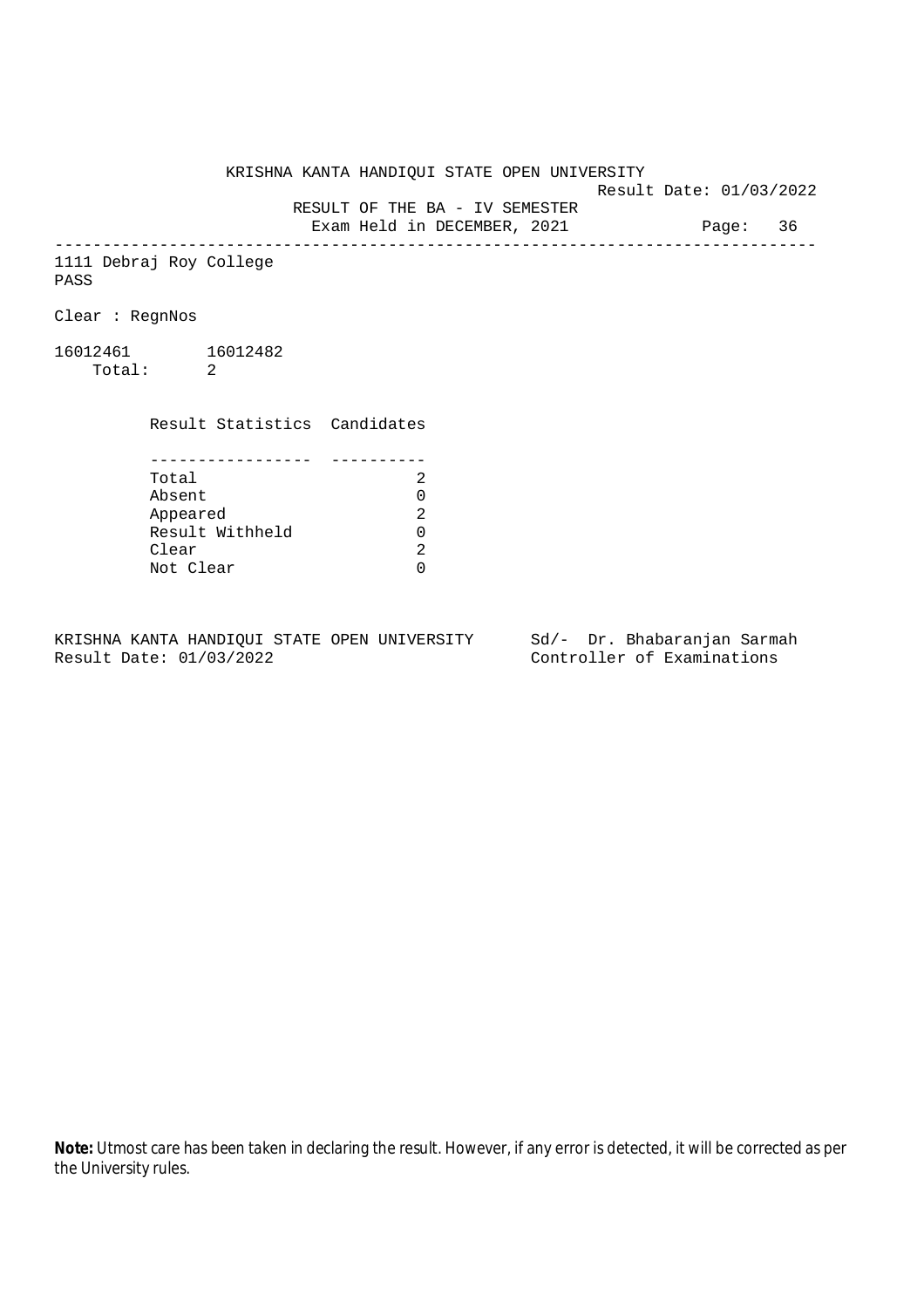KRISHNA KANTA HANDIQUI STATE OPEN UNIVERSITY

Result Date: 01/03/2022

RESULT OF THE BA - IV SEMESTER

Exam Held in DECEMBER, 2021

1111 Debraj Roy College

PASS

Clear : RegnNos

16012461 16012482

Total: 2

| Result Statistics | Candidates |
|---|---|
| Total | 2 |
| Absent | 0 |
| Appeared | 2 |
| Result Withheld | 0 |
| Clear | 2 |
| Not Clear | 0 |

KRISHNA KANTA HANDIQUI STATE OPEN UNIVERSITY
Result Date: 01/03/2022

Sd/- Dr. Bhabaranjan Sarmah
Controller of Examinations

**Note:** Utmost care has been taken in declaring the result. However, if any error is detected, it will be corrected as per the University rules.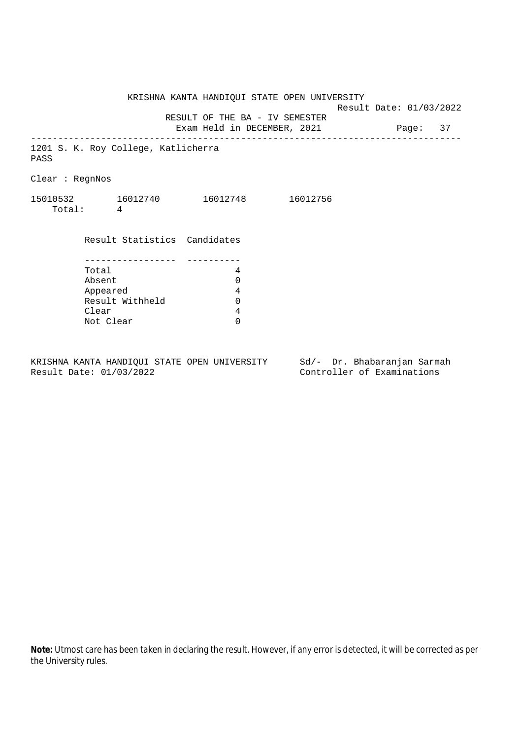KRISHNA KANTA HANDIQUI STATE OPEN UNIVERSITY

Result Date: 01/03/2022

RESULT OF THE BA - IV SEMESTER

Exam Held in DECEMBER, 2021

---

1201 S. K. Roy College, Katlicherra

PASS

Clear : RegnNos

15010532 16012740 16012748 16012756

Total: 4

| Result Statistics | Candidates |
|---|---|
| Total | 4 |
| Absent | 0 |
| Appeared | 4 |
| Result Withheld | 0 |
| Clear | 4 |
| Not Clear | 0 |

KRISHNA KANTA HANDIQUI STATE OPEN UNIVERSITY
Result Date: 01/03/2022

Sd/- Dr. Bhabaranjan Sarmah
Controller of Examinations

**Note:** Utmost care has been taken in declaring the result. However, if any error is detected, it will be corrected as per the University rules.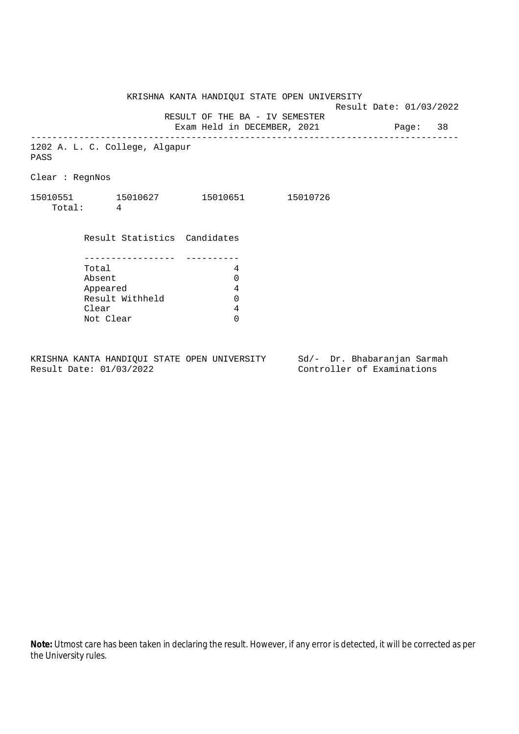KRISHNA KANTA HANDIQUI STATE OPEN UNIVERSITY

Result Date: 01/03/2022

RESULT OF THE BA - IV SEMESTER

Exam Held in DECEMBER, 2021

---

1202 A. L. C. College, Algapur

PASS

Clear : RegnNos

15010551 15010627 15010651 15010726

Total: 4

| Result Statistics | Candidates |
| --- | --- |
| Total | 4 |
| Absent | 0 |
| Appeared | 4 |
| Result Withheld | 0 |
| Clear | 4 |
| Not Clear | 0 |

KRISHNA KANTA HANDIQUI STATE OPEN UNIVERSITY
Result Date: 01/03/2022

Sd/- Dr. Bhabaranjan Sarmah
Controller of Examinations

**Note:** Utmost care has been taken in declaring the result. However, if any error is detected, it will be corrected as per the University rules.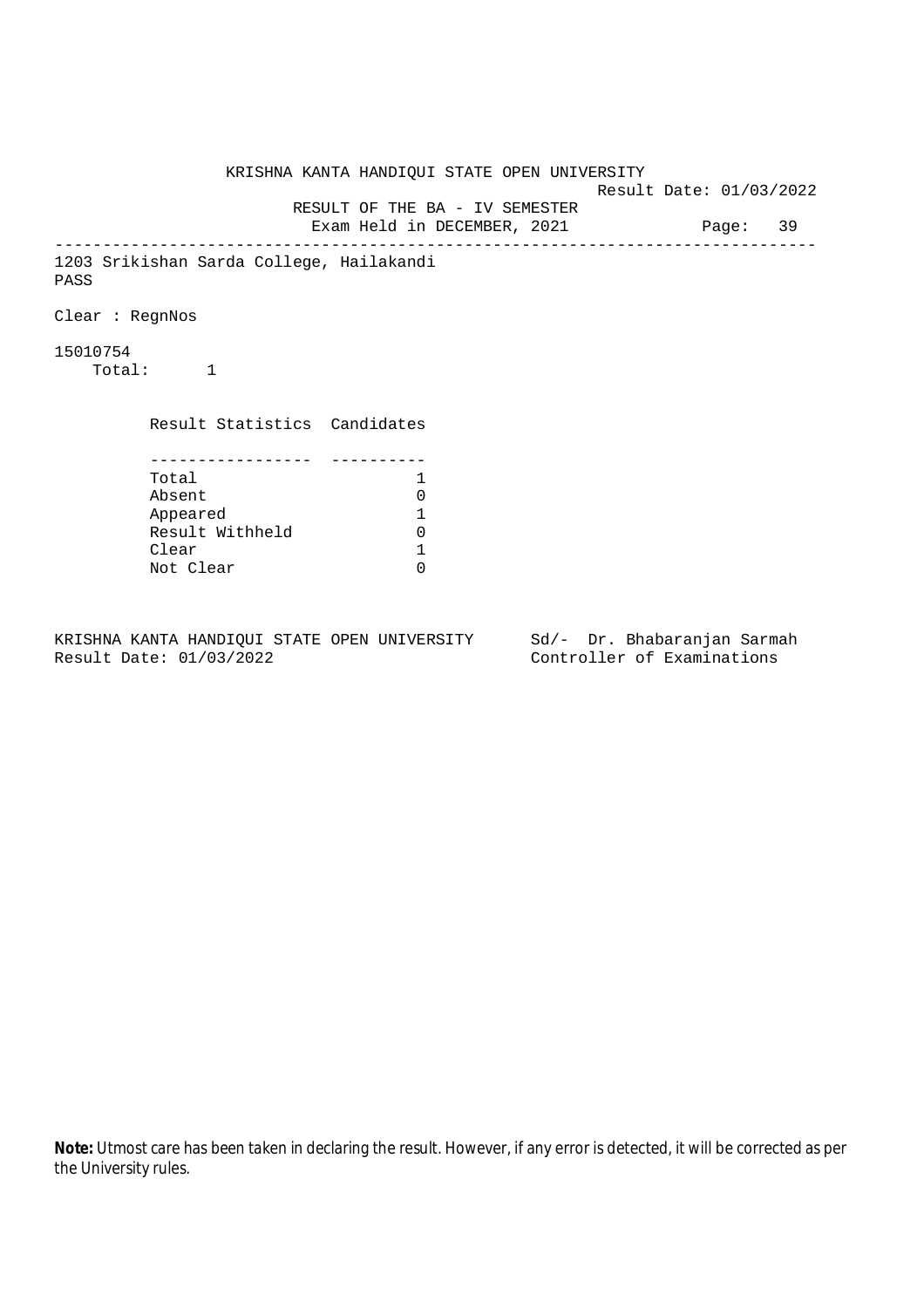KRISHNA KANTA HANDIQUI STATE OPEN UNIVERSITY

Result Date: 01/03/2022

RESULT OF THE BA - IV SEMESTER

Exam Held in DECEMBER, 2021

---

1203 Srikishan Sarda College, Hailakandi

PASS

Clear : RegnNos

15010754

Total: 1

| Result Statistics | Candidates |
|---|---|
| Total | 1 |
| Absent | 0 |
| Appeared | 1 |
| Result Withheld | 0 |
| Clear | 1 |
| Not Clear | 0 |

KRISHNA KANTA HANDIQUI STATE OPEN UNIVERSITY
Result Date: 01/03/2022

Sd/- Dr. Bhabaranjan Sarmah
Controller of Examinations

**Note:** Utmost care has been taken in declaring the result. However, if any error is detected, it will be corrected as per the University rules.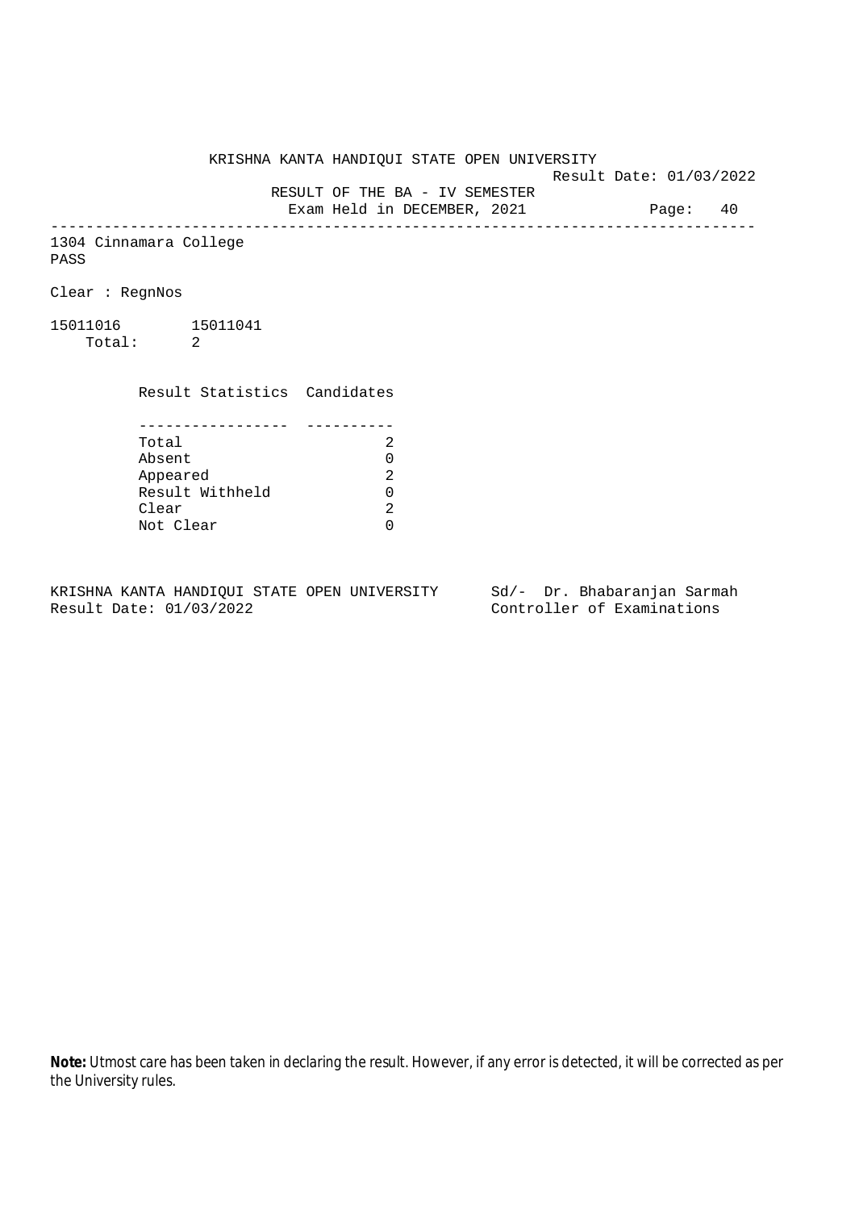KRISHNA KANTA HANDIQUI STATE OPEN UNIVERSITY

Result Date: 01/03/2022

RESULT OF THE BA - IV SEMESTER

Exam Held in DECEMBER, 2021

Page: 40

---

1304 Cinnamara College

PASS

Clear : RegnNos

15011016 15011041

Total: 2

| Result Statistics | Candidates |
|---|---|
| Total | 2 |
| Absent | 0 |
| Appeared | 2 |
| Result Withheld | 0 |
| Clear | 2 |
| Not Clear | 0 |

KRISHNA KANTA HANDIQUI STATE OPEN UNIVERSITY
Result Date: 01/03/2022

Sd/- Dr. Bhabaranjan Sarmah
Controller of Examinations

**Note:** Utmost care has been taken in declaring the result. However, if any error is detected, it will be corrected as per the University rules.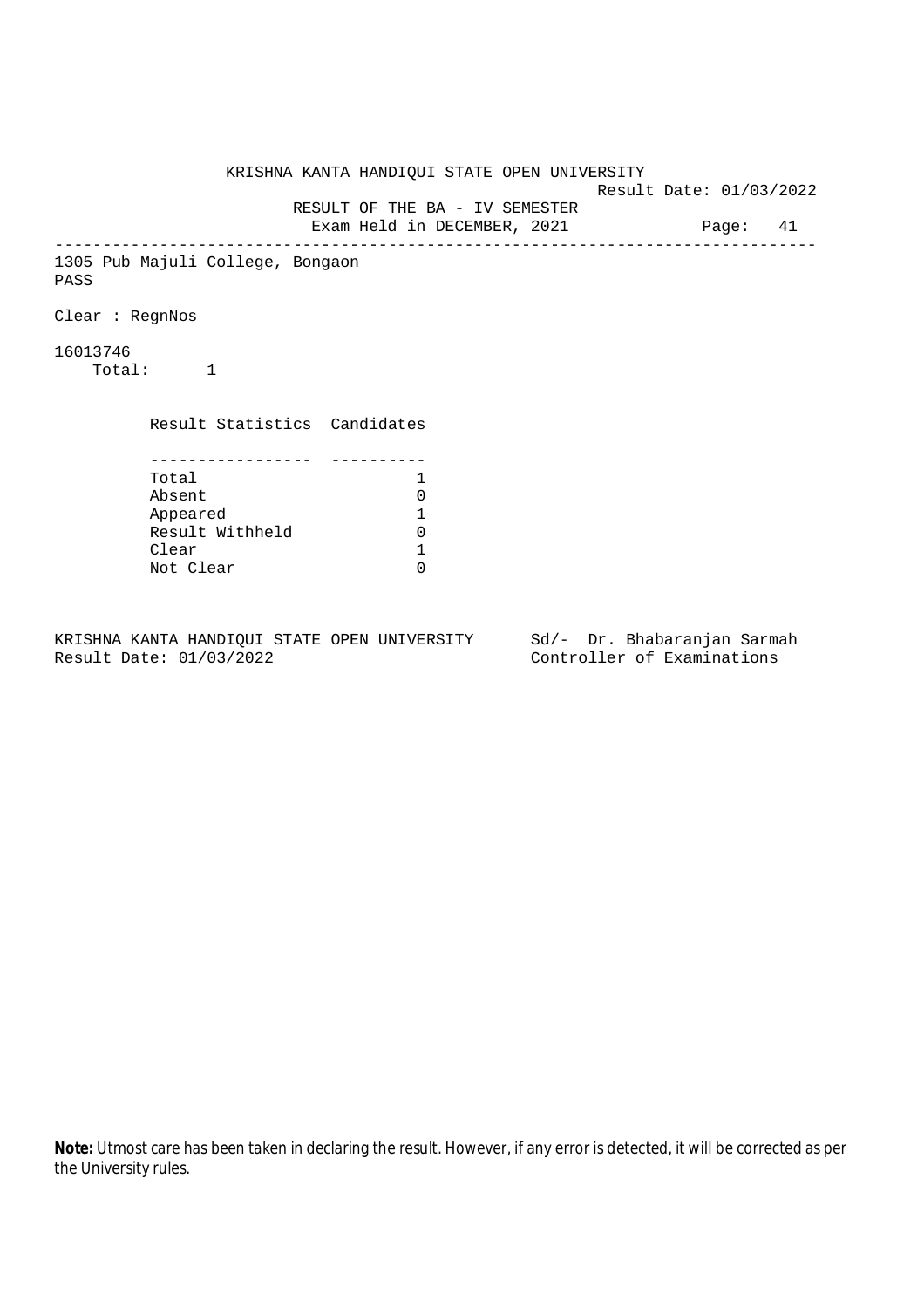KRISHNA KANTA HANDIQUI STATE OPEN UNIVERSITY

Result Date: 01/03/2022

RESULT OF THE BA - IV SEMESTER

Exam Held in DECEMBER, 2021

---

1305 Pub Majuli College, Bongaon

PASS

Clear : RegnNos

16013746

Total: 1

| Result Statistics | Candidates |
|---|---|
| Total | 1 |
| Absent | 0 |
| Appeared | 1 |
| Result Withheld | 0 |
| Clear | 1 |
| Not Clear | 0 |

KRISHNA KANTA HANDIQUI STATE OPEN UNIVERSITY
Result Date: 01/03/2022

Sd/- Dr. Bhabaranjan Sarmah
Controller of Examinations

**Note:** Utmost care has been taken in declaring the result. However, if any error is detected, it will be corrected as per the University rules.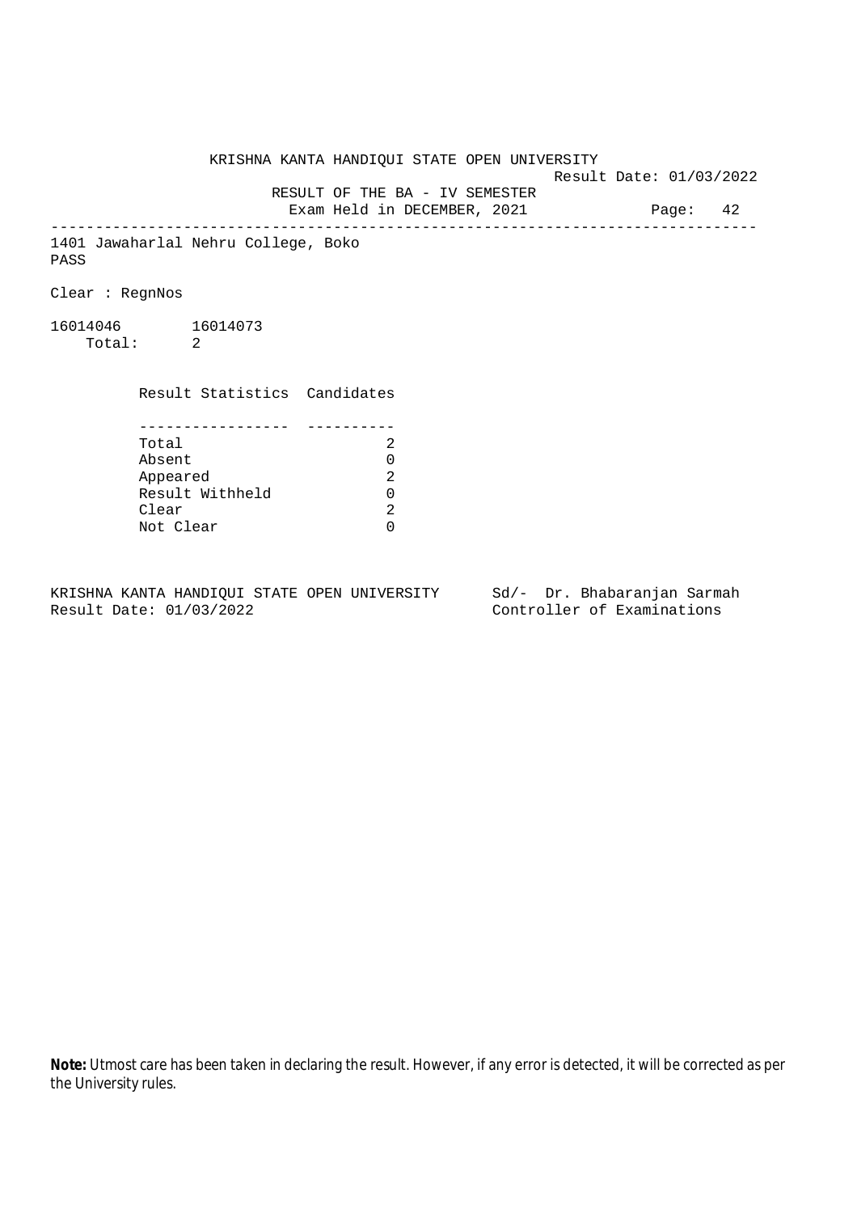KRISHNA KANTA HANDIQUI STATE OPEN UNIVERSITY

Result Date: 01/03/2022

RESULT OF THE BA - IV SEMESTER

Exam Held in DECEMBER, 2021

---

1401 Jawaharlal Nehru College, Boko

PASS

Clear : RegnNos

16014046 16014073

Total: 2

| Result Statistics | Candidates |
|---|---|
| Total | 2 |
| Absent | 0 |
| Appeared | 2 |
| Result Withheld | 0 |
| Clear | 2 |
| Not Clear | 0 |

KRISHNA KANTA HANDIQUI STATE OPEN UNIVERSITY
Result Date: 01/03/2022

Sd/- Dr. Bhabaranjan Sarmah
Controller of Examinations

**Note:** Utmost care has been taken in declaring the result. However, if any error is detected, it will be corrected as per the University rules.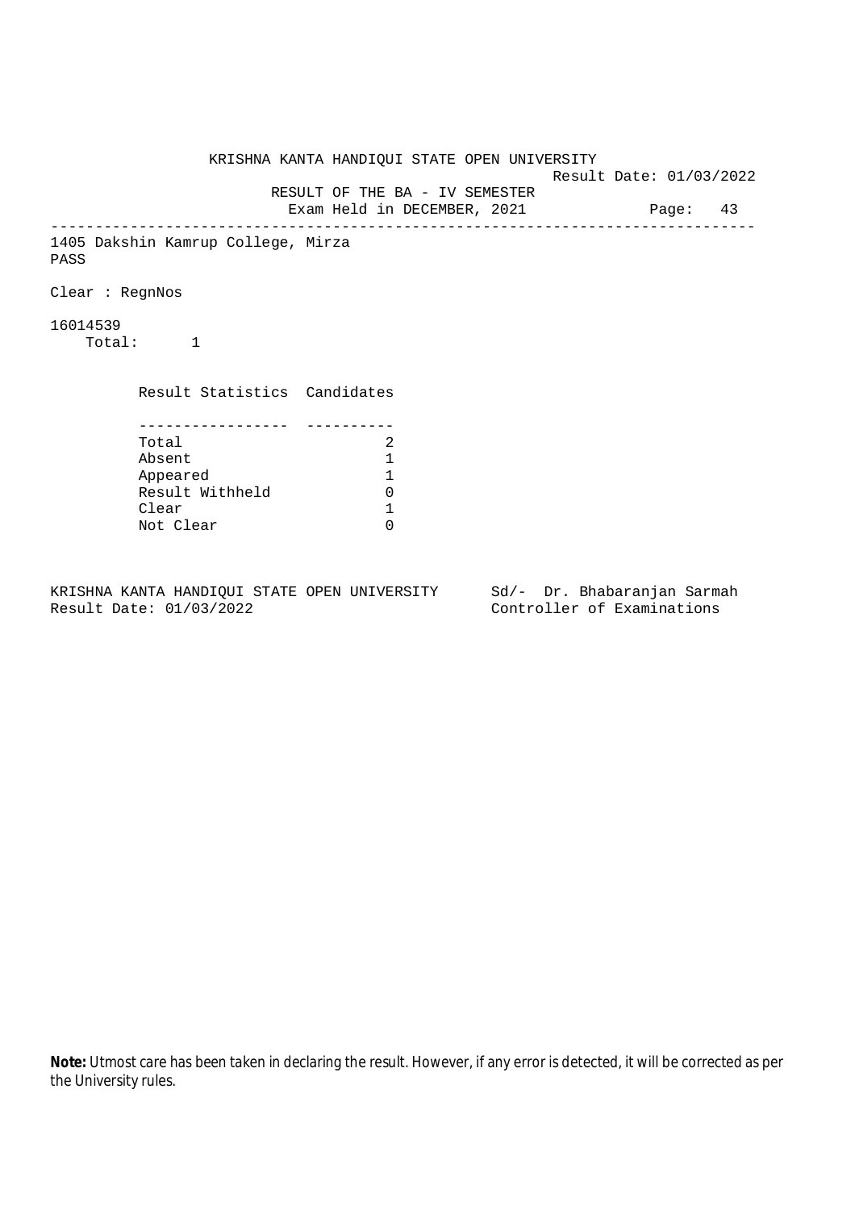KRISHNA KANTA HANDIQUI STATE OPEN UNIVERSITY

Result Date: 01/03/2022

RESULT OF THE BA - IV SEMESTER

Exam Held in DECEMBER, 2021

---

1405 Dakshin Kamrup College, Mirza

PASS

Clear : RegnNos

16014539

Total: 1

| Result Statistics | Candidates |
|---|---|
| Total | 2 |
| Absent | 1 |
| Appeared | 1 |
| Result Withheld | 0 |
| Clear | 1 |
| Not Clear | 0 |

KRISHNA KANTA HANDIQUI STATE OPEN UNIVERSITY
Result Date: 01/03/2022

Sd/- Dr. Bhabaranjan Sarmah
Controller of Examinations

**Note:** Utmost care has been taken in declaring the result. However, if any error is detected, it will be corrected as per the University rules.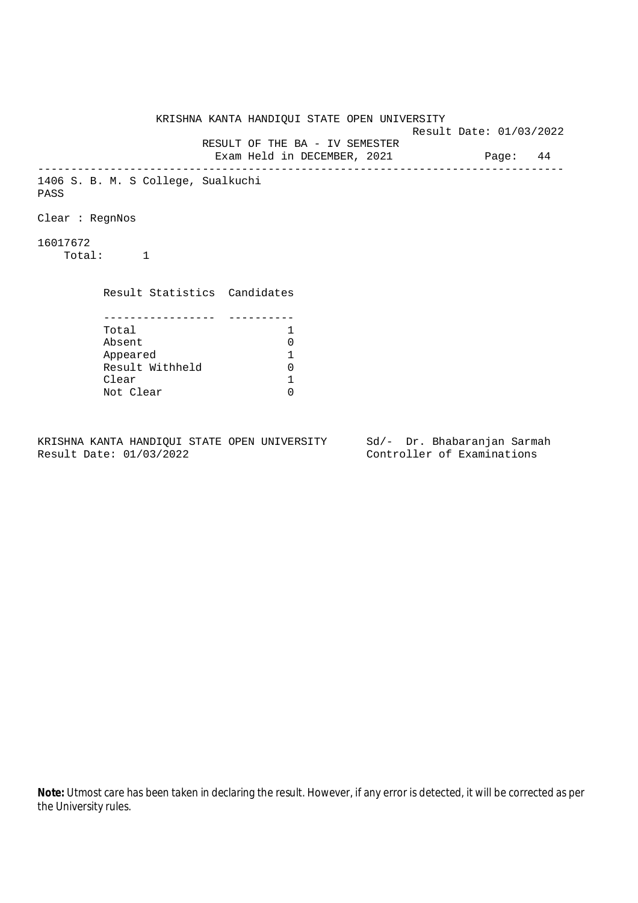KRISHNA KANTA HANDIQUI STATE OPEN UNIVERSITY

Result Date: 01/03/2022

RESULT OF THE BA - IV SEMESTER

Exam Held in DECEMBER, 2021

---

1406 S. B. M. S College, Sualkuchi

PASS

Clear : RegnNos

16017672

Total: 1

| Result Statistics | Candidates |
|---|---|
| Total | 1 |
| Absent | 0 |
| Appeared | 1 |
| Result Withheld | 0 |
| Clear | 1 |
| Not Clear | 0 |

KRISHNA KANTA HANDIQUI STATE OPEN UNIVERSITY
Result Date: 01/03/2022

Sd/- Dr. Bhabaranjan Sarmah
Controller of Examinations

**Note:** Utmost care has been taken in declaring the result. However, if any error is detected, it will be corrected as per the University rules.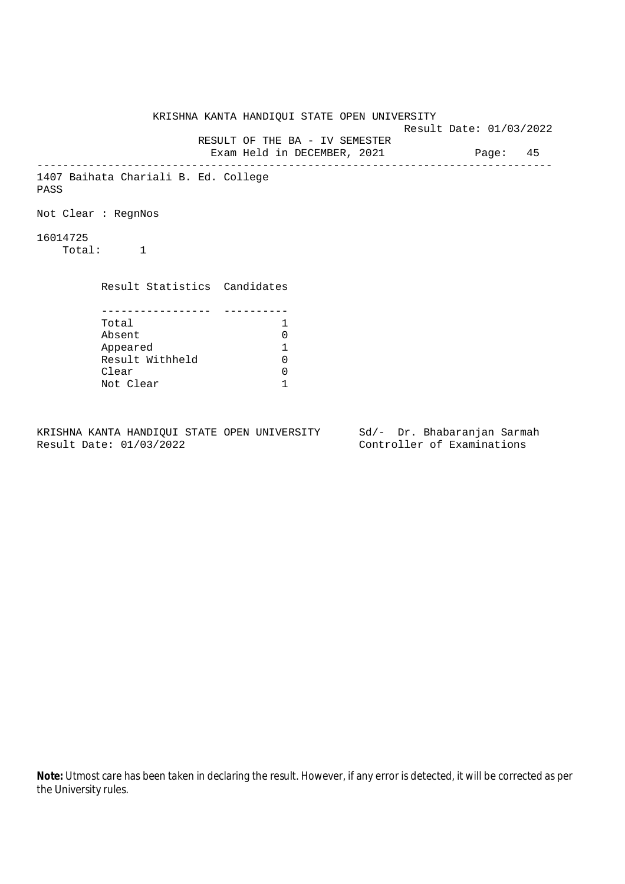KRISHNA KANTA HANDIQUI STATE OPEN UNIVERSITY

Result Date: 01/03/2022

RESULT OF THE BA - IV SEMESTER

Exam Held in DECEMBER, 2021

---

1407 Baihata Chariali B. Ed. College

PASS

Not Clear : RegnNos

16014725

Total: 1

| Result Statistics | Candidates |
|---|---|
| Total | 1 |
| Absent | 0 |
| Appeared | 1 |
| Result Withheld | 0 |
| Clear | 0 |
| Not Clear | 1 |

KRISHNA KANTA HANDIQUI STATE OPEN UNIVERSITY
Result Date: 01/03/2022

Sd/- Dr. Bhabaranjan Sarmah
Controller of Examinations

**Note:** Utmost care has been taken in declaring the result. However, if any error is detected, it will be corrected as per the University rules.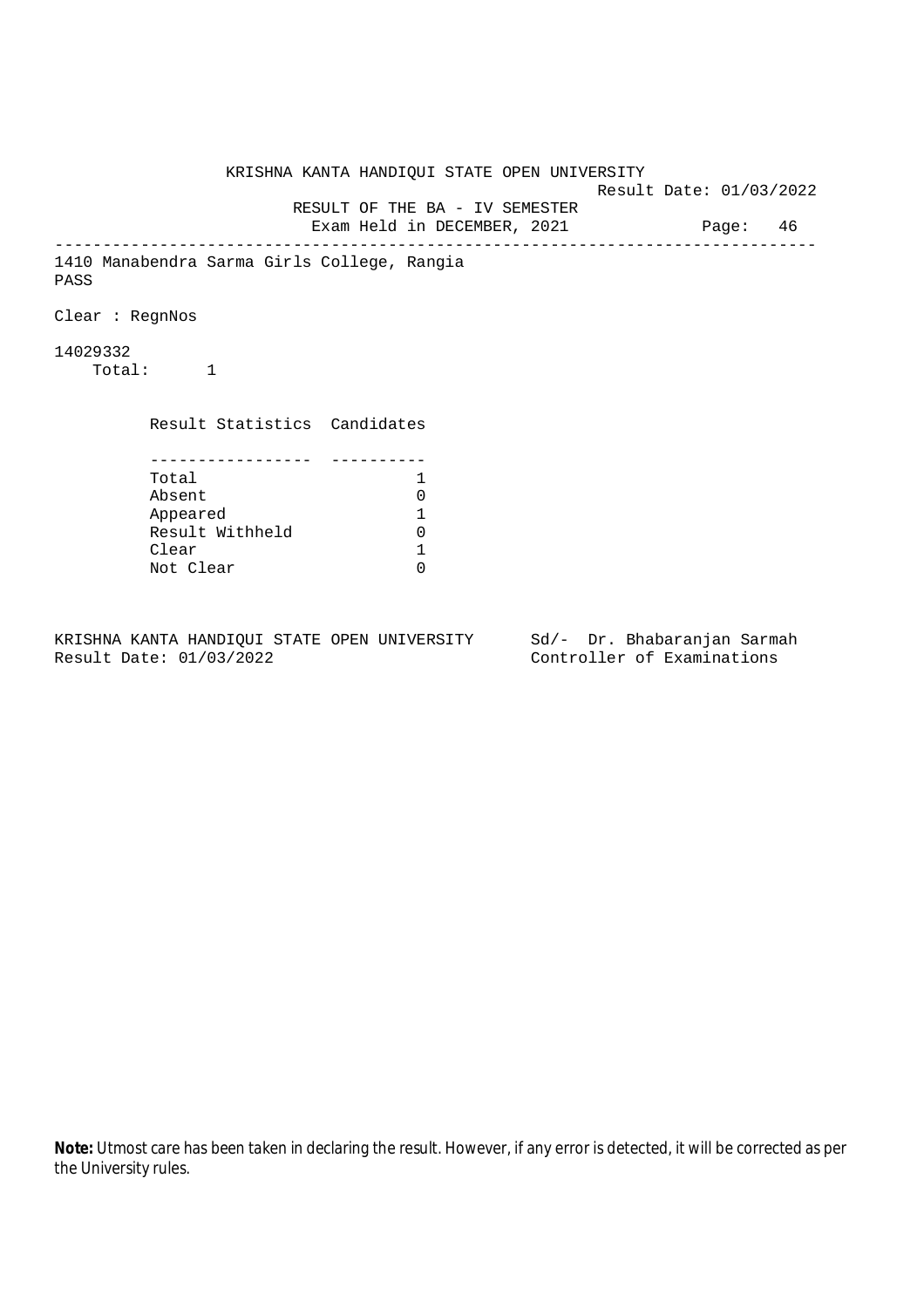KRISHNA KANTA HANDIQUI STATE OPEN UNIVERSITY

Result Date: 01/03/2022

RESULT OF THE BA - IV SEMESTER

Exam Held in DECEMBER, 2021

---

1410 Manabendra Sarma Girls College, Rangia

PASS

Clear : RegnNos

14029332

Total: 1

| Result Statistics | Candidates |
|---|---|
| Total | 1 |
| Absent | 0 |
| Appeared | 1 |
| Result Withheld | 0 |
| Clear | 1 |
| Not Clear | 0 |

KRISHNA KANTA HANDIQUI STATE OPEN UNIVERSITY
Result Date: 01/03/2022

Sd/- Dr. Bhabaranjan Sarmah
Controller of Examinations

**Note:** Utmost care has been taken in declaring the result. However, if any error is detected, it will be corrected as per the University rules.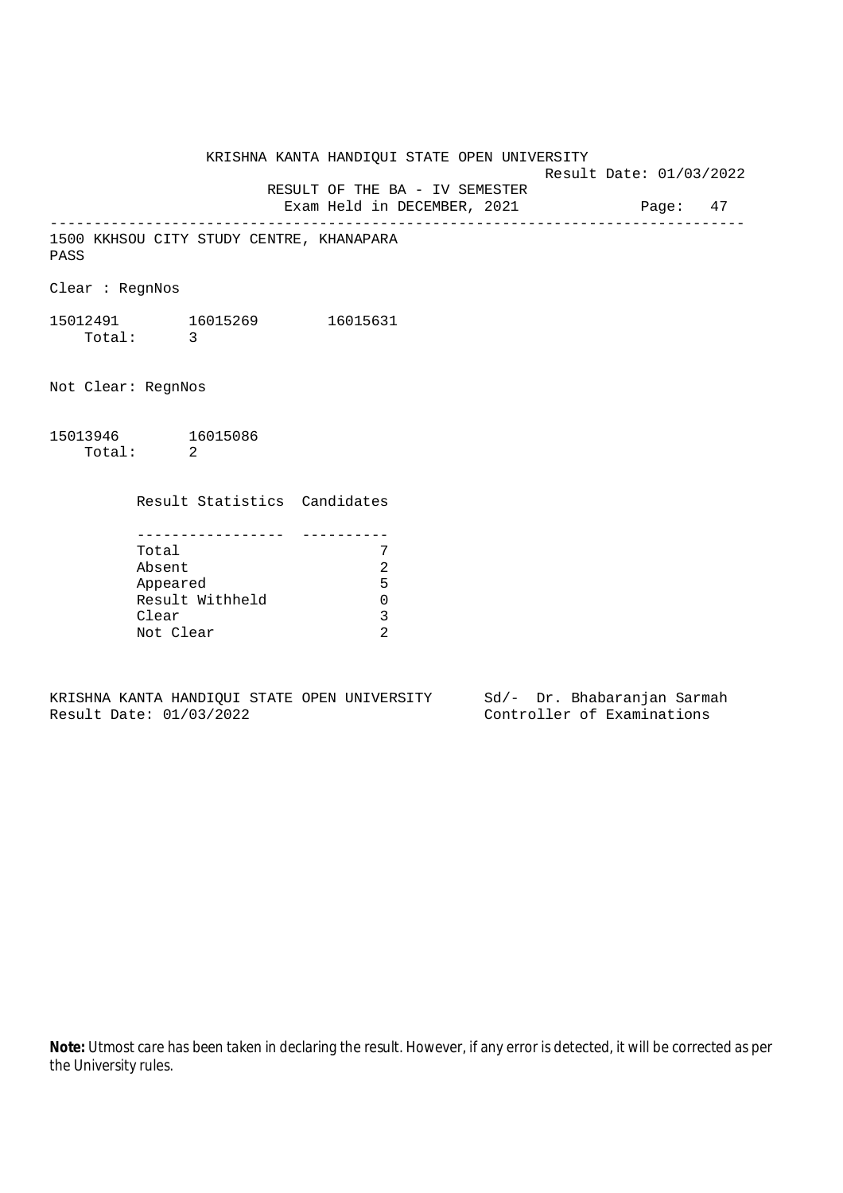KRISHNA KANTA HANDIQUI STATE OPEN UNIVERSITY

Result Date: 01/03/2022

RESULT OF THE BA - IV SEMESTER

Exam Held in DECEMBER, 2021

---

1500 KKHSOU CITY STUDY CENTRE, KHANAPARA

PASS

Clear : RegnNos

15012491 16015269 16015631

Total: 3

Not Clear: RegnNos

15013946 16015086

Total: 2

| Result Statistics | Candidates |
|---|---|
| Total | 7 |
| Absent | 2 |
| Appeared | 5 |
| Result Withheld | 0 |
| Clear | 3 |
| Not Clear | 2 |

KRISHNA KANTA HANDIQUI STATE OPEN UNIVERSITY

Result Date: 01/03/2022

Sd/- Dr. Bhabaranjan Sarmah

Controller of Examinations

**Note:** Utmost care has been taken in declaring the result. However, if any error is detected, it will be corrected as per the University rules.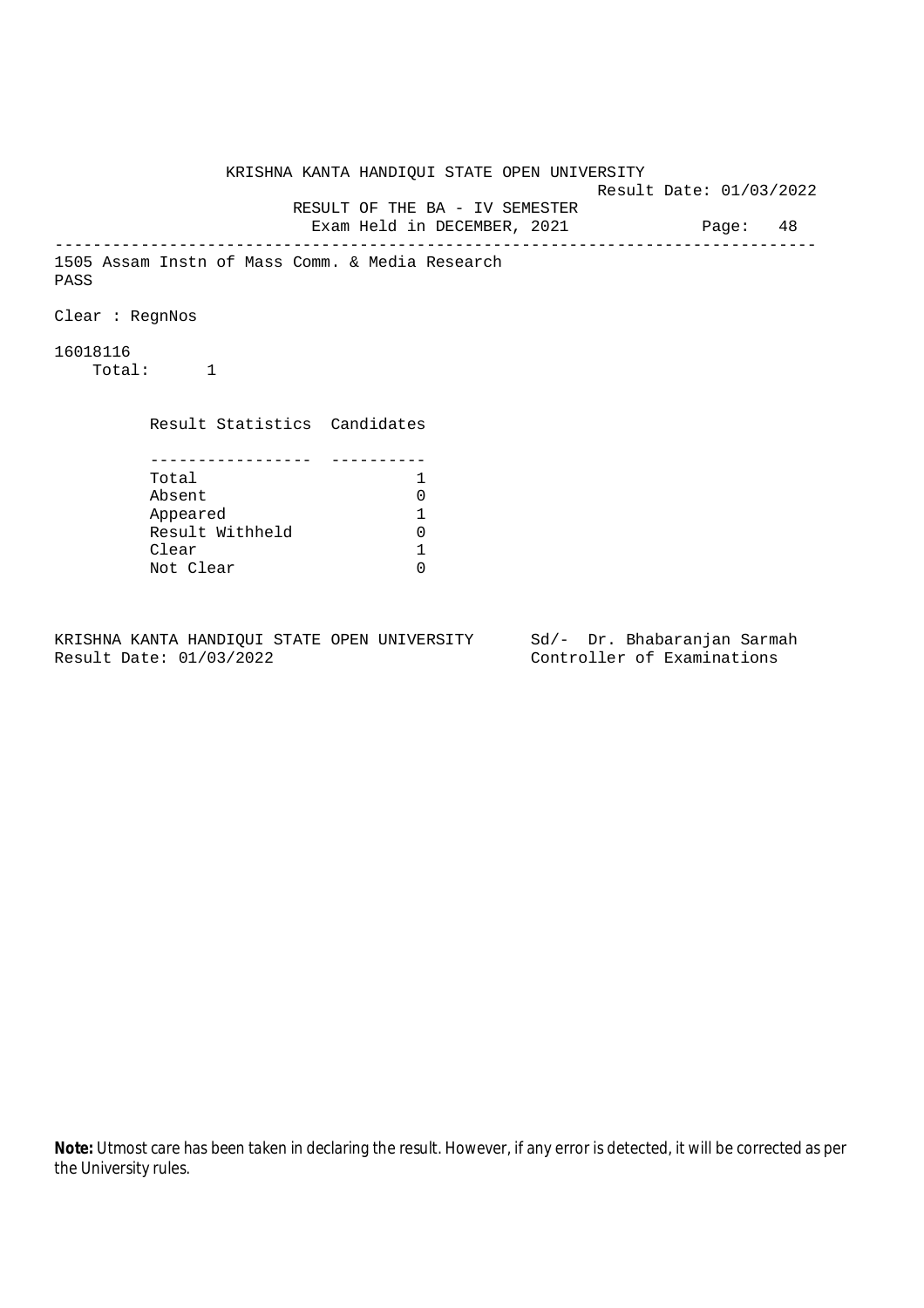KRISHNA KANTA HANDIQUI STATE OPEN UNIVERSITY

Result Date: 01/03/2022

RESULT OF THE BA - IV SEMESTER

Exam Held in DECEMBER, 2021

---

1505 Assam Instn of Mass Comm. & Media Research

PASS

Clear : RegnNos

16018116

Total: 1

| Result Statistics | Candidates |
|---|---|
| Total | 1 |
| Absent | 0 |
| Appeared | 1 |
| Result Withheld | 0 |
| Clear | 1 |
| Not Clear | 0 |

KRISHNA KANTA HANDIQUI STATE OPEN UNIVERSITY
Result Date: 01/03/2022

Sd/- Dr. Bhabaranjan Sarmah
Controller of Examinations

**Note:** Utmost care has been taken in declaring the result. However, if any error is detected, it will be corrected as per the University rules.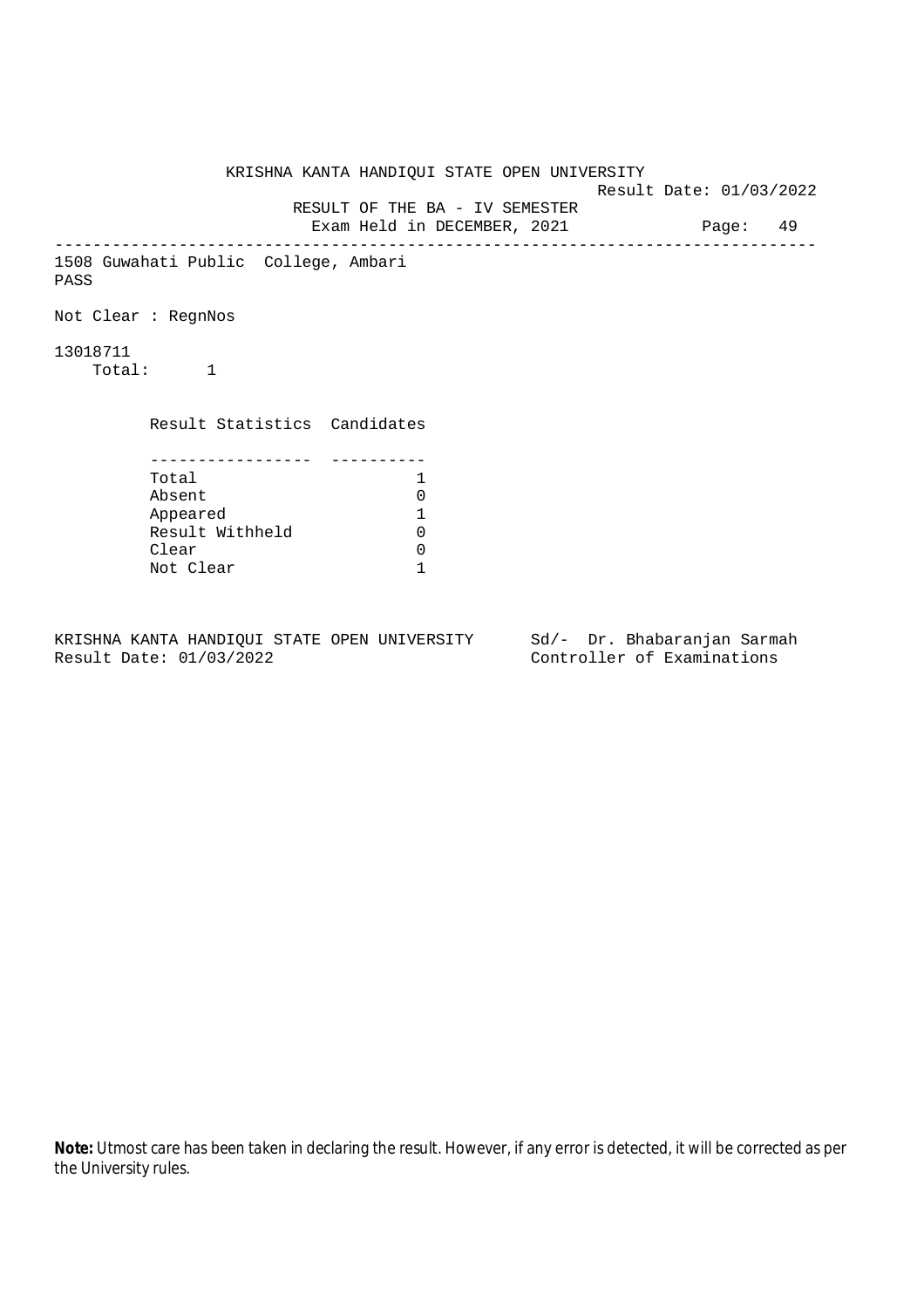KRISHNA KANTA HANDIQUI STATE OPEN UNIVERSITY

Result Date: 01/03/2022

RESULT OF THE BA - IV SEMESTER

Exam Held in DECEMBER, 2021

---

1508 Guwahati Public College, Ambari

PASS

Not Clear : RegnNos

13018711

Total: 1

| Result Statistics | Candidates |
|---|---|
| Total | 1 |
| Absent | 0 |
| Appeared | 1 |
| Result Withheld | 0 |
| Clear | 0 |
| Not Clear | 1 |

KRISHNA KANTA HANDIQUI STATE OPEN UNIVERSITY
Result Date: 01/03/2022

Sd/- Dr. Bhabaranjan Sarmah
Controller of Examinations

**Note:** Utmost care has been taken in declaring the result. However, if any error is detected, it will be corrected as per the University rules.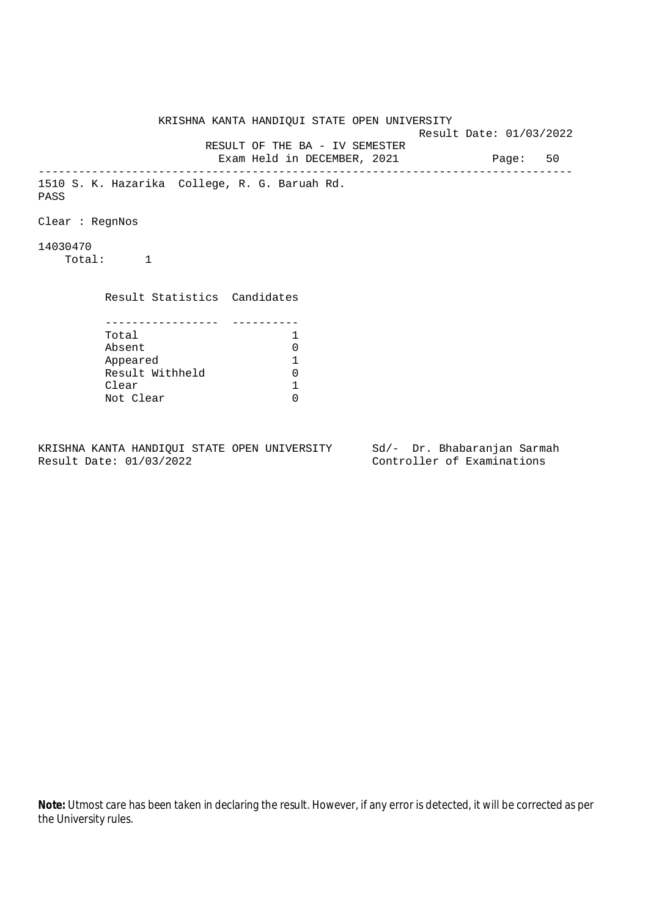KRISHNA KANTA HANDIQUI STATE OPEN UNIVERSITY

Result Date: 01/03/2022

RESULT OF THE BA - IV SEMESTER

Exam Held in DECEMBER, 2021

---

1510 S. K. Hazarika College, R. G. Baruah Rd.

PASS

Clear : RegnNos

14030470

Total: 1

| Result Statistics | Candidates |
|---|---|
| Total | 1 |
| Absent | 0 |
| Appeared | 1 |
| Result Withheld | 0 |
| Clear | 1 |
| Not Clear | 0 |

KRISHNA KANTA HANDIQUI STATE OPEN UNIVERSITY
Result Date: 01/03/2022

Sd/- Dr. Bhabaranjan Sarmah
Controller of Examinations

**Note:** Utmost care has been taken in declaring the result. However, if any error is detected, it will be corrected as per the University rules.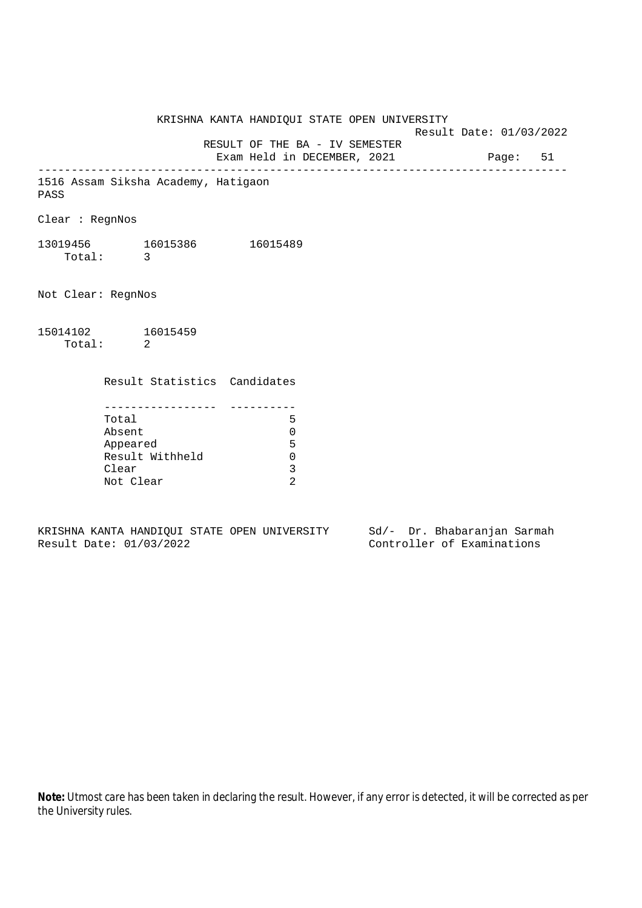KRISHNA KANTA HANDIQUI STATE OPEN UNIVERSITY

Result Date: 01/03/2022

RESULT OF THE BA - IV SEMESTER

Exam Held in DECEMBER, 2021

---

1516 Assam Siksha Academy, Hatigaon

PASS

Clear : RegnNos

13019456 16015386 16015489

Total: 3

Not Clear: RegnNos

15014102 16015459

Total: 2

| Result Statistics | Candidates |
|---|---|
| Total | 5 |
| Absent | 0 |
| Appeared | 5 |
| Result Withheld | 0 |
| Clear | 3 |
| Not Clear | 2 |

KRISHNA KANTA HANDIQUI STATE OPEN UNIVERSITY

Result Date: 01/03/2022

Sd/- Dr. Bhabaranjan Sarmah

Controller of Examinations

**Note:** Utmost care has been taken in declaring the result. However, if any error is detected, it will be corrected as per the University rules.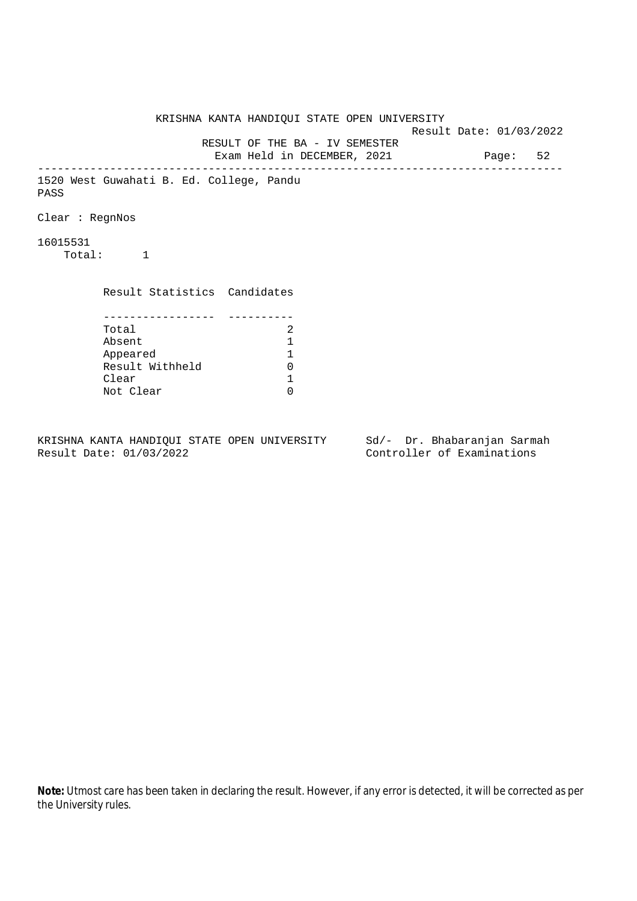KRISHNA KANTA HANDIQUI STATE OPEN UNIVERSITY

Result Date: 01/03/2022

RESULT OF THE BA - IV SEMESTER

Exam Held in DECEMBER, 2021

Page: 52

---

1520 West Guwahati B. Ed. College, Pandu

PASS

Clear : RegnNos

16015531

Total: 1

| Result Statistics | Candidates |
|---|---|
| Total | 2 |
| Absent | 1 |
| Appeared | 1 |
| Result Withheld | 0 |
| Clear | 1 |
| Not Clear | 0 |

KRISHNA KANTA HANDIQUI STATE OPEN UNIVERSITY
Result Date: 01/03/2022

Sd/- Dr. Bhabaranjan Sarmah
Controller of Examinations

**Note:** Utmost care has been taken in declaring the result. However, if any error is detected, it will be corrected as per the University rules.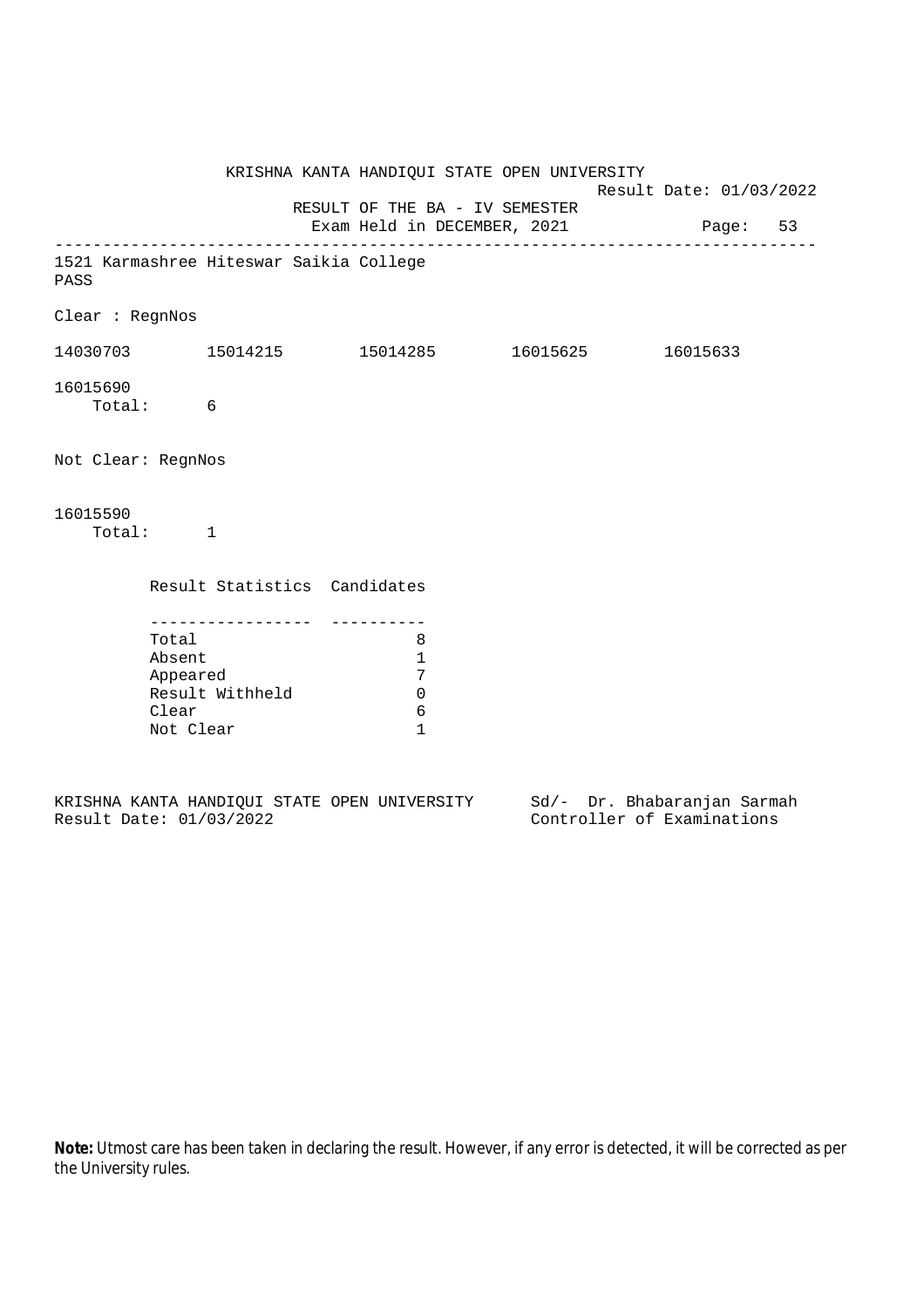KRISHNA KANTA HANDIQUI STATE OPEN UNIVERSITY

Result Date: 01/03/2022

RESULT OF THE BA - IV SEMESTER

Exam Held in DECEMBER, 2021

Page: 53

---

1521 Karmashree Hiteswar Saikia College

PASS

Clear : RegnNos

14030703    15014215    15014285    16015625    16015633

16015690

Total: 6

Not Clear: RegnNos

16015590

Total: 1

| Result Statistics | Candidates |
|---|---|
| Total | 8 |
| Absent | 1 |
| Appeared | 7 |
| Result Withheld | 0 |
| Clear | 6 |
| Not Clear | 1 |

KRISHNA KANTA HANDIQUI STATE OPEN UNIVERSITY
Result Date: 01/03/2022

Sd/- Dr. Bhabaranjan Sarmah
Controller of Examinations

**Note:** Utmost care has been taken in declaring the result. However, if any error is detected, it will be corrected as per the University rules.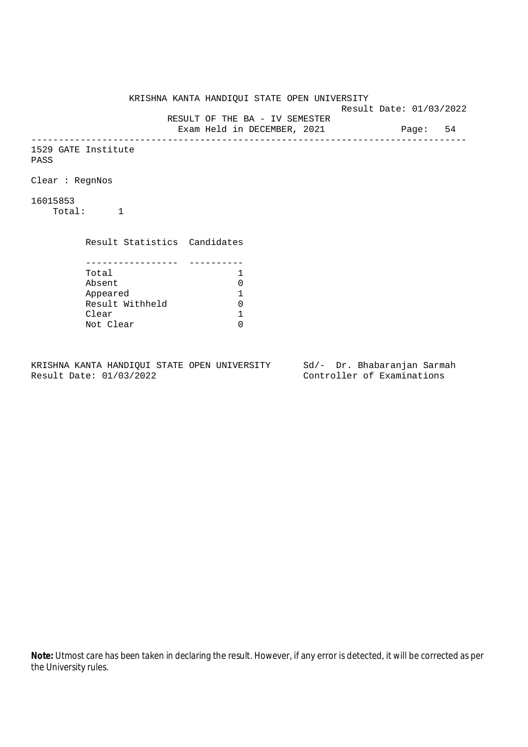KRISHNA KANTA HANDIQUI STATE OPEN UNIVERSITY

Result Date: 01/03/2022

RESULT OF THE BA - IV SEMESTER

Exam Held in DECEMBER, 2021

---

1529 GATE Institute

PASS

Clear : RegnNos

16015853

Total: 1

| Result Statistics | Candidates |
|---|---|
| Total | 1 |
| Absent | 0 |
| Appeared | 1 |
| Result Withheld | 0 |
| Clear | 1 |
| Not Clear | 0 |

KRISHNA KANTA HANDIQUI STATE OPEN UNIVERSITY
Result Date: 01/03/2022

Sd/- Dr. Bhabaranjan Sarmah
Controller of Examinations

**Note:** Utmost care has been taken in declaring the result. However, if any error is detected, it will be corrected as per the University rules.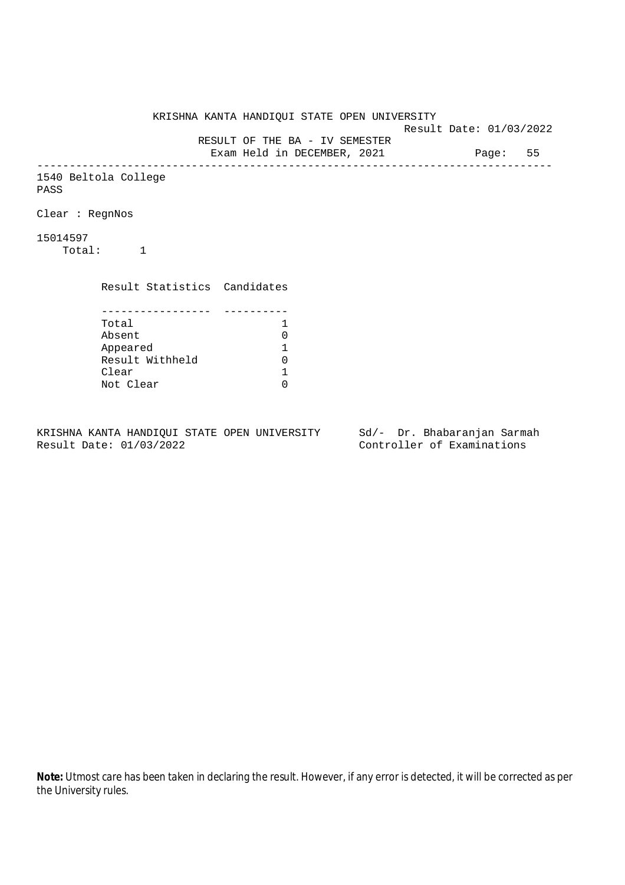KRISHNA KANTA HANDIQUI STATE OPEN UNIVERSITY

Result Date: 01/03/2022

RESULT OF THE BA - IV SEMESTER

Exam Held in DECEMBER, 2021

---

1540 Beltola College

PASS

Clear : RegnNos

15014597

Total: 1

| Result Statistics | Candidates |
|---|---|
| Total | 1 |
| Absent | 0 |
| Appeared | 1 |
| Result Withheld | 0 |
| Clear | 1 |
| Not Clear | 0 |

KRISHNA KANTA HANDIQUI STATE OPEN UNIVERSITY
Result Date: 01/03/2022

Sd/- Dr. Bhabaranjan Sarmah
Controller of Examinations

**Note:** Utmost care has been taken in declaring the result. However, if any error is detected, it will be corrected as per the University rules.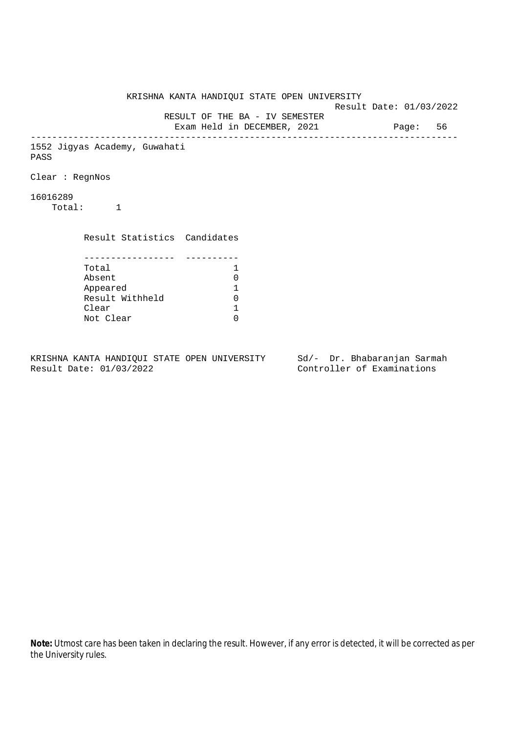KRISHNA KANTA HANDIQUI STATE OPEN UNIVERSITY

Result Date: 01/03/2022

RESULT OF THE BA - IV SEMESTER

Exam Held in DECEMBER, 2021

Page: 56

---

1552 Jigyas Academy, Guwahati

PASS

Clear : RegnNos

16016289

Total: 1

| Result Statistics | Candidates |
|---|---|
| Total | 1 |
| Absent | 0 |
| Appeared | 1 |
| Result Withheld | 0 |
| Clear | 1 |
| Not Clear | 0 |

KRISHNA KANTA HANDIQUI STATE OPEN UNIVERSITY
Result Date: 01/03/2022

Sd/- Dr. Bhabaranjan Sarmah
Controller of Examinations

**Note:** Utmost care has been taken in declaring the result. However, if any error is detected, it will be corrected as per the University rules.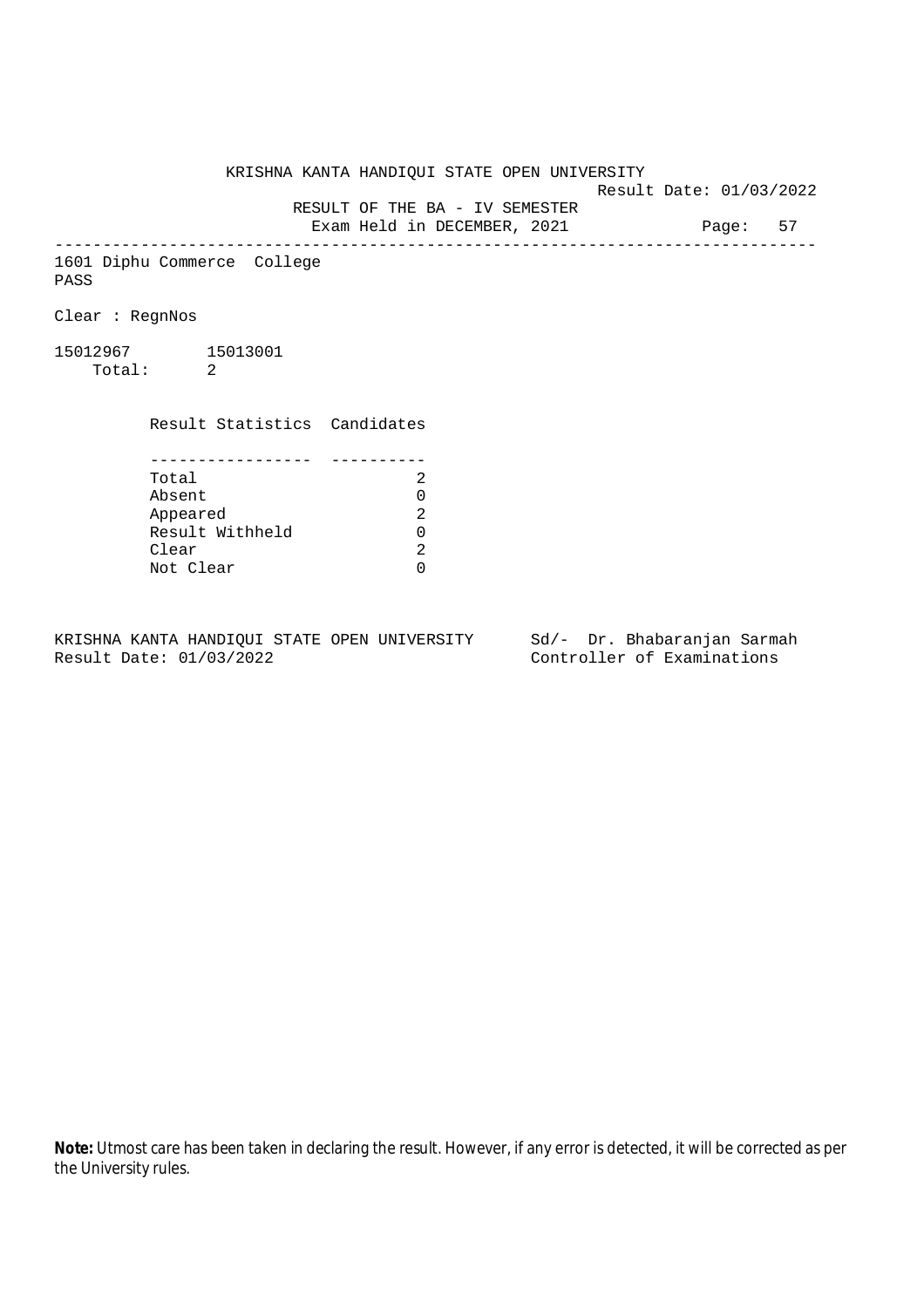KRISHNA KANTA HANDIQUI STATE OPEN UNIVERSITY

Result Date: 01/03/2022

RESULT OF THE BA - IV SEMESTER

Exam Held in DECEMBER, 2021

Page: 57

---

1601 Diphu Commerce College

PASS

Clear : RegnNos

15012967 15013001

Total: 2

| Result Statistics | Candidates |
|---|---|
| Total | 2 |
| Absent | 0 |
| Appeared | 2 |
| Result Withheld | 0 |
| Clear | 2 |
| Not Clear | 0 |

KRISHNA KANTA HANDIQUI STATE OPEN UNIVERSITY
Result Date: 01/03/2022

Sd/- Dr. Bhabaranjan Sarmah
Controller of Examinations

**Note:** Utmost care has been taken in declaring the result. However, if any error is detected, it will be corrected as per the University rules.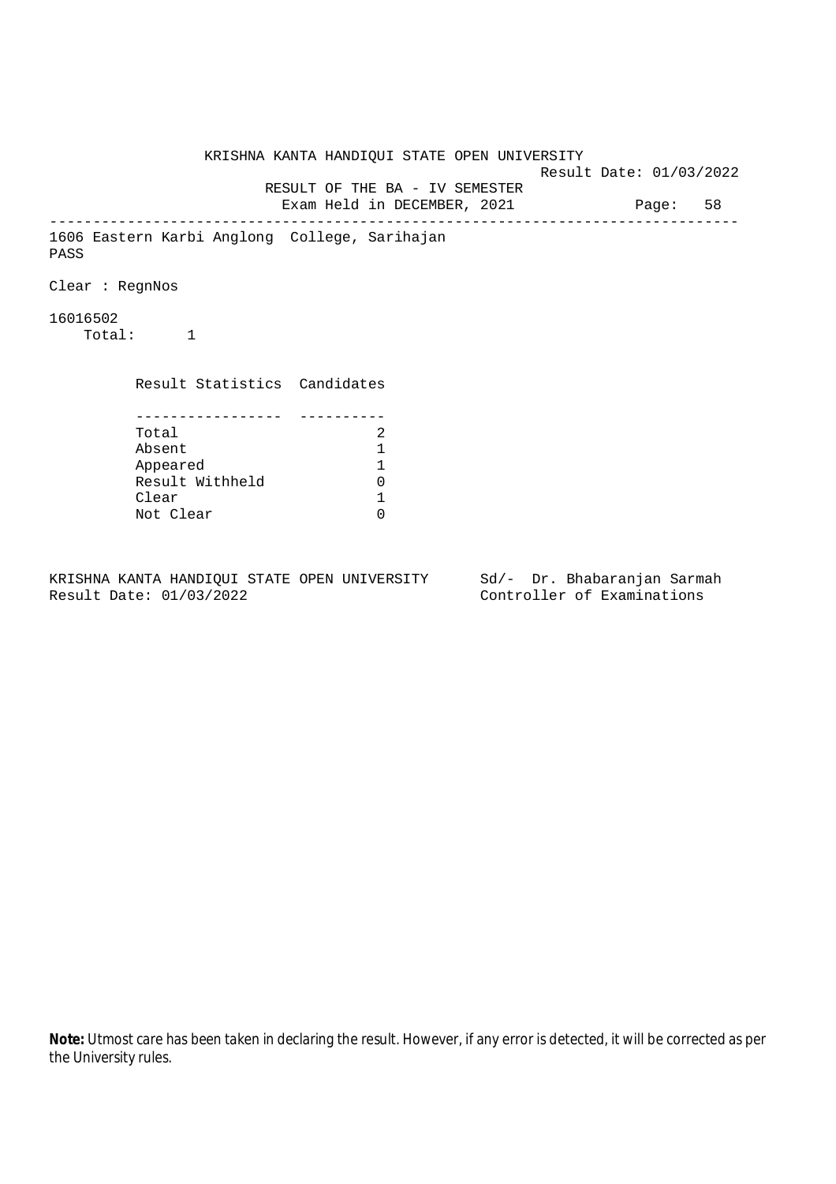KRISHNA KANTA HANDIQUI STATE OPEN UNIVERSITY

Result Date: 01/03/2022

RESULT OF THE BA - IV SEMESTER

Exam Held in DECEMBER, 2021

---

1606 Eastern Karbi Anglong College, Sarihajan

PASS

Clear : RegnNos

16016502

Total: 1

| Result Statistics | Candidates |
|---|---|
| Total | 2 |
| Absent | 1 |
| Appeared | 1 |
| Result Withheld | 0 |
| Clear | 1 |
| Not Clear | 0 |

KRISHNA KANTA HANDIQUI STATE OPEN UNIVERSITY
Result Date: 01/03/2022

Sd/- Dr. Bhabaranjan Sarmah
Controller of Examinations

**Note:** Utmost care has been taken in declaring the result. However, if any error is detected, it will be corrected as per the University rules.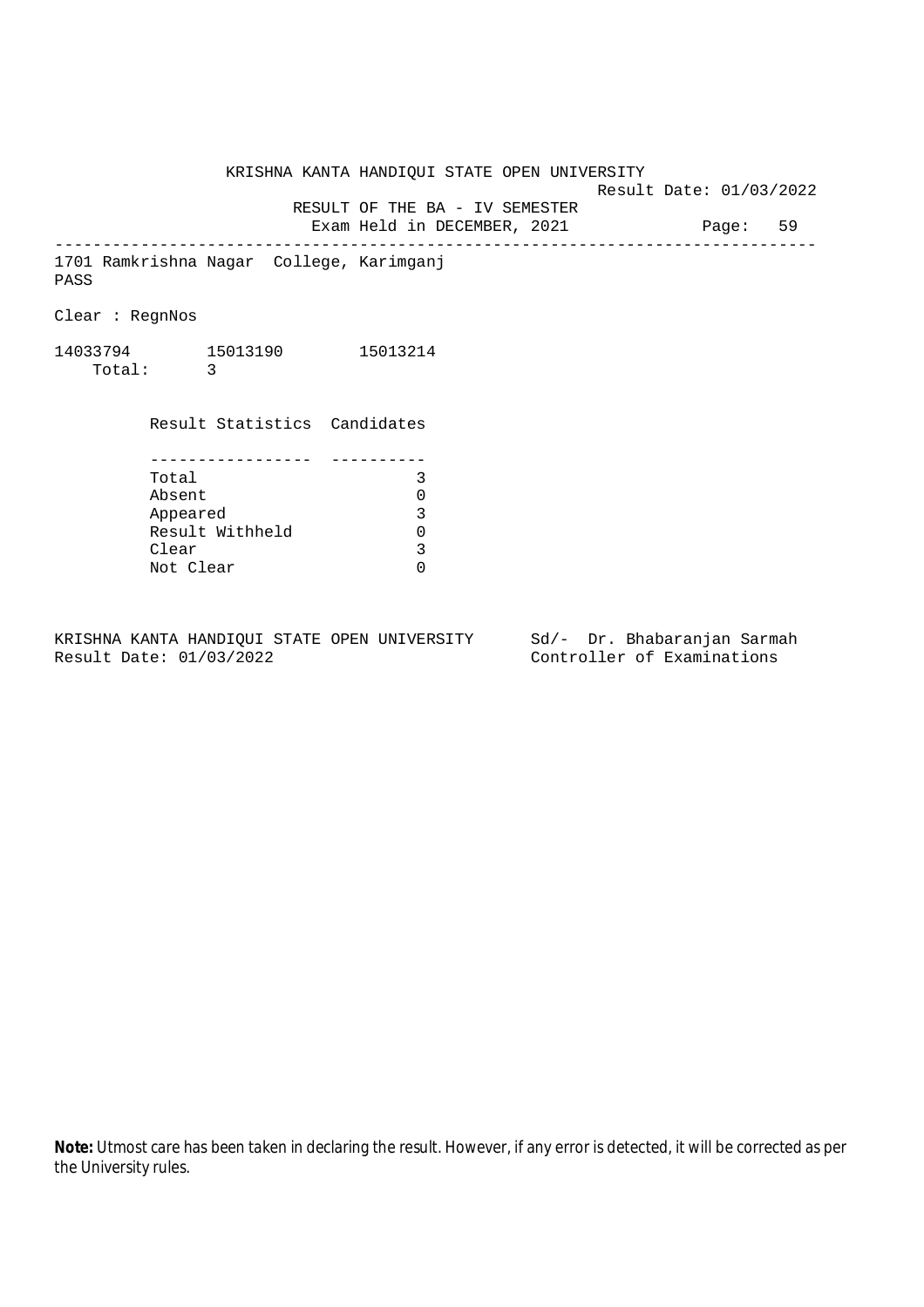KRISHNA KANTA HANDIQUI STATE OPEN UNIVERSITY

Result Date: 01/03/2022

RESULT OF THE BA - IV SEMESTER

Exam Held in DECEMBER, 2021

---

1701 Ramkrishna Nagar College, Karimganj

PASS

Clear : RegnNos

14033794 15013190 15013214

Total: 3

| Result Statistics | Candidates |
|---|---|
| Total | 3 |
| Absent | 0 |
| Appeared | 3 |
| Result Withheld | 0 |
| Clear | 3 |
| Not Clear | 0 |

KRISHNA KANTA HANDIQUI STATE OPEN UNIVERSITY
Result Date: 01/03/2022

Sd/- Dr. Bhabaranjan Sarmah
Controller of Examinations

**Note:** Utmost care has been taken in declaring the result. However, if any error is detected, it will be corrected as per the University rules.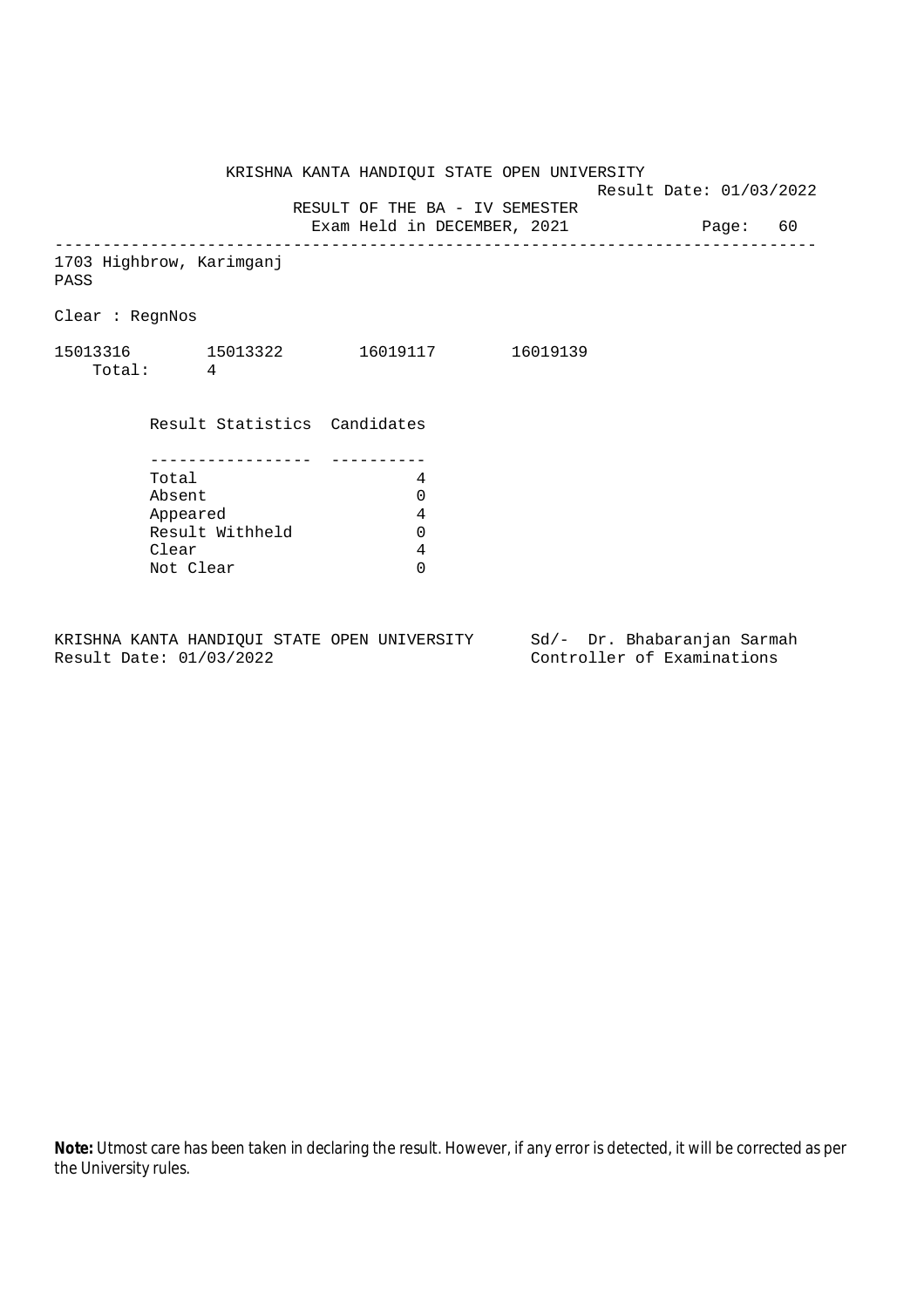KRISHNA KANTA HANDIQUI STATE OPEN UNIVERSITY

Result Date: 01/03/2022

RESULT OF THE BA - IV SEMESTER

Exam Held in DECEMBER, 2021

Page: 60

---

1703 Highbrow, Karimganj

PASS

Clear : RegnNos

15013316 15013322 16019117 16019139

Total: 4

| Result Statistics | Candidates |
|---|---|
| Total | 4 |
| Absent | 0 |
| Appeared | 4 |
| Result Withheld | 0 |
| Clear | 4 |
| Not Clear | 0 |

KRISHNA KANTA HANDIQUI STATE OPEN UNIVERSITY

Result Date: 01/03/2022

Sd/- Dr. Bhabaranjan Sarmah

Controller of Examinations

**Note:** Utmost care has been taken in declaring the result. However, if any error is detected, it will be corrected as per the University rules.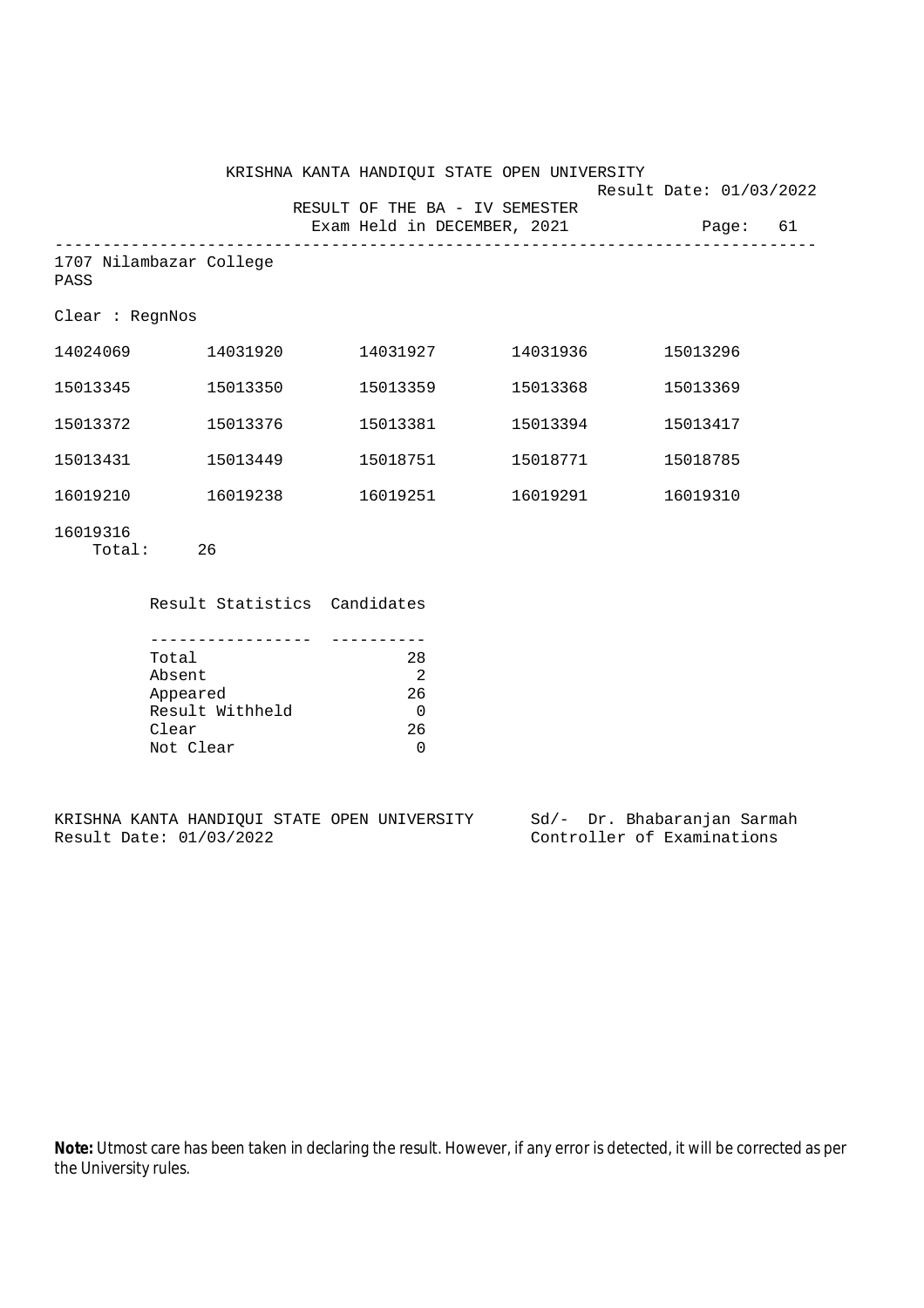KRISHNA KANTA HANDIQUI STATE OPEN UNIVERSITY

Result Date: 01/03/2022

RESULT OF THE BA - IV SEMESTER

Exam Held in DECEMBER, 2021

Page: 61

---

1707 Nilambazar College

PASS

Clear : RegnNos

| | | | | |
|---|---|---|---|---|
| 14024069 | 14031920 | 14031927 | 14031936 | 15013296 |
| 15013345 | 15013350 | 15013359 | 15013368 | 15013369 |
| 15013372 | 15013376 | 15013381 | 15013394 | 15013417 |
| 15013431 | 15013449 | 15018751 | 15018771 | 15018785 |
| 16019210 | 16019238 | 16019251 | 16019291 | 16019310 |
| 16019316 | | | | |

Total: 26

| Result Statistics | Candidates |
|---|---|
| Total | 28 |
| Absent | 2 |
| Appeared | 26 |
| Result Withheld | 0 |
| Clear | 26 |
| Not Clear | 0 |

KRISHNA KANTA HANDIQUI STATE OPEN UNIVERSITY
Result Date: 01/03/2022

Sd/- Dr. Bhabaranjan Sarmah
Controller of Examinations

**Note:** Utmost care has been taken in declaring the result. However, if any error is detected, it will be corrected as per the University rules.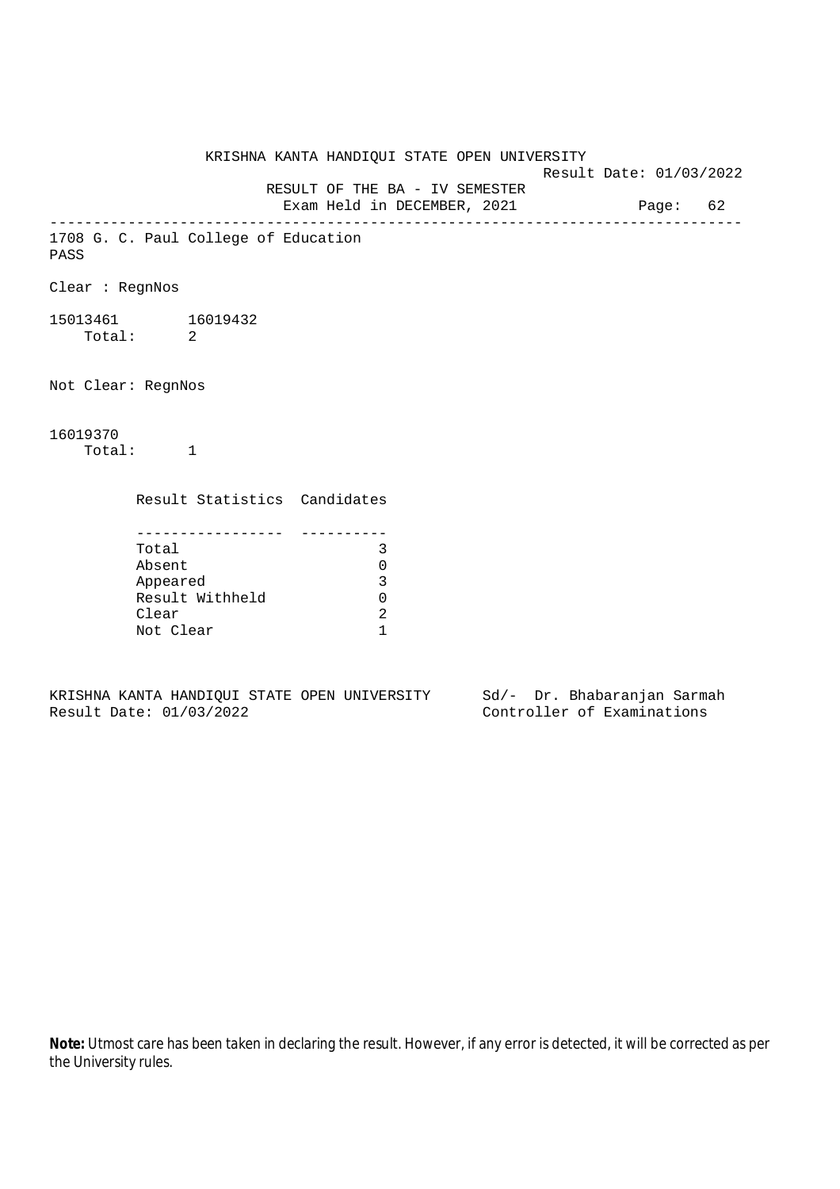KRISHNA KANTA HANDIQUI STATE OPEN UNIVERSITY

Result Date: 01/03/2022

RESULT OF THE BA - IV SEMESTER

Exam Held in DECEMBER, 2021

---

1708 G. C. Paul College of Education

PASS

Clear : RegnNos

15013461 16019432

Total: 2

Not Clear: RegnNos

16019370

Total: 1

| Result Statistics | Candidates |
|---|---|
| Total | 3 |
| Absent | 0 |
| Appeared | 3 |
| Result Withheld | 0 |
| Clear | 2 |
| Not Clear | 1 |

KRISHNA KANTA HANDIQUI STATE OPEN UNIVERSITY

Result Date: 01/03/2022

Sd/- Dr. Bhabaranjan Sarmah

Controller of Examinations

**Note:** Utmost care has been taken in declaring the result. However, if any error is detected, it will be corrected as per the University rules.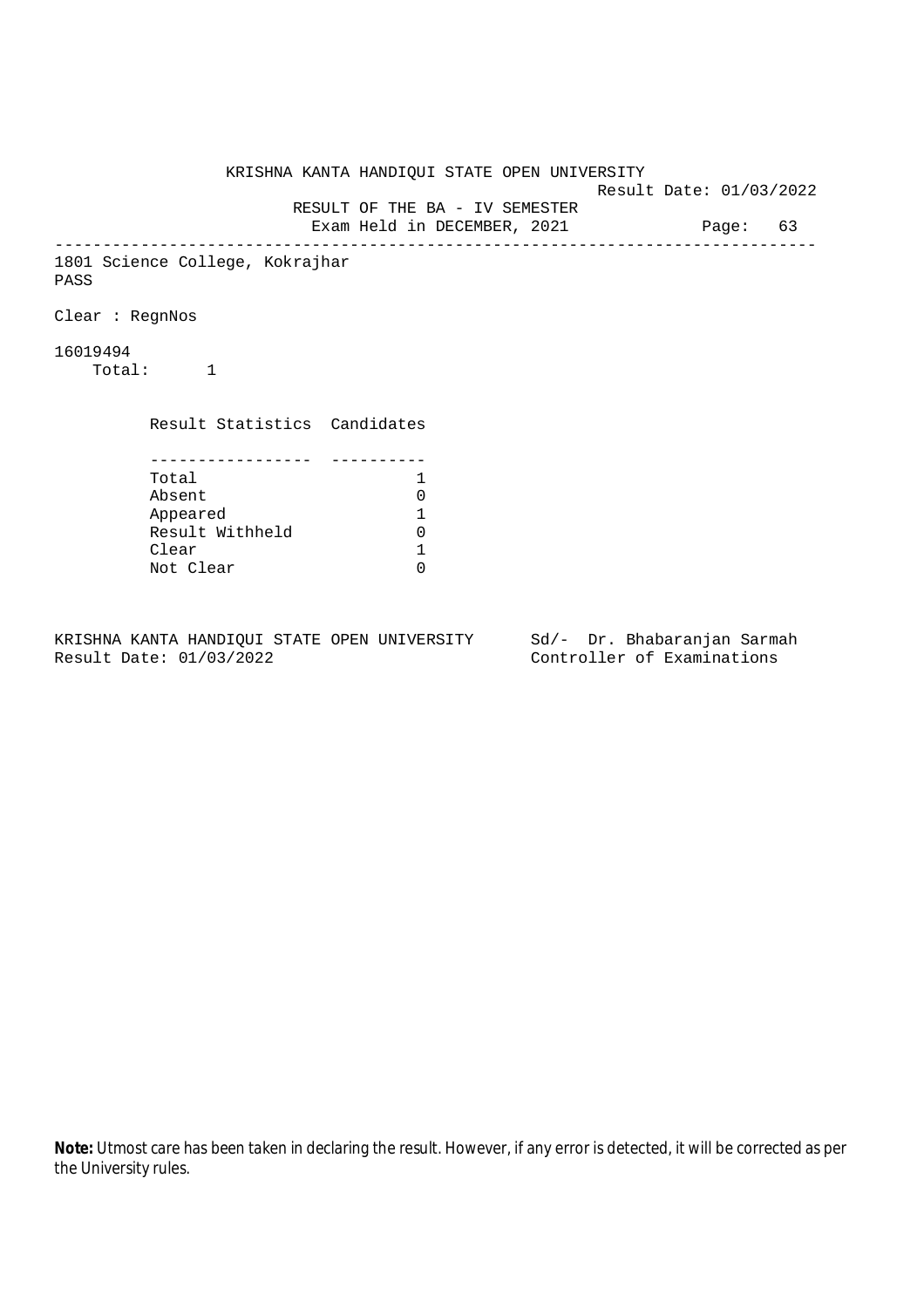KRISHNA KANTA HANDIQUI STATE OPEN UNIVERSITY

Result Date: 01/03/2022

RESULT OF THE BA - IV SEMESTER

Exam Held in DECEMBER, 2021

Page: 63

---

1801 Science College, Kokrajhar

PASS

Clear : RegnNos

16019494

Total: 1

| Result Statistics | Candidates |
|---|---|
| Total | 1 |
| Absent | 0 |
| Appeared | 1 |
| Result Withheld | 0 |
| Clear | 1 |
| Not Clear | 0 |

KRISHNA KANTA HANDIQUI STATE OPEN UNIVERSITY
Result Date: 01/03/2022

Sd/- Dr. Bhabaranjan Sarmah
Controller of Examinations

**Note:** Utmost care has been taken in declaring the result. However, if any error is detected, it will be corrected as per the University rules.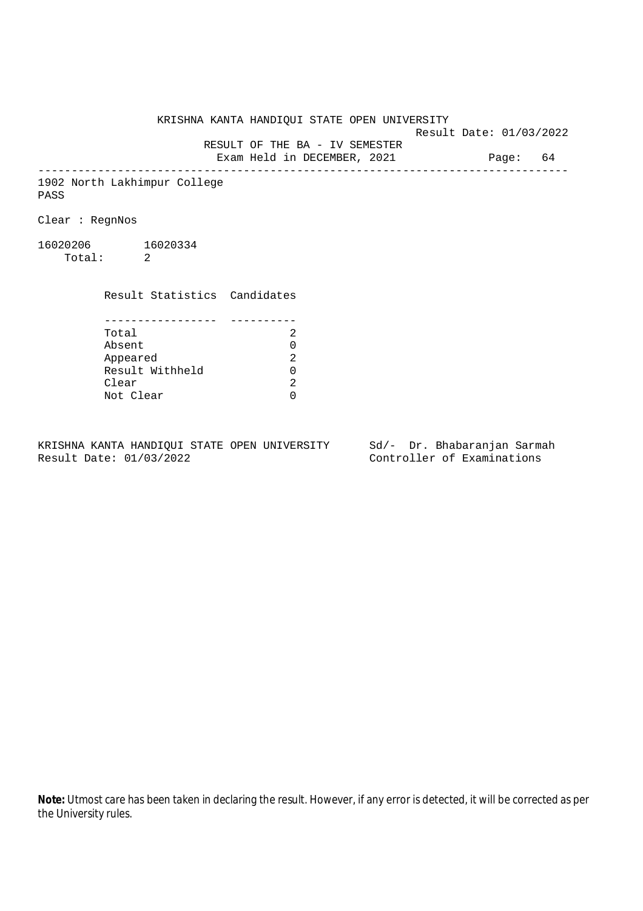KRISHNA KANTA HANDIQUI STATE OPEN UNIVERSITY

Result Date: 01/03/2022

RESULT OF THE BA - IV SEMESTER

Exam Held in DECEMBER, 2021

---

1902 North Lakhimpur College

PASS

Clear : RegnNos

16020206    16020334

Total: 2

| Result Statistics | Candidates |
| --- | --- |
| Total | 2 |
| Absent | 0 |
| Appeared | 2 |
| Result Withheld | 0 |
| Clear | 2 |
| Not Clear | 0 |

KRISHNA KANTA HANDIQUI STATE OPEN UNIVERSITY
Result Date: 01/03/2022

Sd/- Dr. Bhabaranjan Sarmah
Controller of Examinations

**Note:** Utmost care has been taken in declaring the result. However, if any error is detected, it will be corrected as per the University rules.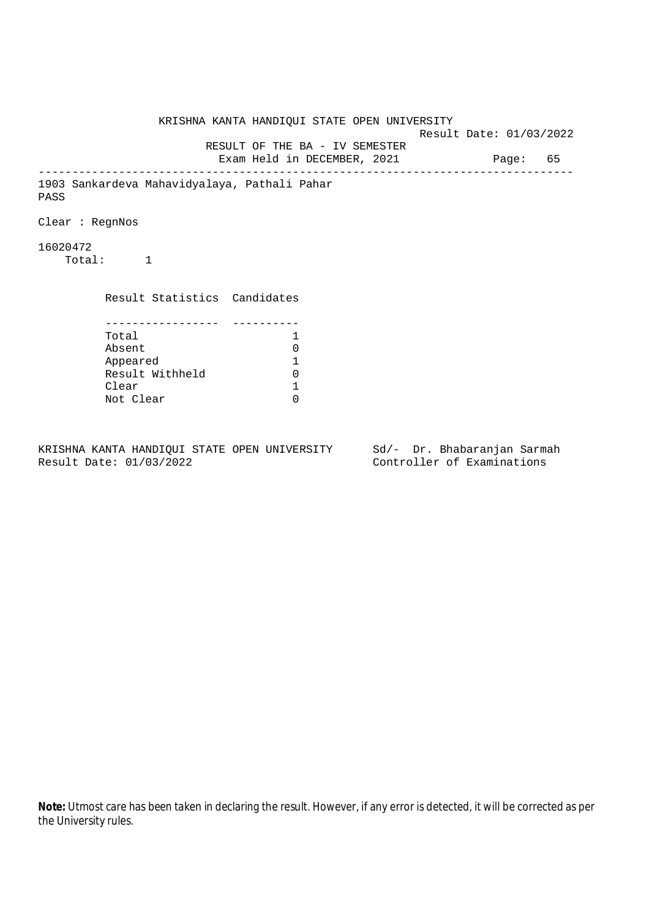KRISHNA KANTA HANDIQUI STATE OPEN UNIVERSITY

Result Date: 01/03/2022

RESULT OF THE BA - IV SEMESTER

Exam Held in DECEMBER, 2021

---

1903 Sankardeva Mahavidyalaya, Pathali Pahar

PASS

Clear : RegnNos

16020472

Total: 1

| Result Statistics | Candidates |
| --- | --- |
| Total | 1 |
| Absent | 0 |
| Appeared | 1 |
| Result Withheld | 0 |
| Clear | 1 |
| Not Clear | 0 |

KRISHNA KANTA HANDIQUI STATE OPEN UNIVERSITY
Result Date: 01/03/2022

Sd/- Dr. Bhabaranjan Sarmah
Controller of Examinations

**Note:** Utmost care has been taken in declaring the result. However, if any error is detected, it will be corrected as per the University rules.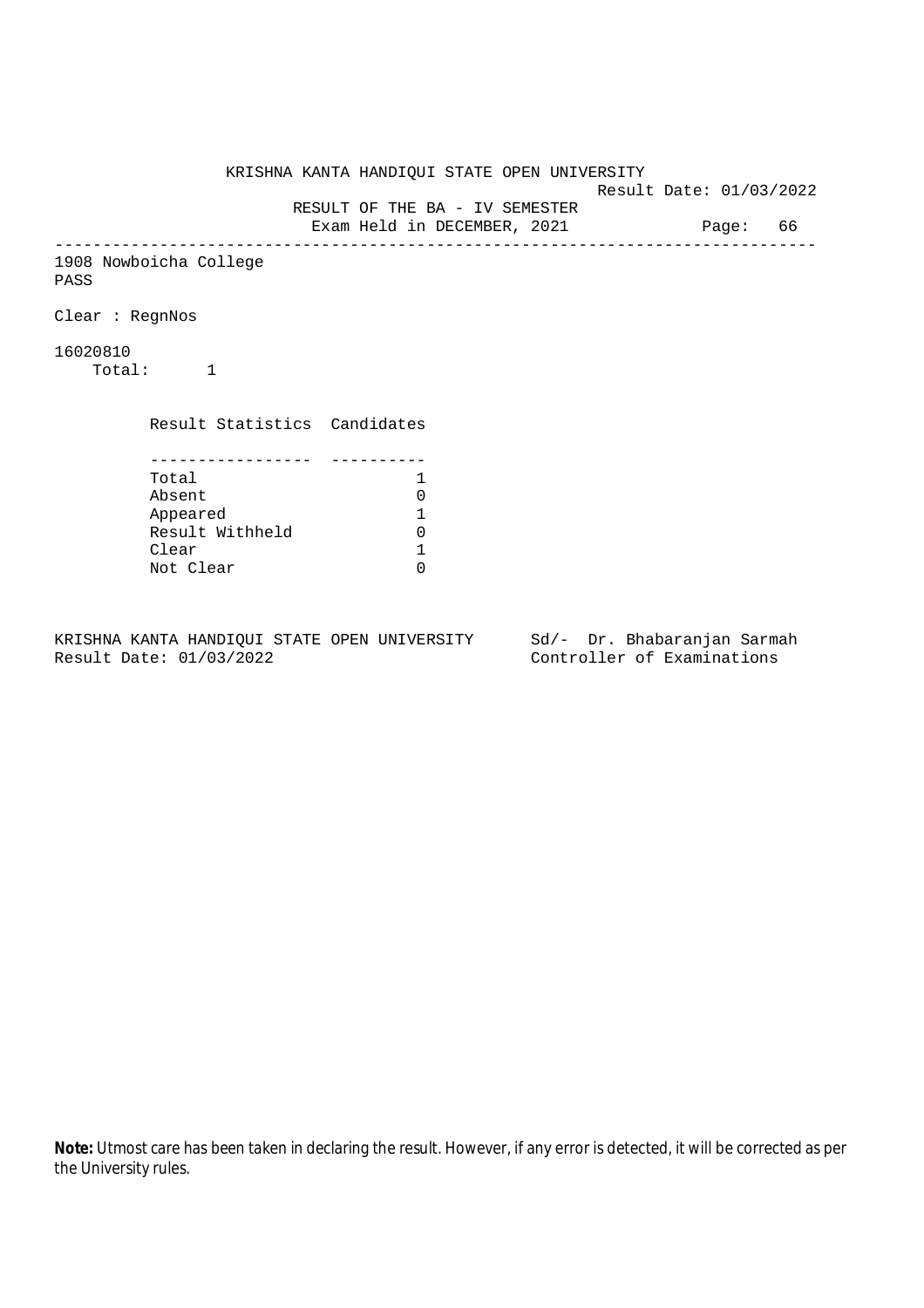KRISHNA KANTA HANDIQUI STATE OPEN UNIVERSITY

Result Date: 01/03/2022

RESULT OF THE BA - IV SEMESTER

Exam Held in DECEMBER, 2021

---

1908 Nowboicha College

PASS

Clear : RegnNos

16020810

Total: 1

| Result Statistics | Candidates |
|---|---|
| Total | 1 |
| Absent | 0 |
| Appeared | 1 |
| Result Withheld | 0 |
| Clear | 1 |
| Not Clear | 0 |

KRISHNA KANTA HANDIQUI STATE OPEN UNIVERSITY
Result Date: 01/03/2022

Sd/- Dr. Bhabaranjan Sarmah
Controller of Examinations

**Note:** Utmost care has been taken in declaring the result. However, if any error is detected, it will be corrected as per the University rules.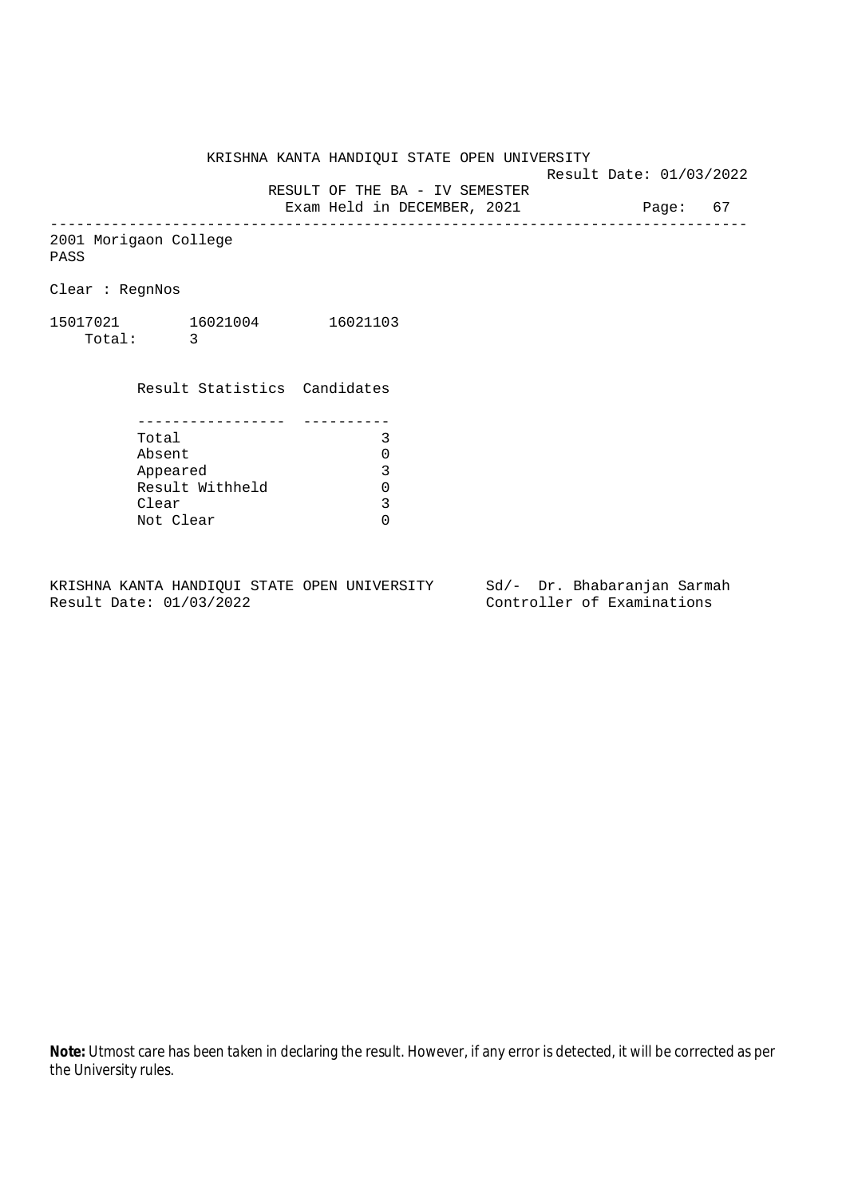KRISHNA KANTA HANDIQUI STATE OPEN UNIVERSITY

Result Date: 01/03/2022

RESULT OF THE BA - IV SEMESTER

Exam Held in DECEMBER, 2021

---

2001 Morigaon College

PASS

Clear : RegnNos

15017021 16021004 16021103

Total: 3

| Result Statistics | Candidates |
|---|---|
| Total | 3 |
| Absent | 0 |
| Appeared | 3 |
| Result Withheld | 0 |
| Clear | 3 |
| Not Clear | 0 |

KRISHNA KANTA HANDIQUI STATE OPEN UNIVERSITY
Result Date: 01/03/2022

Sd/- Dr. Bhabaranjan Sarmah
Controller of Examinations

**Note:** Utmost care has been taken in declaring the result. However, if any error is detected, it will be corrected as per the University rules.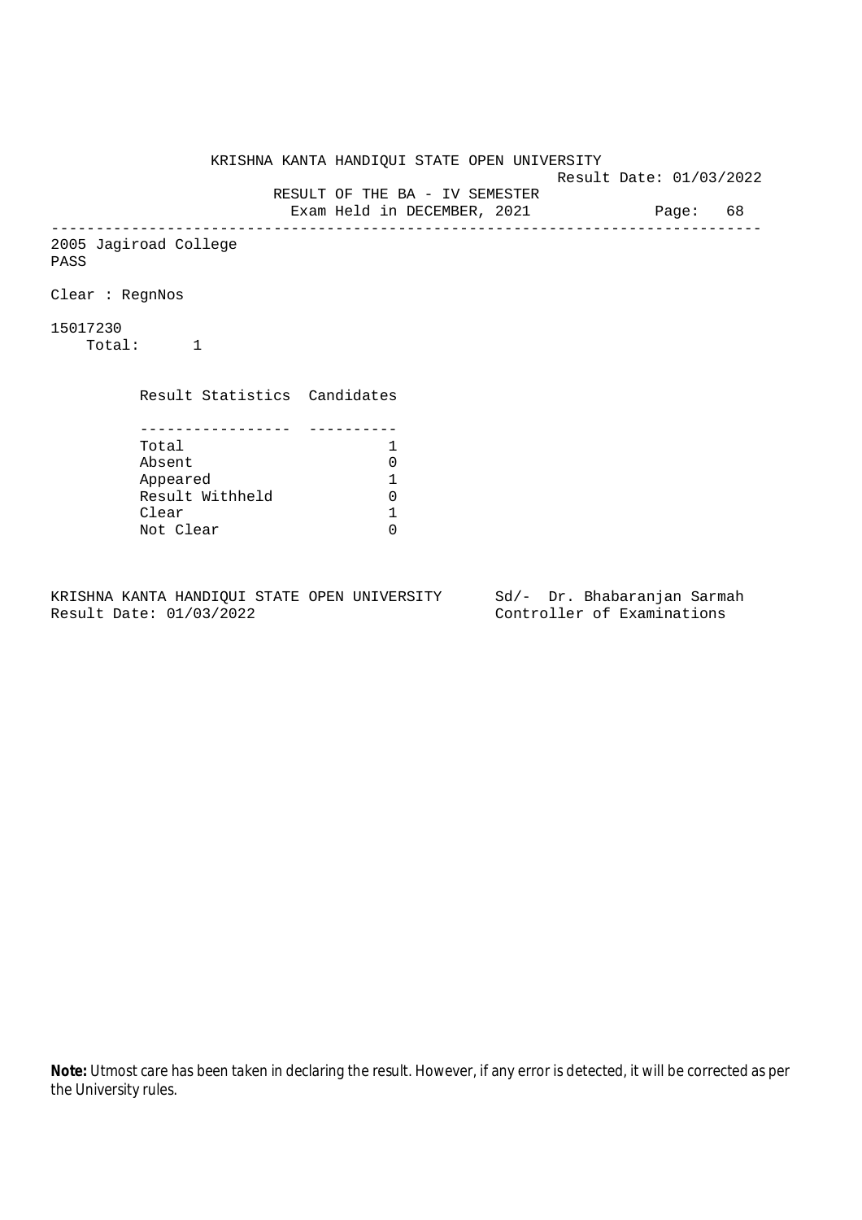KRISHNA KANTA HANDIQUI STATE OPEN UNIVERSITY

Result Date: 01/03/2022

RESULT OF THE BA - IV SEMESTER

Exam Held in DECEMBER, 2021

---

2005 Jagiroad College

PASS

Clear : RegnNos

15017230

Total: 1

| Result Statistics | Candidates |
|---|---|
| Total | 1 |
| Absent | 0 |
| Appeared | 1 |
| Result Withheld | 0 |
| Clear | 1 |
| Not Clear | 0 |

KRISHNA KANTA HANDIQUI STATE OPEN UNIVERSITY
Result Date: 01/03/2022

Sd/- Dr. Bhabaranjan Sarmah
Controller of Examinations

**Note:** Utmost care has been taken in declaring the result. However, if any error is detected, it will be corrected as per the University rules.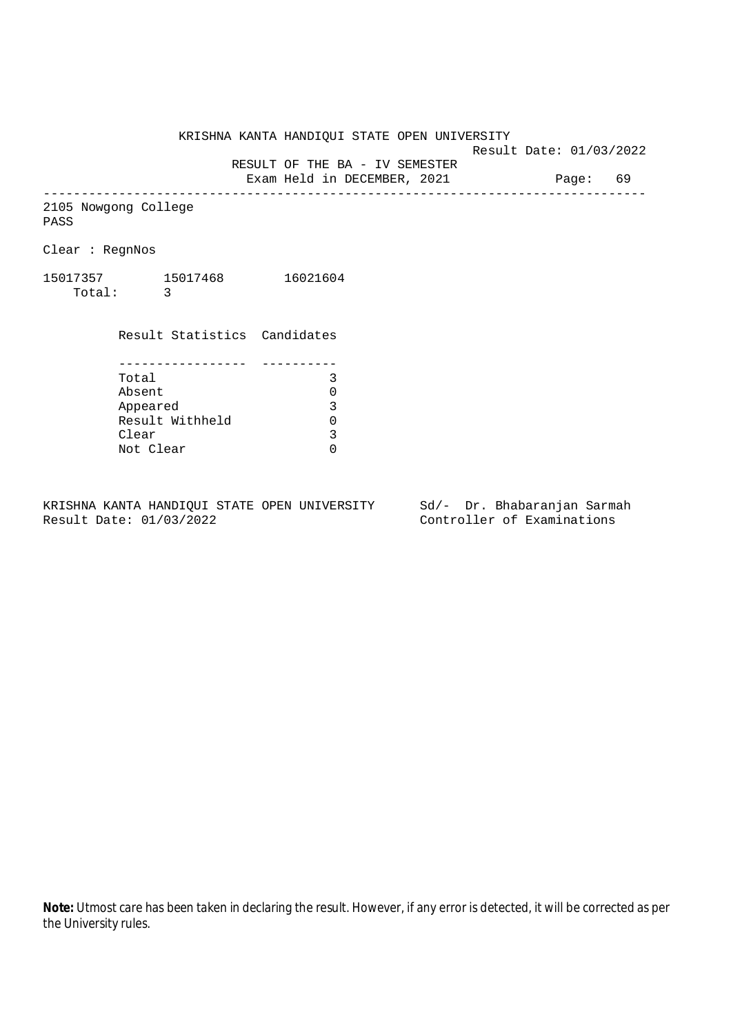KRISHNA KANTA HANDIQUI STATE OPEN UNIVERSITY

Result Date: 01/03/2022

RESULT OF THE BA - IV SEMESTER

Exam Held in DECEMBER, 2021

2105 Nowgong College

PASS

Clear : RegnNos

15017357 15017468 16021604

Total: 3

| Result Statistics | Candidates |
|---|---|
| Total | 3 |
| Absent | 0 |
| Appeared | 3 |
| Result Withheld | 0 |
| Clear | 3 |
| Not Clear | 0 |

KRISHNA KANTA HANDIQUI STATE OPEN UNIVERSITY
Result Date: 01/03/2022

Sd/- Dr. Bhabaranjan Sarmah
Controller of Examinations

**Note:** Utmost care has been taken in declaring the result. However, if any error is detected, it will be corrected as per the University rules.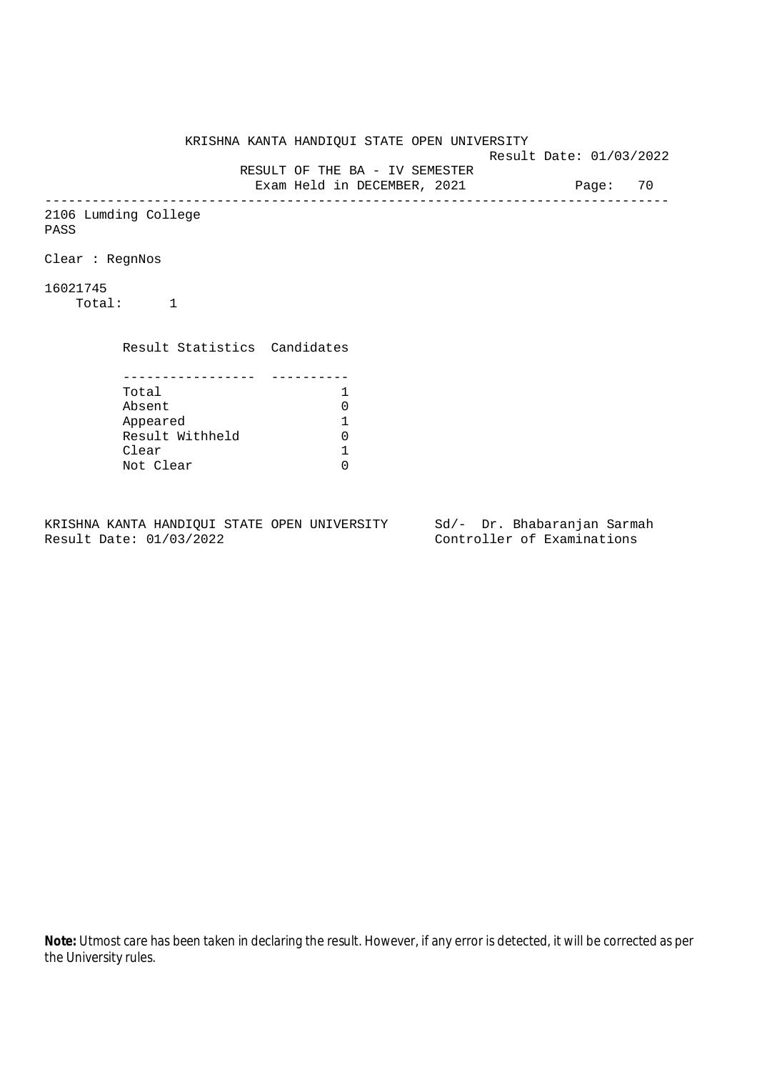KRISHNA KANTA HANDIQUI STATE OPEN UNIVERSITY

Result Date: 01/03/2022

RESULT OF THE BA - IV SEMESTER

Exam Held in DECEMBER, 2021

---

2106 Lumding College

PASS

Clear : RegnNos

16021745

Total: 1

| Result Statistics | Candidates |
|---|---|
| Total | 1 |
| Absent | 0 |
| Appeared | 1 |
| Result Withheld | 0 |
| Clear | 1 |
| Not Clear | 0 |

KRISHNA KANTA HANDIQUI STATE OPEN UNIVERSITY
Result Date: 01/03/2022

Sd/- Dr. Bhabaranjan Sarmah
Controller of Examinations

**Note:** Utmost care has been taken in declaring the result. However, if any error is detected, it will be corrected as per the University rules.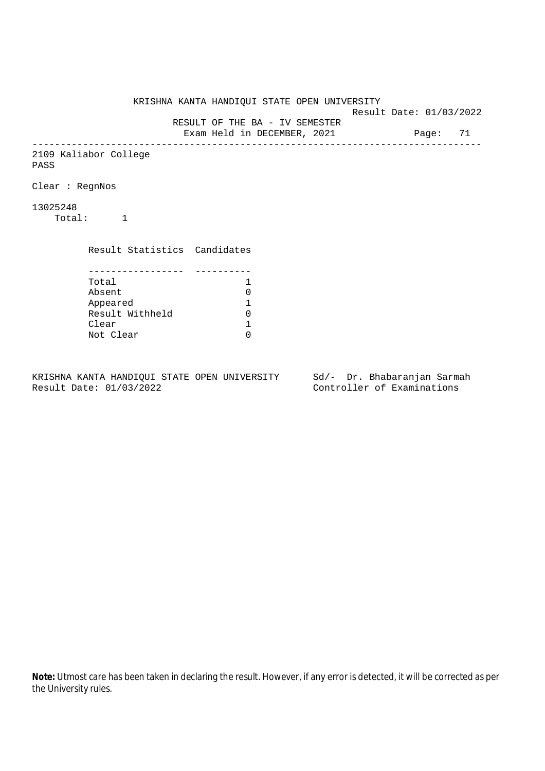KRISHNA KANTA HANDIQUI STATE OPEN UNIVERSITY

Result Date: 01/03/2022

RESULT OF THE BA - IV SEMESTER

Exam Held in DECEMBER, 2021

Page: 71

---

2109 Kaliabor College

PASS

Clear : RegnNos

13025248

Total: 1

| Result Statistics | Candidates |
|---|---|
| Total | 1 |
| Absent | 0 |
| Appeared | 1 |
| Result Withheld | 0 |
| Clear | 1 |
| Not Clear | 0 |

KRISHNA KANTA HANDIQUI STATE OPEN UNIVERSITY
Result Date: 01/03/2022

Sd/- Dr. Bhabaranjan Sarmah
Controller of Examinations

**Note:** Utmost care has been taken in declaring the result. However, if any error is detected, it will be corrected as per the University rules.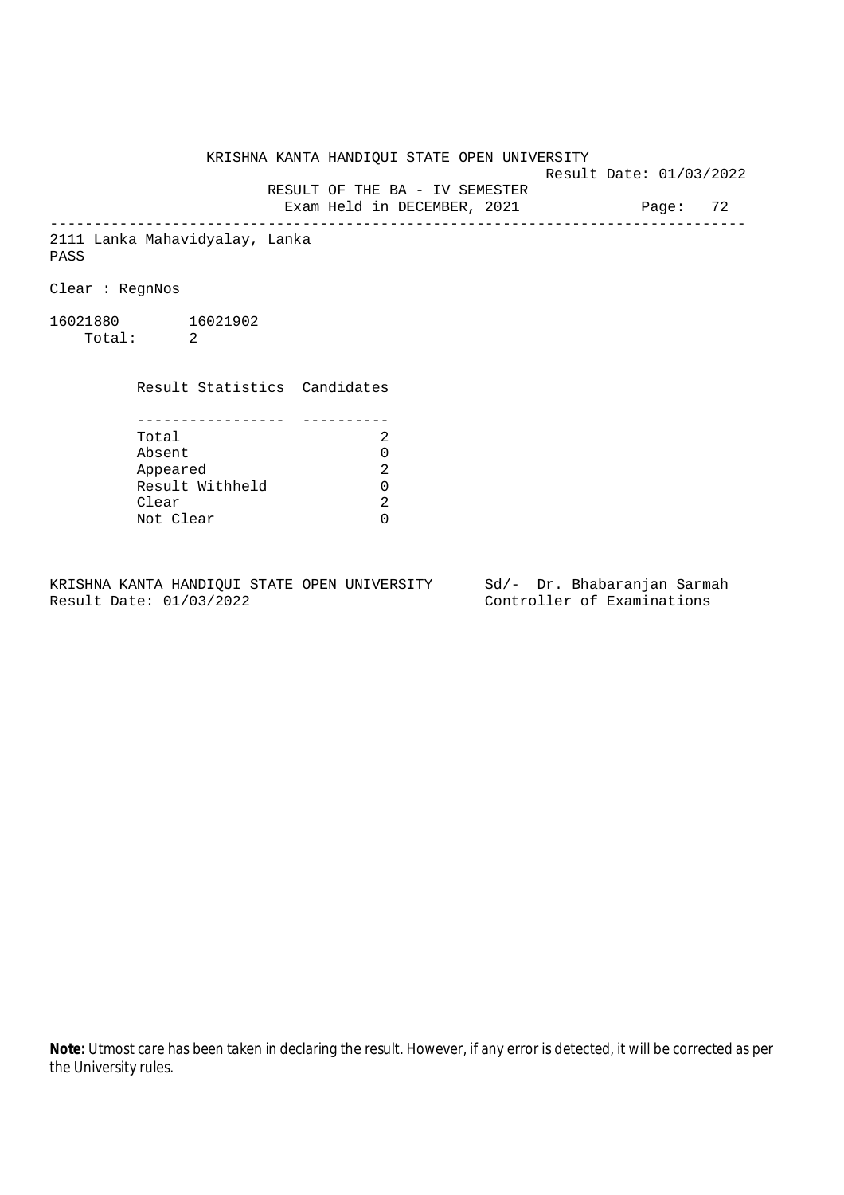KRISHNA KANTA HANDIQUI STATE OPEN UNIVERSITY

Result Date: 01/03/2022

RESULT OF THE BA - IV SEMESTER

Exam Held in DECEMBER, 2021

---

2111 Lanka Mahavidyalay, Lanka

PASS

Clear : RegnNos

16021880 16021902

Total: 2

| Result Statistics | Candidates |
|---|---|
| Total | 2 |
| Absent | 0 |
| Appeared | 2 |
| Result Withheld | 0 |
| Clear | 2 |
| Not Clear | 0 |

KRISHNA KANTA HANDIQUI STATE OPEN UNIVERSITY
Result Date: 01/03/2022

Sd/- Dr. Bhabaranjan Sarmah
Controller of Examinations

**Note:** Utmost care has been taken in declaring the result. However, if any error is detected, it will be corrected as per the University rules.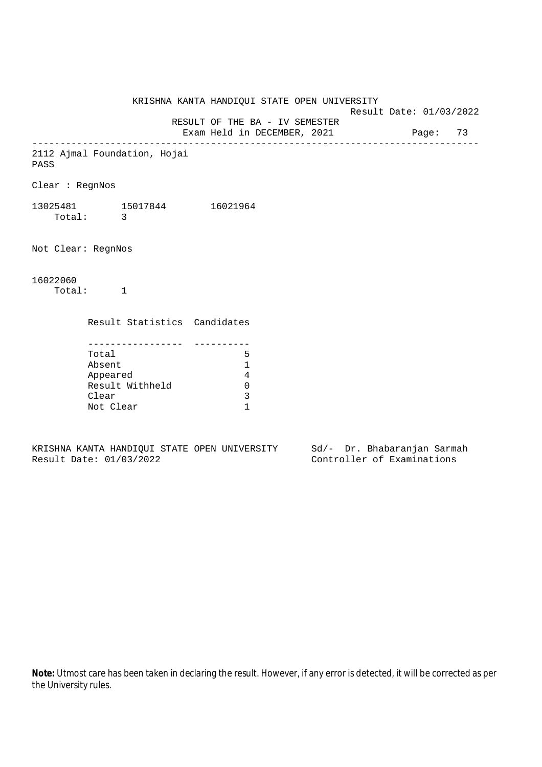KRISHNA KANTA HANDIQUI STATE OPEN UNIVERSITY

Result Date: 01/03/2022

RESULT OF THE BA - IV SEMESTER

Exam Held in DECEMBER, 2021

---

2112 Ajmal Foundation, Hojai

PASS

Clear : RegnNos

13025481 15017844 16021964

Total: 3

Not Clear: RegnNos

16022060

Total: 1

| Result Statistics | Candidates |
|---|---|
| Total | 5 |
| Absent | 1 |
| Appeared | 4 |
| Result Withheld | 0 |
| Clear | 3 |
| Not Clear | 1 |

KRISHNA KANTA HANDIQUI STATE OPEN UNIVERSITY

Result Date: 01/03/2022

Sd/- Dr. Bhabaranjan Sarmah

Controller of Examinations

**Note:** Utmost care has been taken in declaring the result. However, if any error is detected, it will be corrected as per the University rules.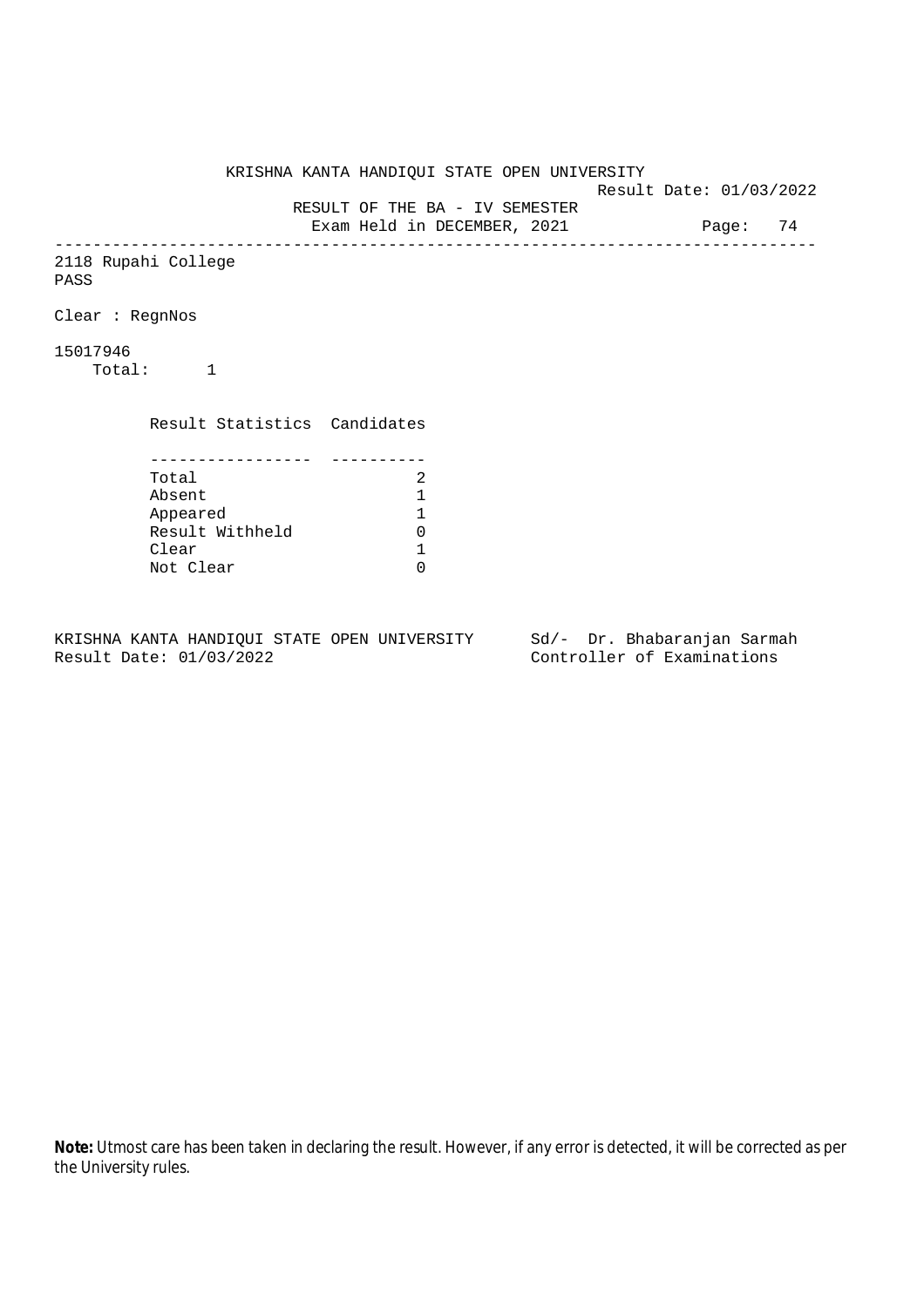KRISHNA KANTA HANDIQUI STATE OPEN UNIVERSITY

Result Date: 01/03/2022

RESULT OF THE BA - IV SEMESTER

Exam Held in DECEMBER, 2021

---

2118 Rupahi College

PASS

Clear : RegnNos

15017946

Total: 1

| Result Statistics | Candidates |
|---|---|
| Total | 2 |
| Absent | 1 |
| Appeared | 1 |
| Result Withheld | 0 |
| Clear | 1 |
| Not Clear | 0 |

KRISHNA KANTA HANDIQUI STATE OPEN UNIVERSITY
Result Date: 01/03/2022

Sd/- Dr. Bhabaranjan Sarmah
Controller of Examinations

**Note:** Utmost care has been taken in declaring the result. However, if any error is detected, it will be corrected as per the University rules.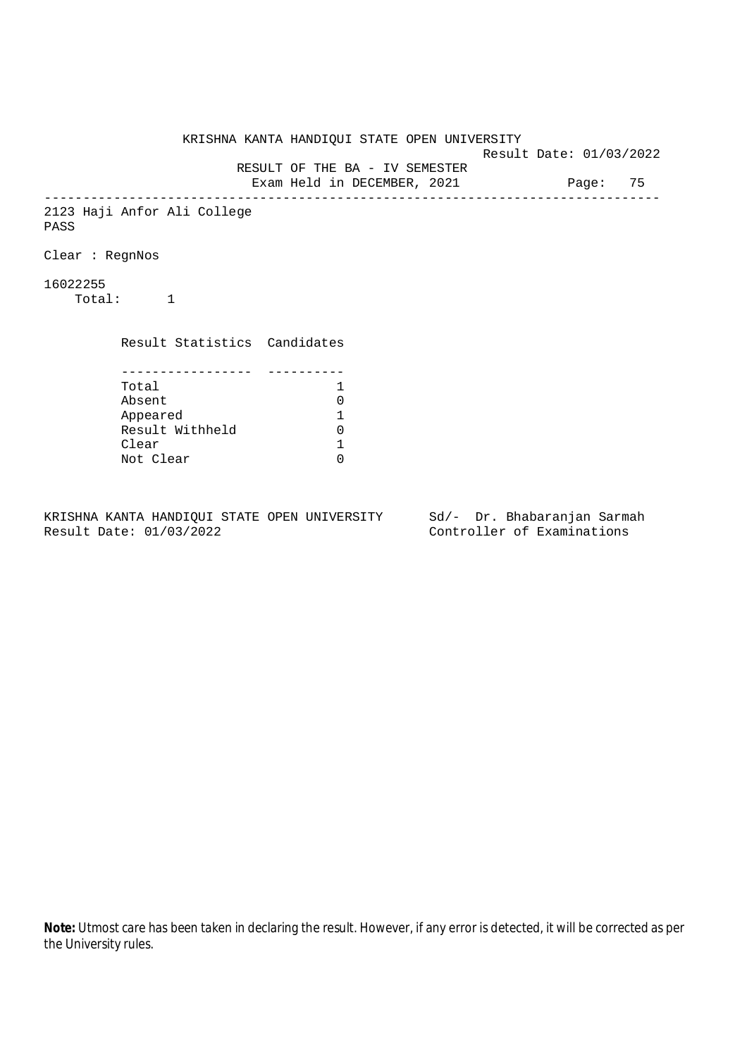KRISHNA KANTA HANDIQUI STATE OPEN UNIVERSITY

Result Date: 01/03/2022

RESULT OF THE BA - IV SEMESTER

Exam Held in DECEMBER, 2021

---

2123 Haji Anfor Ali College

PASS

Clear : RegnNos

16022255

Total: 1

| Result Statistics | Candidates |
|---|---|
| Total | 1 |
| Absent | 0 |
| Appeared | 1 |
| Result Withheld | 0 |
| Clear | 1 |
| Not Clear | 0 |

KRISHNA KANTA HANDIQUI STATE OPEN UNIVERSITY
Result Date: 01/03/2022

Sd/- Dr. Bhabaranjan Sarmah
Controller of Examinations

**Note:** Utmost care has been taken in declaring the result. However, if any error is detected, it will be corrected as per the University rules.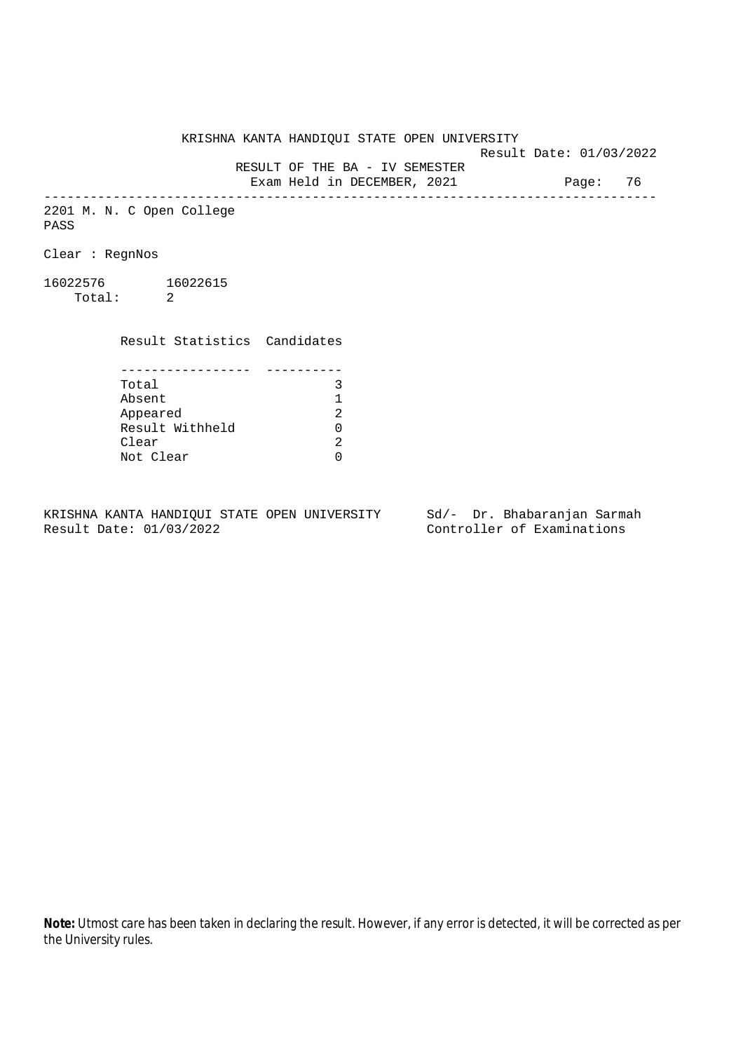KRISHNA KANTA HANDIQUI STATE OPEN UNIVERSITY

Result Date: 01/03/2022

RESULT OF THE BA - IV SEMESTER

Exam Held in DECEMBER, 2021

Page: 76

---

2201 M. N. C Open College

PASS

Clear : RegnNos

16022576 16022615

Total: 2

| Result Statistics | Candidates |
|---|---|
| Total | 3 |
| Absent | 1 |
| Appeared | 2 |
| Result Withheld | 0 |
| Clear | 2 |
| Not Clear | 0 |

KRISHNA KANTA HANDIQUI STATE OPEN UNIVERSITY

Result Date: 01/03/2022

Sd/- Dr. Bhabaranjan Sarmah

Controller of Examinations

**Note:** Utmost care has been taken in declaring the result. However, if any error is detected, it will be corrected as per the University rules.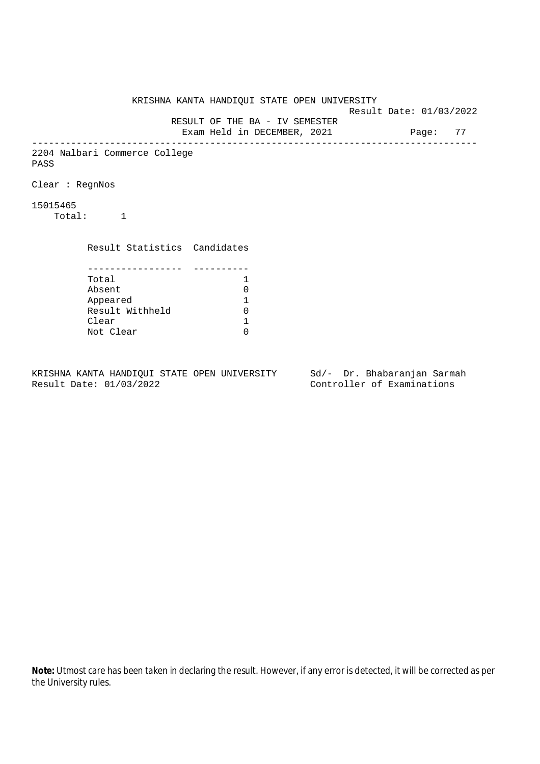KRISHNA KANTA HANDIQUI STATE OPEN UNIVERSITY

Result Date: 01/03/2022

RESULT OF THE BA - IV SEMESTER

Exam Held in DECEMBER, 2021

---

2204 Nalbari Commerce College

PASS

Clear : RegnNos

15015465

Total: 1

| Result Statistics | Candidates |
|---|---|
| Total | 1 |
| Absent | 0 |
| Appeared | 1 |
| Result Withheld | 0 |
| Clear | 1 |
| Not Clear | 0 |

KRISHNA KANTA HANDIQUI STATE OPEN UNIVERSITY

Result Date: 01/03/2022

Sd/- Dr. Bhabaranjan Sarmah

Controller of Examinations

**Note:** Utmost care has been taken in declaring the result. However, if any error is detected, it will be corrected as per the University rules.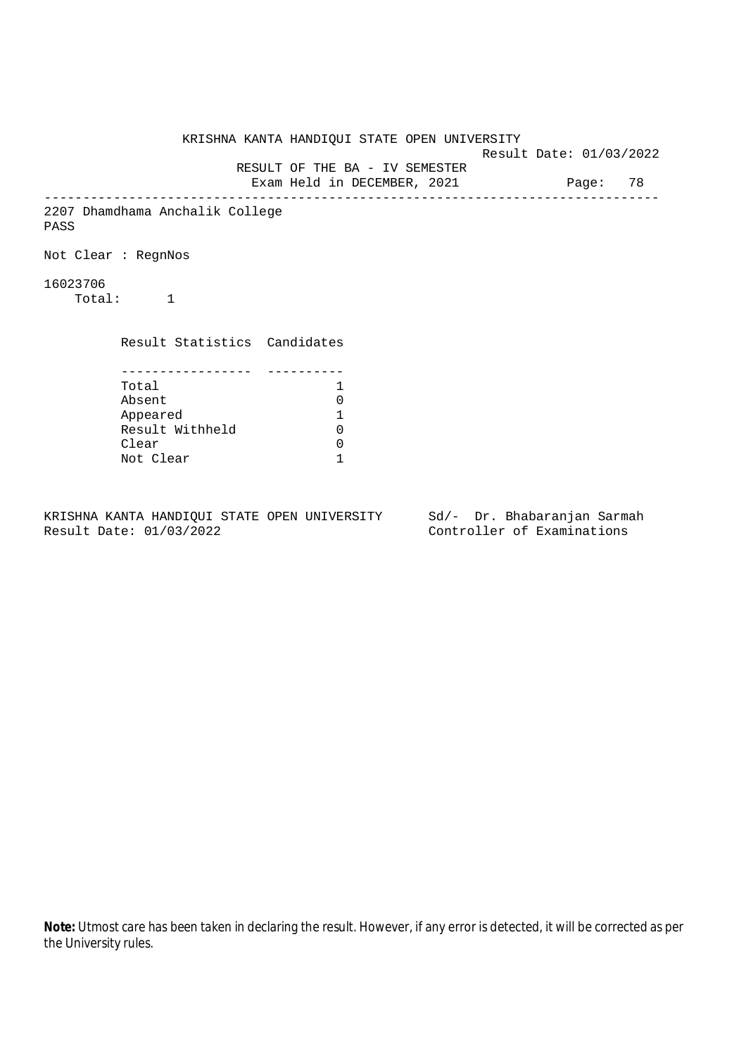KRISHNA KANTA HANDIQUI STATE OPEN UNIVERSITY

Result Date: 01/03/2022

RESULT OF THE BA - IV SEMESTER

Exam Held in DECEMBER, 2021

---

2207 Dhamdhama Anchalik College

PASS

Not Clear : RegnNos

16023706

Total: 1

| Result Statistics | Candidates |
|---|---|
| Total | 1 |
| Absent | 0 |
| Appeared | 1 |
| Result Withheld | 0 |
| Clear | 0 |
| Not Clear | 1 |

KRISHNA KANTA HANDIQUI STATE OPEN UNIVERSITY
Result Date: 01/03/2022

Sd/- Dr. Bhabaranjan Sarmah
Controller of Examinations

**Note:** Utmost care has been taken in declaring the result. However, if any error is detected, it will be corrected as per the University rules.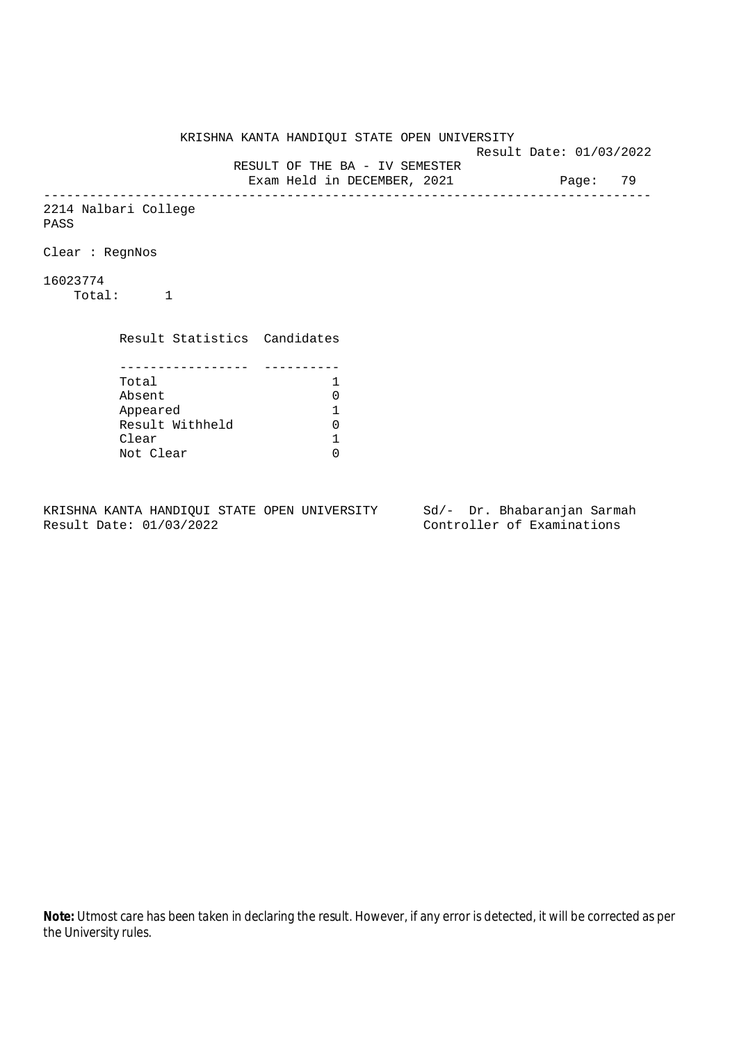KRISHNA KANTA HANDIQUI STATE OPEN UNIVERSITY

Result Date: 01/03/2022

RESULT OF THE BA - IV SEMESTER

Exam Held in DECEMBER, 2021

---

2214 Nalbari College

PASS

Clear : RegnNos

16023774

Total: 1

| Result Statistics | Candidates |
|---|---|
| Total | 1 |
| Absent | 0 |
| Appeared | 1 |
| Result Withheld | 0 |
| Clear | 1 |
| Not Clear | 0 |

KRISHNA KANTA HANDIQUI STATE OPEN UNIVERSITY
Result Date: 01/03/2022

Sd/- Dr. Bhabaranjan Sarmah
Controller of Examinations

**Note:** Utmost care has been taken in declaring the result. However, if any error is detected, it will be corrected as per the University rules.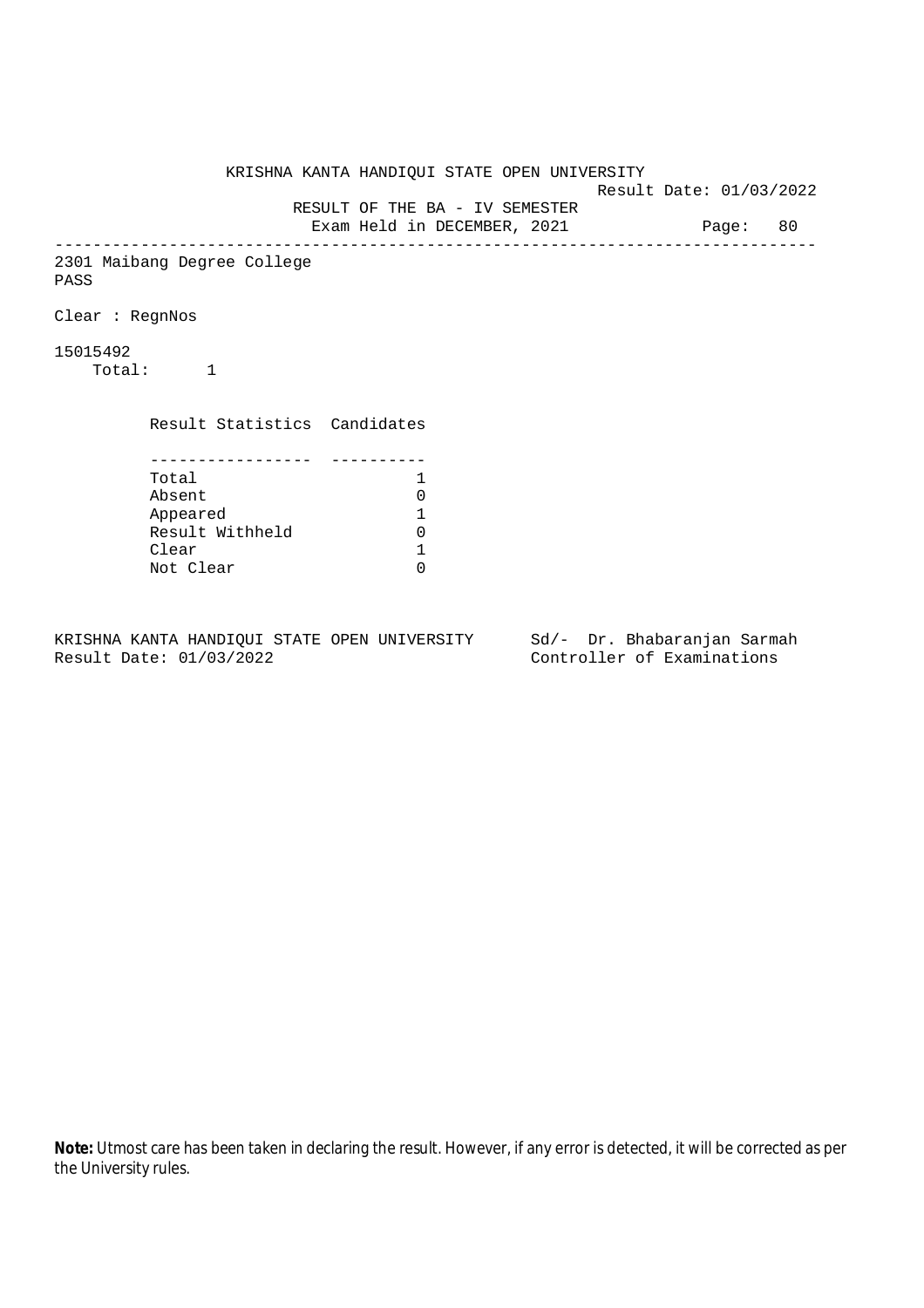KRISHNA KANTA HANDIQUI STATE OPEN UNIVERSITY

Result Date: 01/03/2022

RESULT OF THE BA - IV SEMESTER

Exam Held in DECEMBER, 2021

---

2301 Maibang Degree College

PASS

Clear : RegnNos

15015492

Total: 1

| Result Statistics | Candidates |
|---|---|
| Total | 1 |
| Absent | 0 |
| Appeared | 1 |
| Result Withheld | 0 |
| Clear | 1 |
| Not Clear | 0 |

KRISHNA KANTA HANDIQUI STATE OPEN UNIVERSITY

Result Date: 01/03/2022

Sd/- Dr. Bhabaranjan Sarmah

Controller of Examinations

**Note:** Utmost care has been taken in declaring the result. However, if any error is detected, it will be corrected as per the University rules.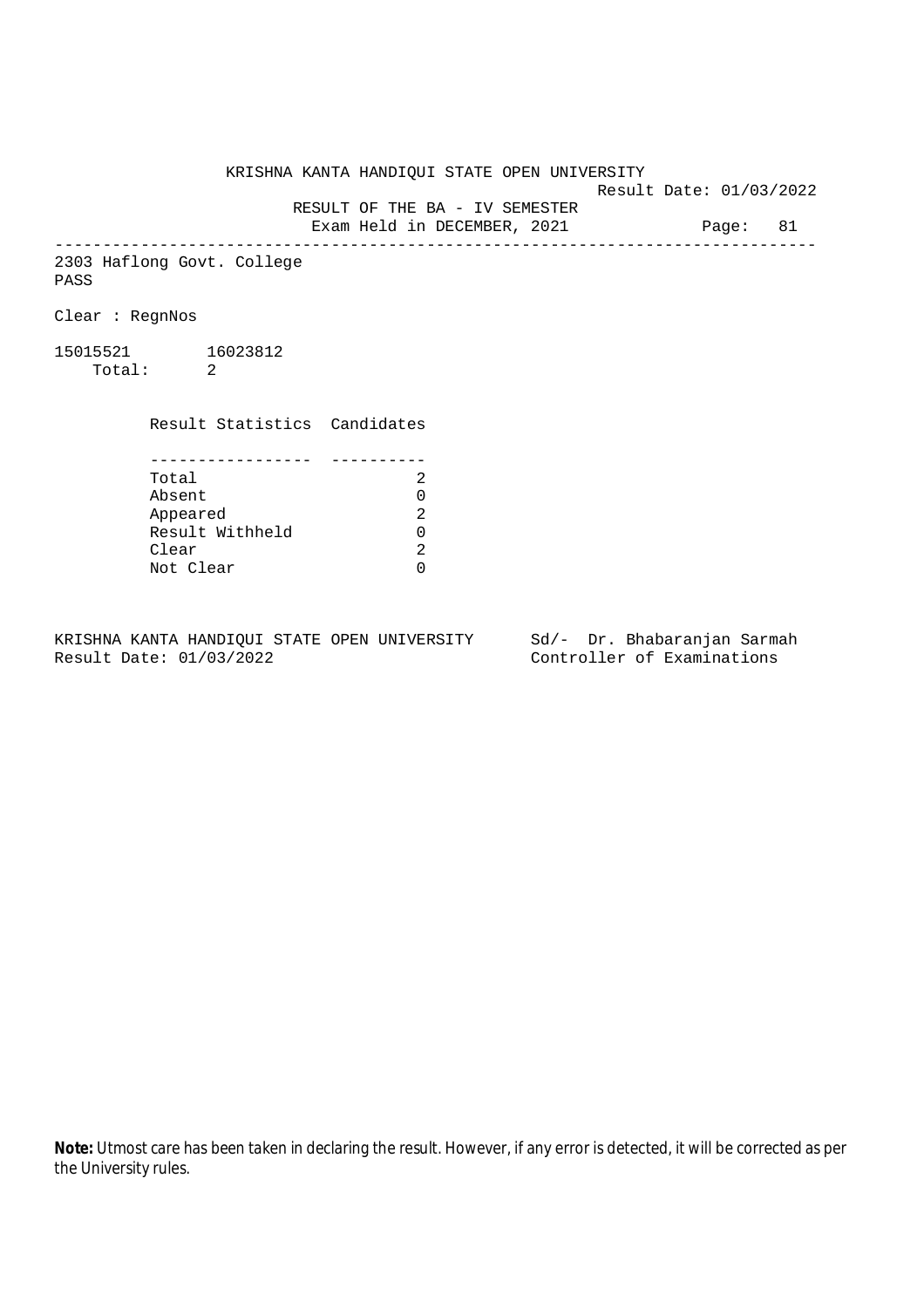KRISHNA KANTA HANDIQUI STATE OPEN UNIVERSITY

Result Date: 01/03/2022

RESULT OF THE BA - IV SEMESTER

Exam Held in DECEMBER, 2021

Page: 81

---

2303 Haflong Govt. College

PASS

Clear : RegnNos

15015521 16023812

Total: 2

| Result Statistics | Candidates |
|---|---|
| Total | 2 |
| Absent | 0 |
| Appeared | 2 |
| Result Withheld | 0 |
| Clear | 2 |
| Not Clear | 0 |

KRISHNA KANTA HANDIQUI STATE OPEN UNIVERSITY

Result Date: 01/03/2022

Sd/- Dr. Bhabaranjan Sarmah

Controller of Examinations

**Note:** Utmost care has been taken in declaring the result. However, if any error is detected, it will be corrected as per the University rules.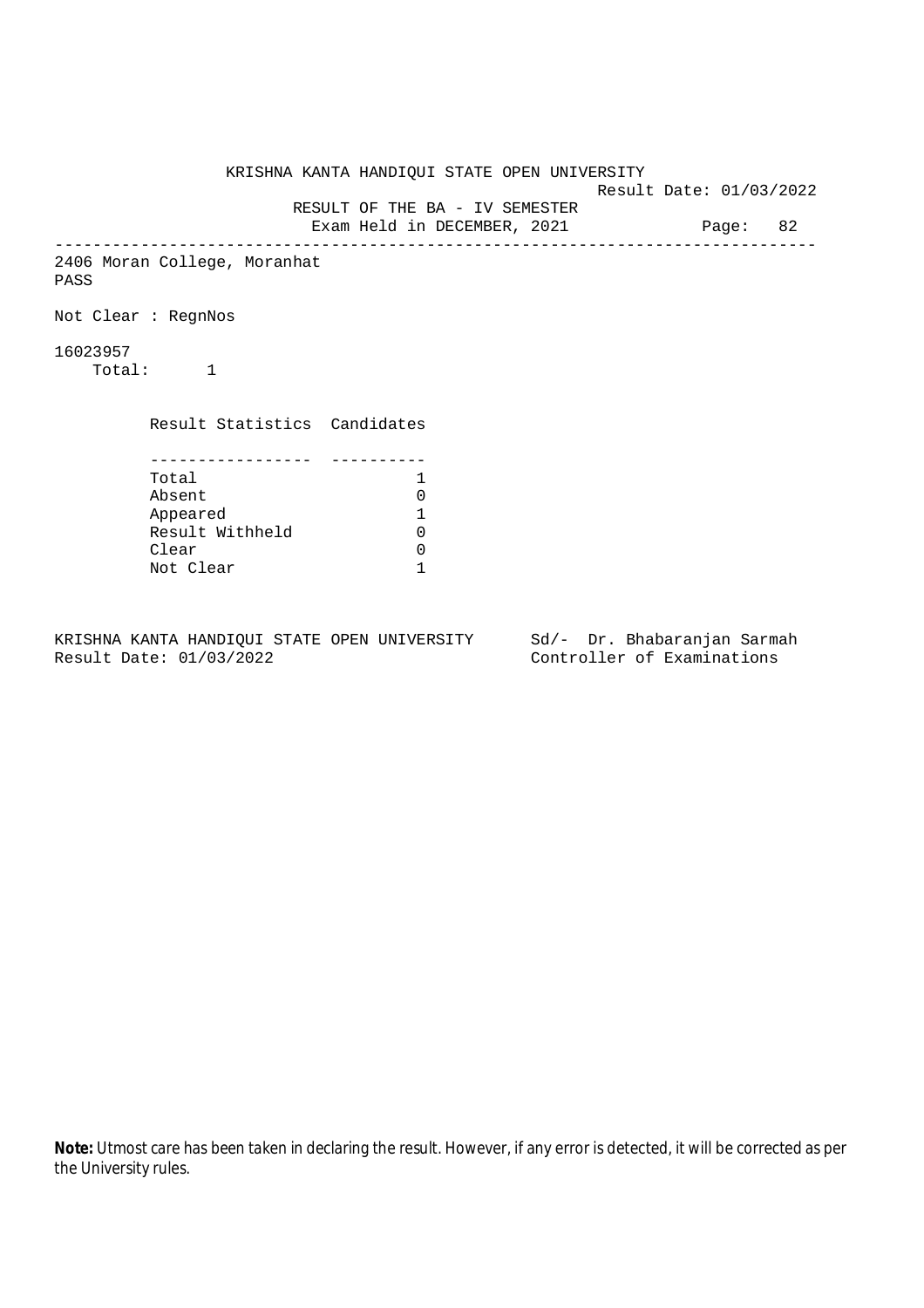KRISHNA KANTA HANDIQUI STATE OPEN UNIVERSITY

Result Date: 01/03/2022

RESULT OF THE BA - IV SEMESTER

Exam Held in DECEMBER, 2021

Page: 82

---

2406 Moran College, Moranhat

PASS

Not Clear : RegnNos

16023957

Total: 1

| Result Statistics | Candidates |
|---|---|
| Total | 1 |
| Absent | 0 |
| Appeared | 1 |
| Result Withheld | 0 |
| Clear | 0 |
| Not Clear | 1 |

KRISHNA KANTA HANDIQUI STATE OPEN UNIVERSITY

Result Date: 01/03/2022

Sd/- Dr. Bhabaranjan Sarmah

Controller of Examinations

**Note:** Utmost care has been taken in declaring the result. However, if any error is detected, it will be corrected as per the University rules.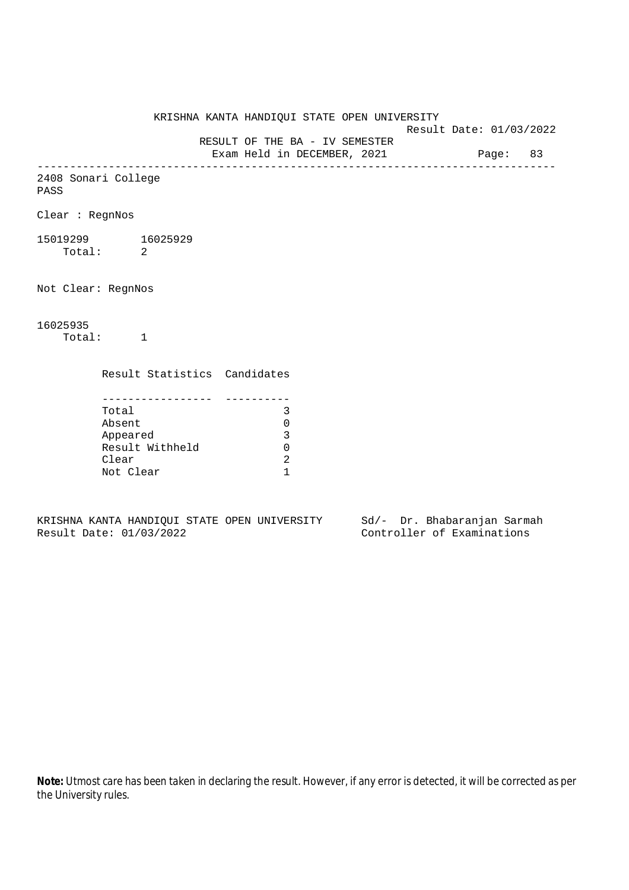KRISHNA KANTA HANDIQUI STATE OPEN UNIVERSITY

Result Date: 01/03/2022

RESULT OF THE BA - IV SEMESTER

Exam Held in DECEMBER, 2021

Page: 83

---

2408 Sonari College

PASS

Clear : RegnNos

15019299 16025929

Total: 2

Not Clear: RegnNos

16025935

Total: 1

| Result Statistics | Candidates |
|---|---|
| Total | 3 |
| Absent | 0 |
| Appeared | 3 |
| Result Withheld | 0 |
| Clear | 2 |
| Not Clear | 1 |

KRISHNA KANTA HANDIQUI STATE OPEN UNIVERSITY

Result Date: 01/03/2022

Sd/- Dr. Bhabaranjan Sarmah

Controller of Examinations

**Note:** Utmost care has been taken in declaring the result. However, if any error is detected, it will be corrected as per the University rules.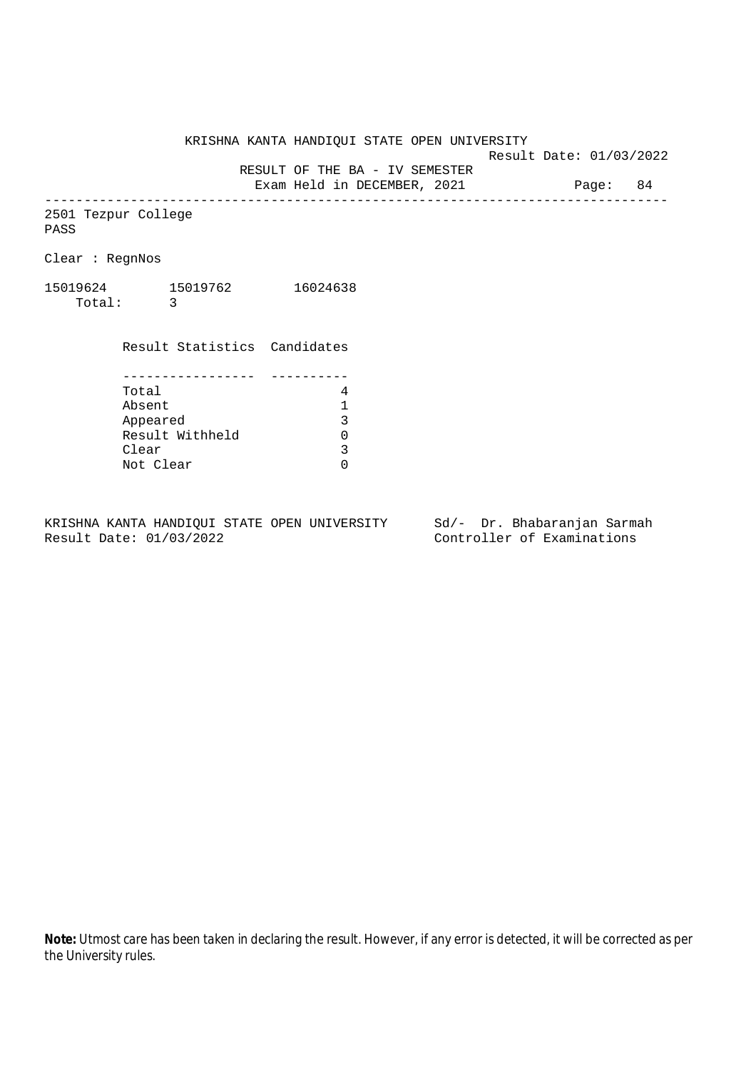KRISHNA KANTA HANDIQUI STATE OPEN UNIVERSITY

Result Date: 01/03/2022

RESULT OF THE BA - IV SEMESTER

Exam Held in DECEMBER, 2021

Page: 84

---

2501 Tezpur College

PASS

Clear : RegnNos

15019624 15019762 16024638

Total: 3

| Result Statistics | Candidates |
|---|---|
| Total | 4 |
| Absent | 1 |
| Appeared | 3 |
| Result Withheld | 0 |
| Clear | 3 |
| Not Clear | 0 |

KRISHNA KANTA HANDIQUI STATE OPEN UNIVERSITY
Result Date: 01/03/2022

Sd/- Dr. Bhabaranjan Sarmah
Controller of Examinations

**Note:** Utmost care has been taken in declaring the result. However, if any error is detected, it will be corrected as per the University rules.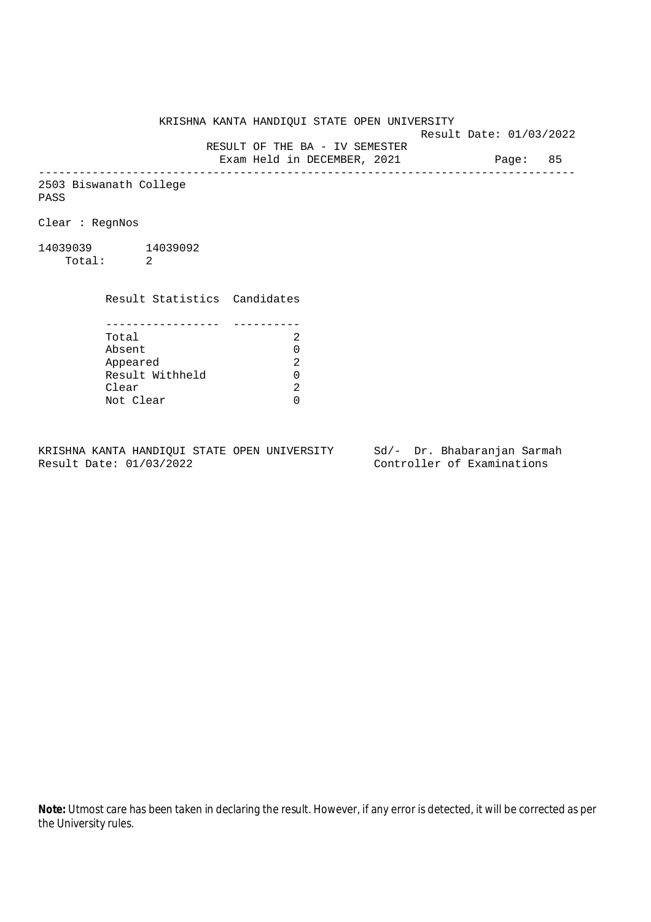KRISHNA KANTA HANDIQUI STATE OPEN UNIVERSITY

Result Date: 01/03/2022

RESULT OF THE BA - IV SEMESTER

Exam Held in DECEMBER, 2021

---

2503 Biswanath College

PASS

Clear : RegnNos

14039039 14039092

Total: 2

| Result Statistics | Candidates |
|---|---|
| Total | 2 |
| Absent | 0 |
| Appeared | 2 |
| Result Withheld | 0 |
| Clear | 2 |
| Not Clear | 0 |

KRISHNA KANTA HANDIQUI STATE OPEN UNIVERSITY
Result Date: 01/03/2022

Sd/- Dr. Bhabaranjan Sarmah
Controller of Examinations

**Note:** Utmost care has been taken in declaring the result. However, if any error is detected, it will be corrected as per the University rules.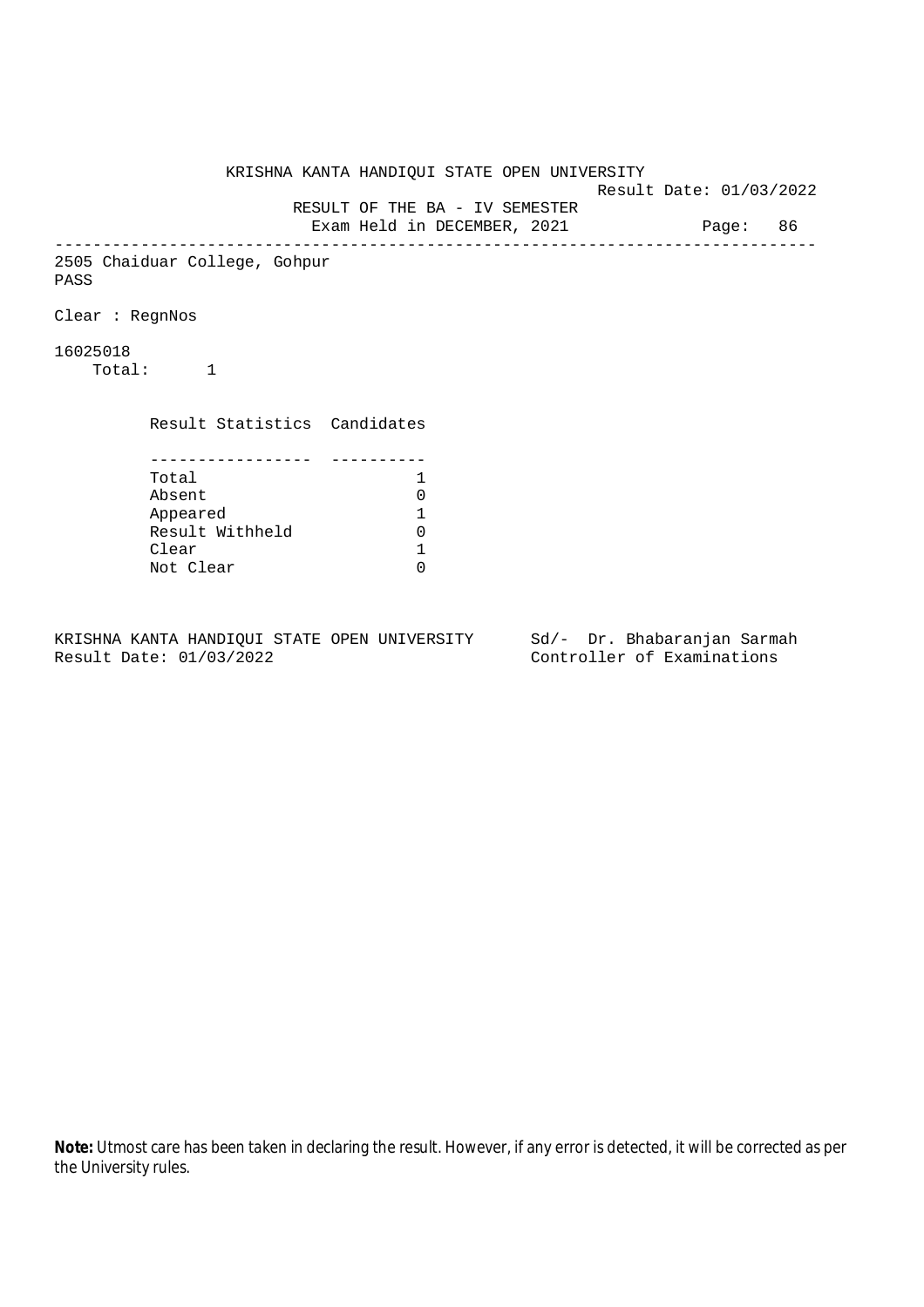KRISHNA KANTA HANDIQUI STATE OPEN UNIVERSITY

Result Date: 01/03/2022

RESULT OF THE BA - IV SEMESTER

Exam Held in DECEMBER, 2021

Page: 86

---

2505 Chaiduar College, Gohpur

PASS

Clear : RegnNos

16025018

Total: 1

| Result Statistics | Candidates |
|---|---|
| Total | 1 |
| Absent | 0 |
| Appeared | 1 |
| Result Withheld | 0 |
| Clear | 1 |
| Not Clear | 0 |

KRISHNA KANTA HANDIQUI STATE OPEN UNIVERSITY
Result Date: 01/03/2022

Sd/- Dr. Bhabaranjan Sarmah
Controller of Examinations

**Note:** Utmost care has been taken in declaring the result. However, if any error is detected, it will be corrected as per the University rules.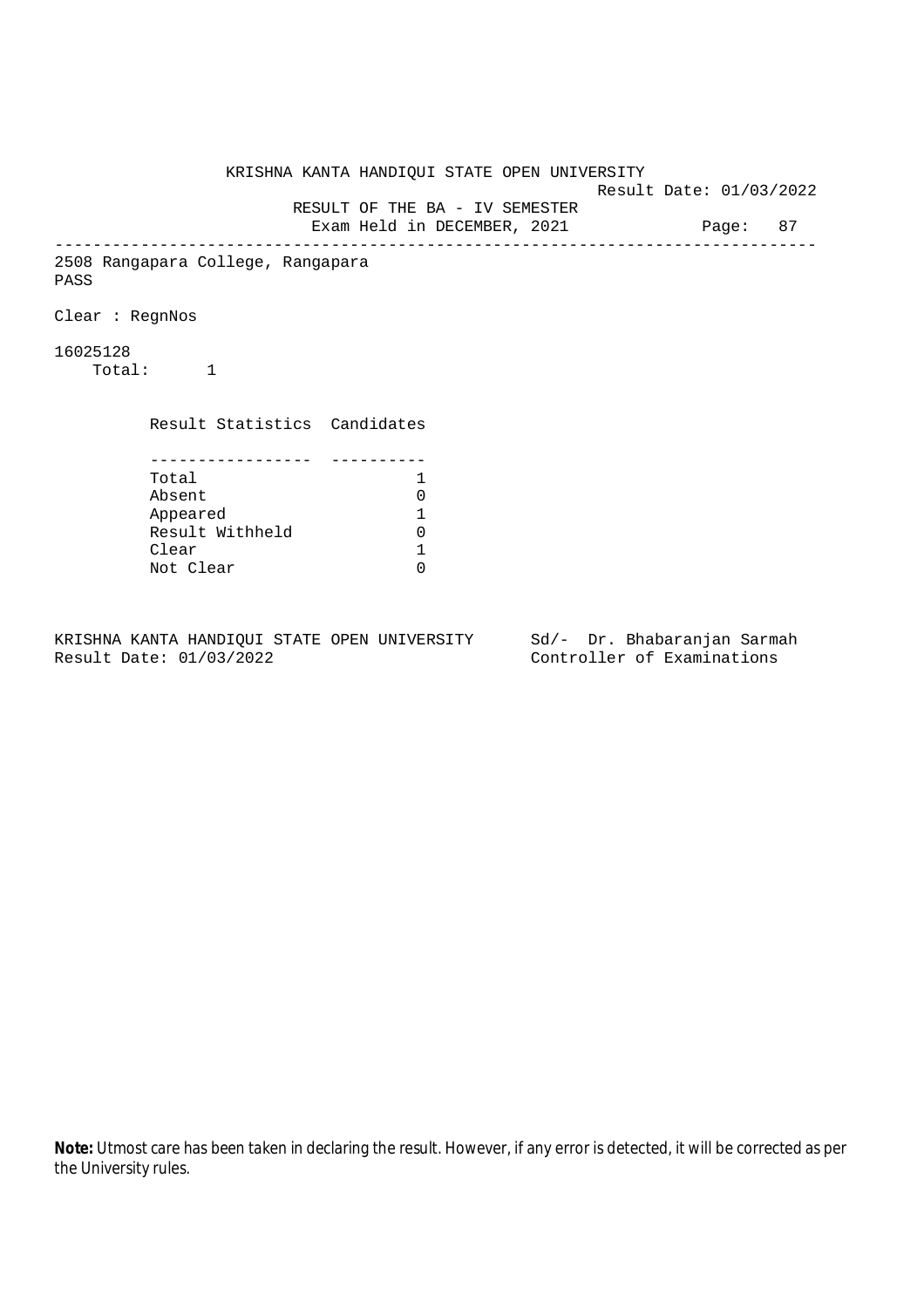KRISHNA KANTA HANDIQUI STATE OPEN UNIVERSITY

Result Date: 01/03/2022

RESULT OF THE BA - IV SEMESTER

Exam Held in DECEMBER, 2021

---

2508 Rangapara College, Rangapara

PASS

Clear : RegnNos

16025128

Total: 1

| Result Statistics | Candidates |
|---|---|
| Total | 1 |
| Absent | 0 |
| Appeared | 1 |
| Result Withheld | 0 |
| Clear | 1 |
| Not Clear | 0 |

KRISHNA KANTA HANDIQUI STATE OPEN UNIVERSITY
Result Date: 01/03/2022

Sd/- Dr. Bhabaranjan Sarmah
Controller of Examinations

**Note:** Utmost care has been taken in declaring the result. However, if any error is detected, it will be corrected as per the University rules.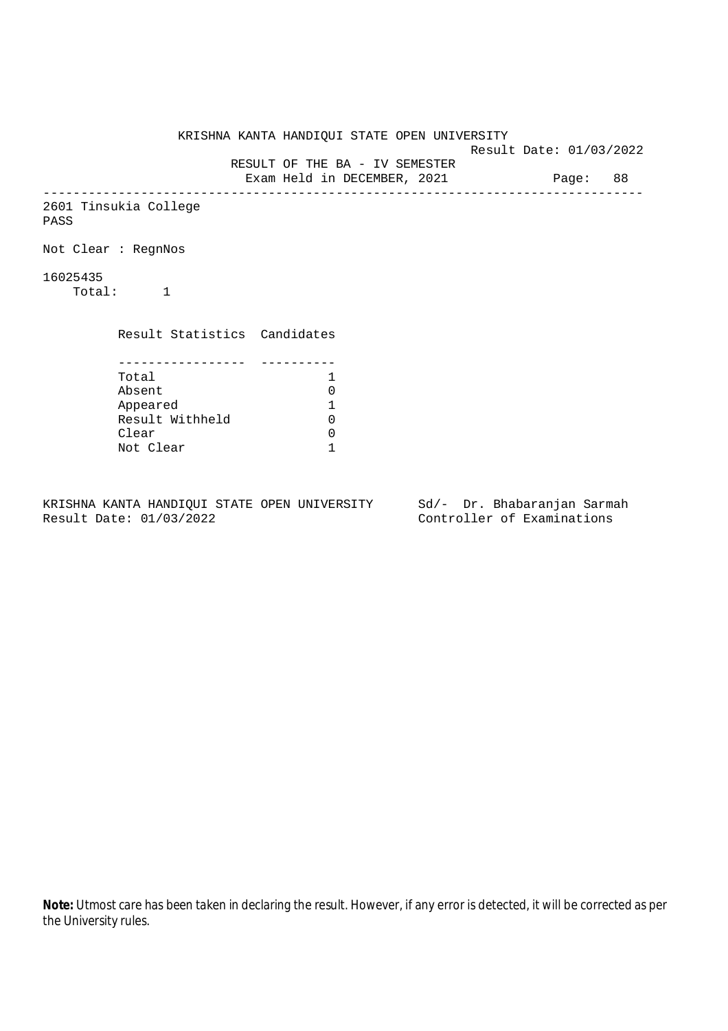KRISHNA KANTA HANDIQUI STATE OPEN UNIVERSITY

Result Date: 01/03/2022

RESULT OF THE BA - IV SEMESTER

Exam Held in DECEMBER, 2021

Page: 88

---

2601 Tinsukia College

PASS

Not Clear : RegnNos

16025435

Total: 1

| Result Statistics | Candidates |
|---|---|
| Total | 1 |
| Absent | 0 |
| Appeared | 1 |
| Result Withheld | 0 |
| Clear | 0 |
| Not Clear | 1 |

KRISHNA KANTA HANDIQUI STATE OPEN UNIVERSITY
Result Date: 01/03/2022

Sd/- Dr. Bhabaranjan Sarmah
Controller of Examinations

**Note:** Utmost care has been taken in declaring the result. However, if any error is detected, it will be corrected as per the University rules.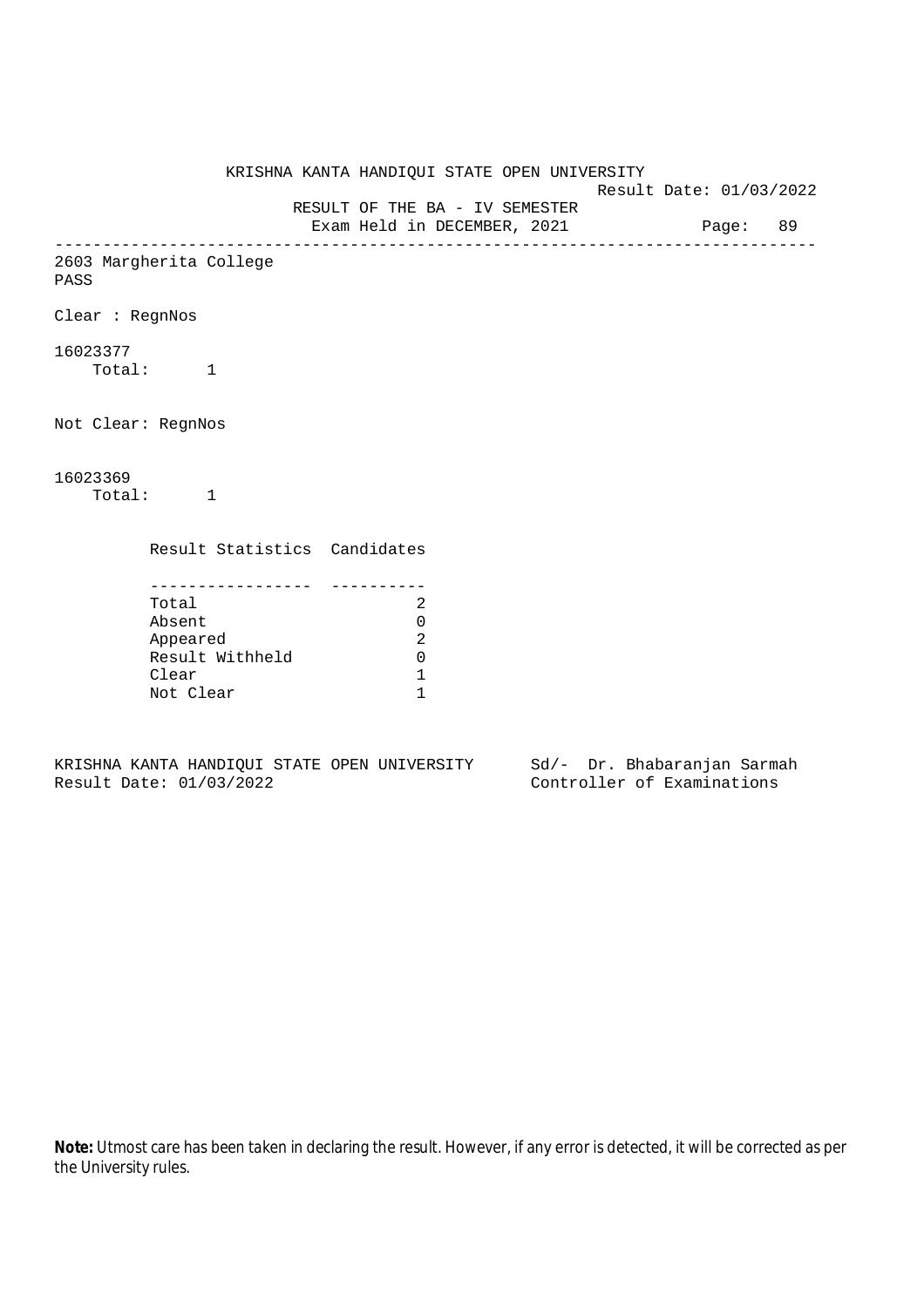KRISHNA KANTA HANDIQUI STATE OPEN UNIVERSITY

Result Date: 01/03/2022

RESULT OF THE BA - IV SEMESTER

Exam Held in DECEMBER, 2021

---

2603 Margherita College

PASS

Clear : RegnNos

16023377

Total: 1

Not Clear: RegnNos

16023369

Total: 1

| Result Statistics | Candidates |
|---|---|
| Total | 2 |
| Absent | 0 |
| Appeared | 2 |
| Result Withheld | 0 |
| Clear | 1 |
| Not Clear | 1 |

KRISHNA KANTA HANDIQUI STATE OPEN UNIVERSITY  Sd/- Dr. Bhabaranjan Sarmah

Result Date: 01/03/2022  Controller of Examinations

**Note:** Utmost care has been taken in declaring the result. However, if any error is detected, it will be corrected as per the University rules.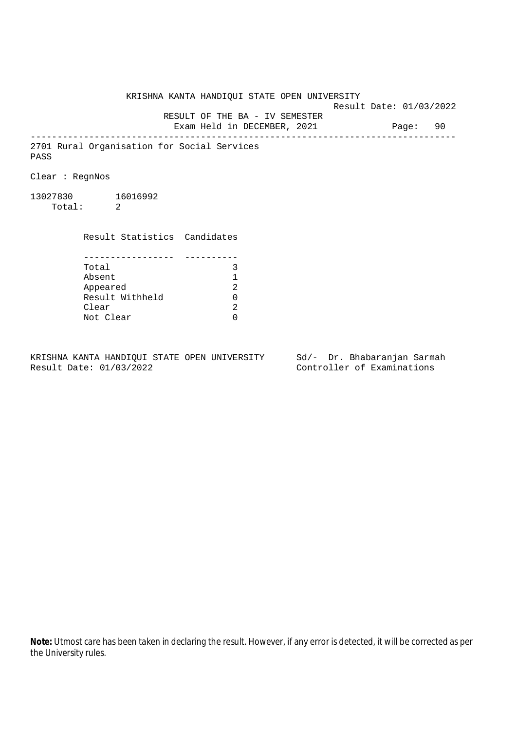KRISHNA KANTA HANDIQUI STATE OPEN UNIVERSITY

Result Date: 01/03/2022

RESULT OF THE BA - IV SEMESTER

Exam Held in DECEMBER, 2021

---

2701 Rural Organisation for Social Services

PASS

Clear : RegnNos

13027830 16016992

Total: 2

| Result Statistics | Candidates |
|---|---|
| Total | 3 |
| Absent | 1 |
| Appeared | 2 |
| Result Withheld | 0 |
| Clear | 2 |
| Not Clear | 0 |

KRISHNA KANTA HANDIQUI STATE OPEN UNIVERSITY
Result Date: 01/03/2022

Sd/- Dr. Bhabaranjan Sarmah
Controller of Examinations

**Note:** Utmost care has been taken in declaring the result. However, if any error is detected, it will be corrected as per the University rules.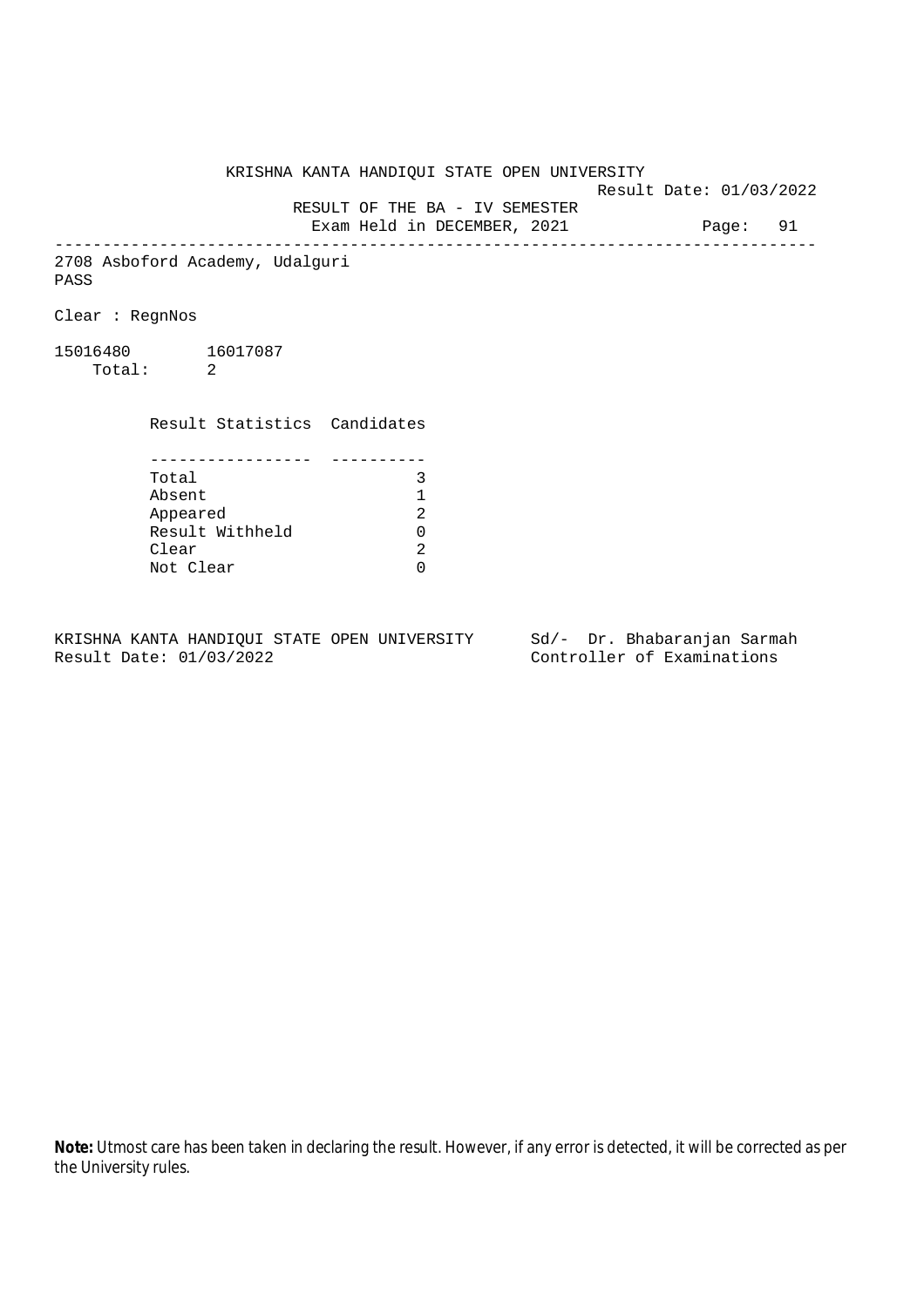KRISHNA KANTA HANDIQUI STATE OPEN UNIVERSITY

Result Date: 01/03/2022

RESULT OF THE BA - IV SEMESTER

Exam Held in DECEMBER, 2021

Page: 91

---

2708 Asboford Academy, Udalguri

PASS

Clear : RegnNos

15016480 16017087

Total: 2

| Result Statistics | Candidates |
|---|---|
| Total | 3 |
| Absent | 1 |
| Appeared | 2 |
| Result Withheld | 0 |
| Clear | 2 |
| Not Clear | 0 |

KRISHNA KANTA HANDIQUI STATE OPEN UNIVERSITY

Result Date: 01/03/2022

Sd/- Dr. Bhabaranjan Sarmah

Controller of Examinations

**Note:** Utmost care has been taken in declaring the result. However, if any error is detected, it will be corrected as per the University rules.